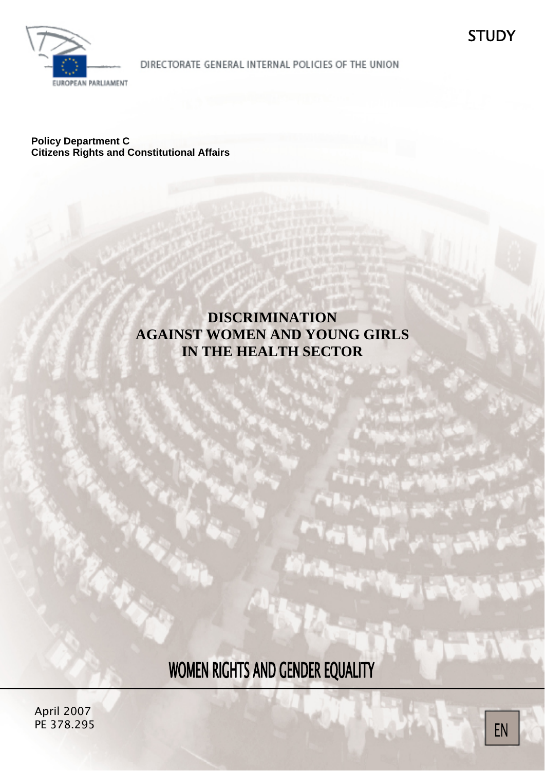STUDY

EUROPEAN PARLIAMENT

DIRECTORATE GENERAL INTERNAL POLICIES OF THE UNION

**Policy Department C**
**Citizens Rights and Constitutional Affairs**

# DISCRIMINATION AGAINST WOMEN AND YOUNG GIRLS IN THE HEALTH SECTOR

## WOMEN RIGHTS AND GENDER EQUALITY

April 2007
PE 378.295

EN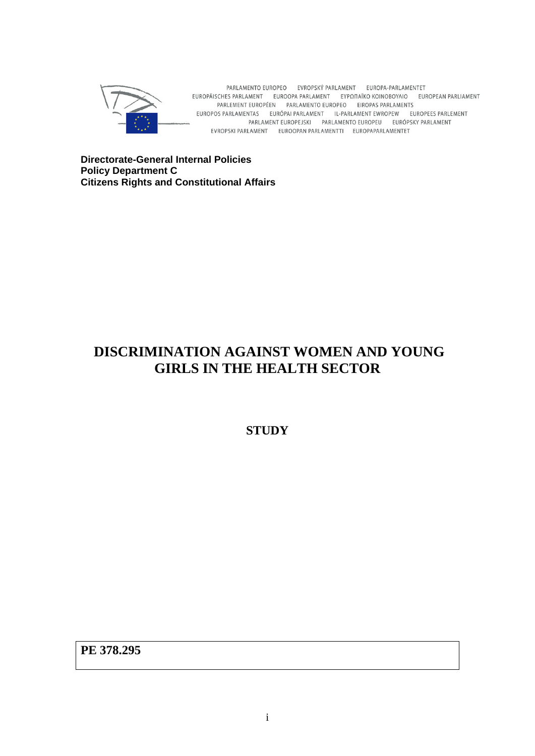PARLAMENTO EUROPEO EVROPSKÝ PARLAMENT EUROPA-PARLAMENTET
EUROPÄISCHES PARLAMENT EUROOPA PARLAMENT ΕΥΡΩΠΑΪΚΟ ΚΟΙΝΟΒΟΥΛΙΟ EUROPEAN PARLIAMENT
PARLEMENT EUROPÉEN PARLAMENTO EUROPEO EIROPAS PARLAMENTS
EUROPOS PARLAMENTAS EURÓPAI PARLAMENT IL-PARLAMENT EWROPEW EUROPEES PARLEMENT
PARLAMENT EUROPEJSKI PARLAMENTO EUROPEU EURÓPSKY PARLAMENT
EVROPSKI PARLAMENT EUROOPAN PARLAMENTTI EUROPAPARLAMENTET

**Directorate-General Internal Policies**
**Policy Department C**
**Citizens Rights and Constitutional Affairs**

# DISCRIMINATION AGAINST WOMEN AND YOUNG GIRLS IN THE HEALTH SECTOR

## STUDY

**PE 378.295**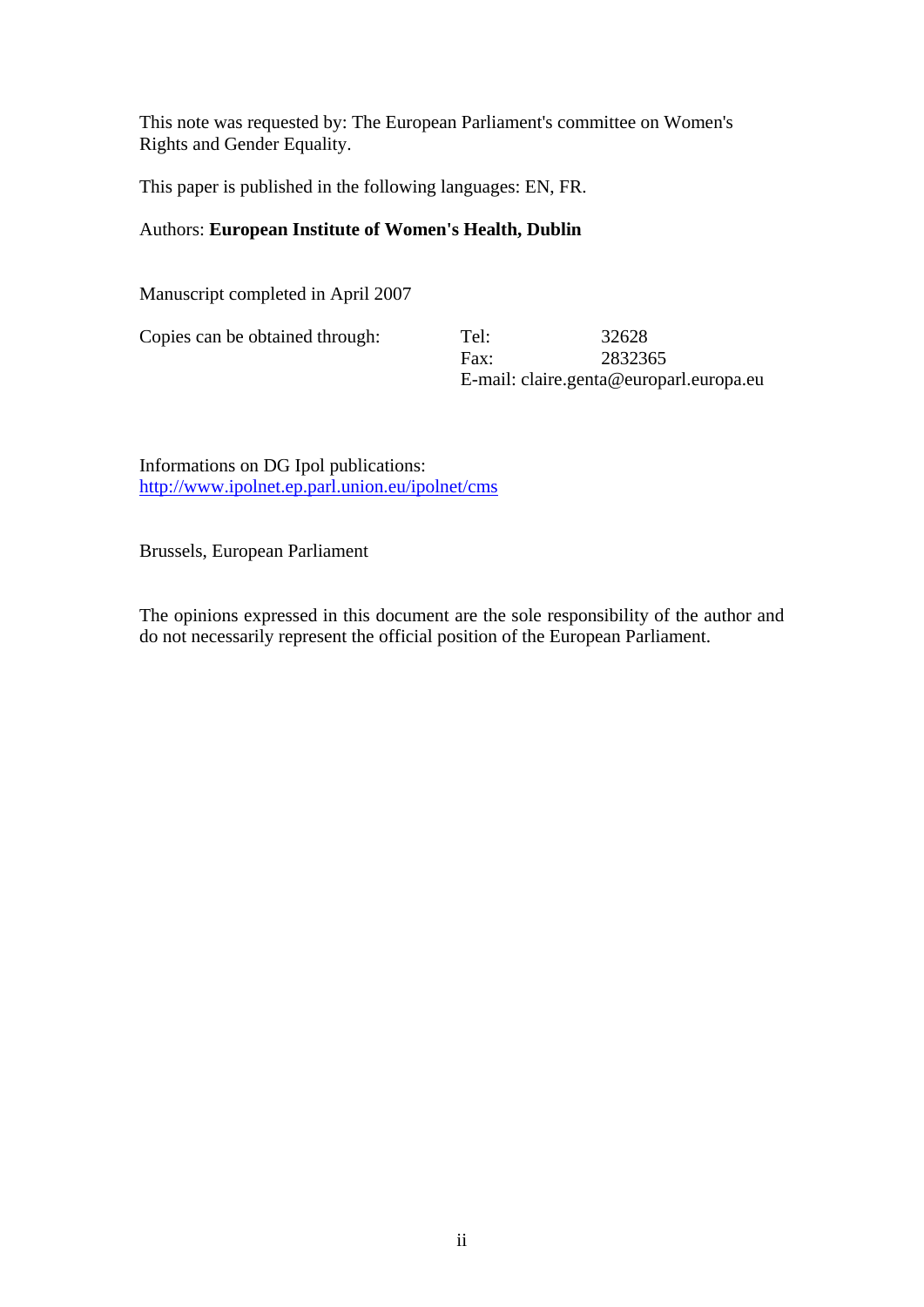This note was requested by: The European Parliament's committee on Women's Rights and Gender Equality.

This paper is published in the following languages: EN, FR.

Authors: **European Institute of Women's Health, Dublin**

Manuscript completed in April 2007

Copies can be obtained through:

Tel: 32628
Fax: 2832365
E-mail: claire.genta@europarl.europa.eu

Informations on DG Ipol publications:
http://www.ipolnet.ep.parl.union.eu/ipolnet/cms

Brussels, European Parliament

The opinions expressed in this document are the sole responsibility of the author and do not necessarily represent the official position of the European Parliament.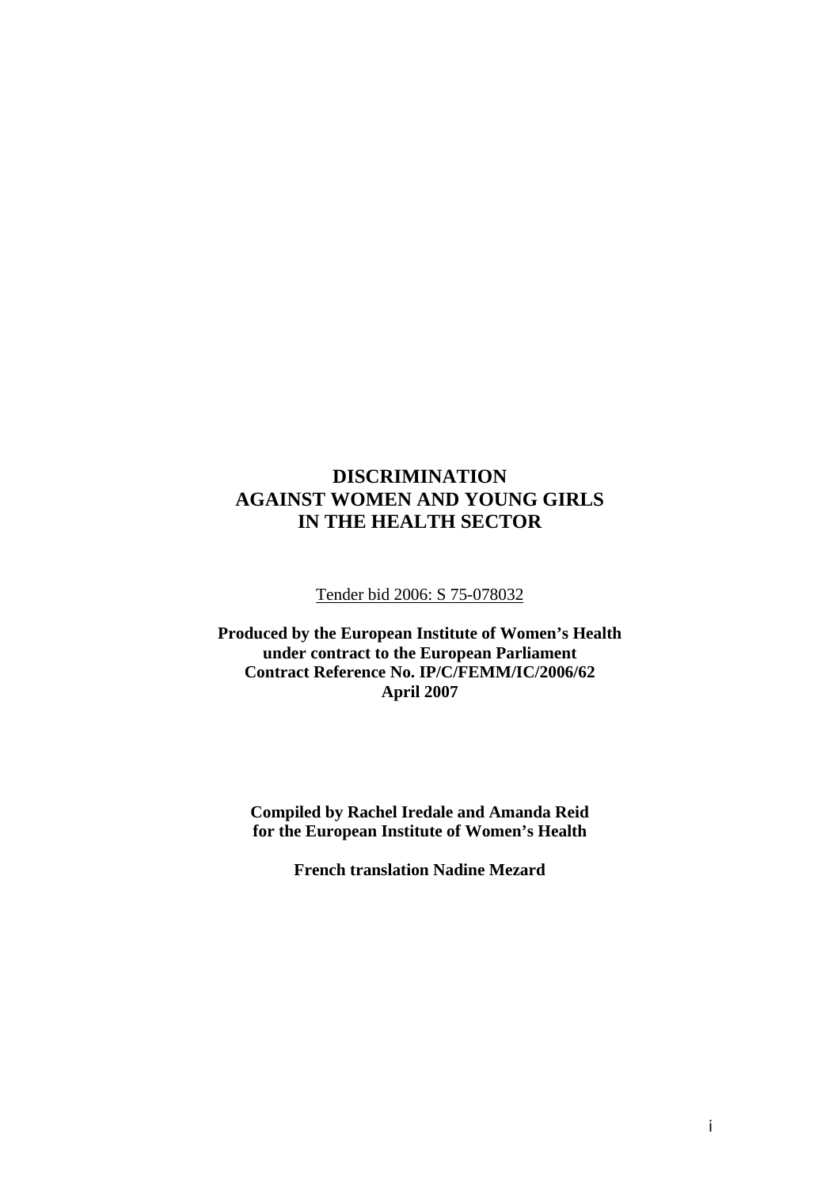# DISCRIMINATION AGAINST WOMEN AND YOUNG GIRLS IN THE HEALTH SECTOR

Tender bid 2006: S 75-078032

**Produced by the European Institute of Women's Health under contract to the European Parliament Contract Reference No. IP/C/FEMM/IC/2006/62 April 2007**

**Compiled by Rachel Iredale and Amanda Reid for the European Institute of Women's Health**

**French translation Nadine Mezard**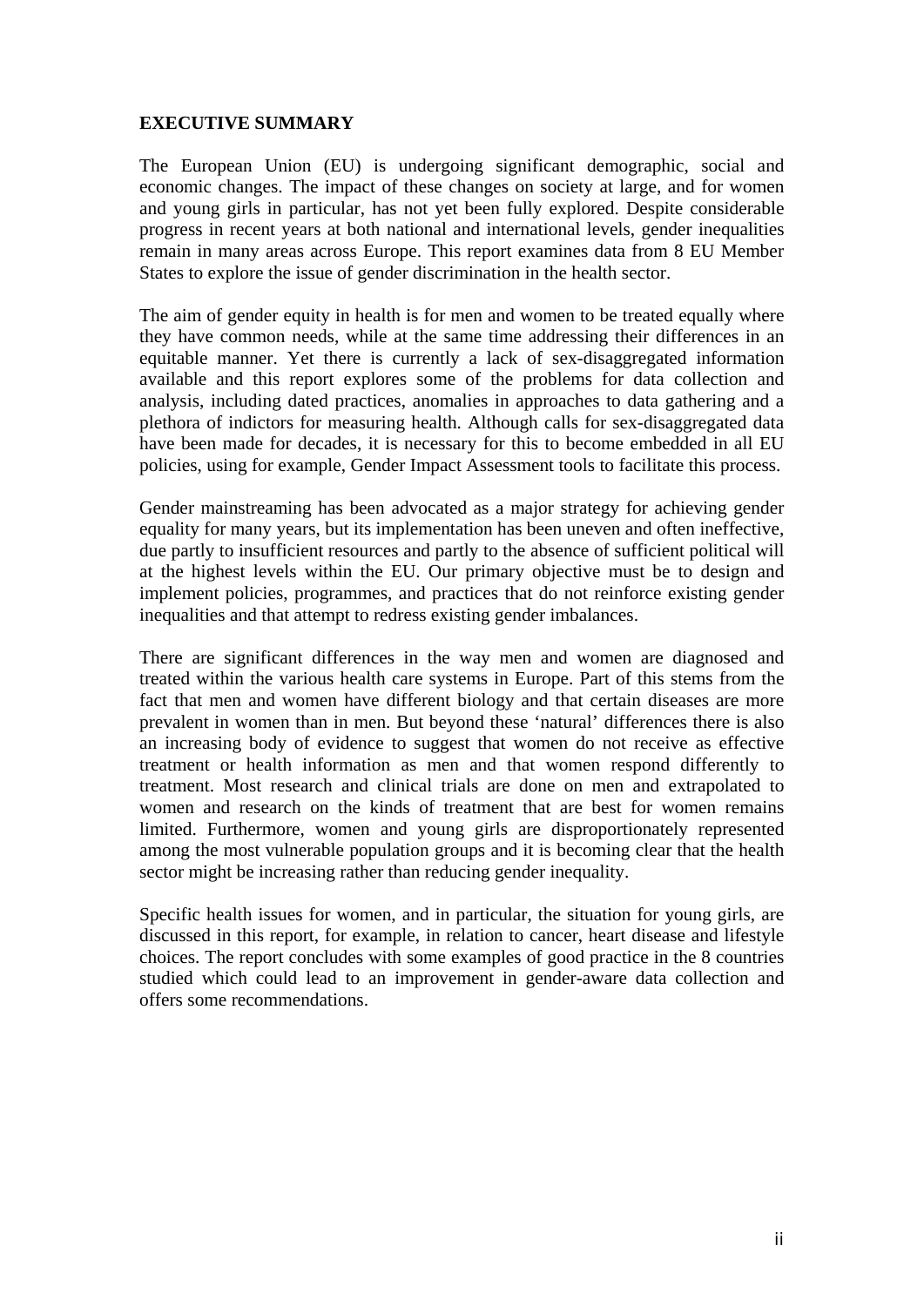## EXECUTIVE SUMMARY

The European Union (EU) is undergoing significant demographic, social and economic changes. The impact of these changes on society at large, and for women and young girls in particular, has not yet been fully explored. Despite considerable progress in recent years at both national and international levels, gender inequalities remain in many areas across Europe. This report examines data from 8 EU Member States to explore the issue of gender discrimination in the health sector.

The aim of gender equity in health is for men and women to be treated equally where they have common needs, while at the same time addressing their differences in an equitable manner. Yet there is currently a lack of sex-disaggregated information available and this report explores some of the problems for data collection and analysis, including dated practices, anomalies in approaches to data gathering and a plethora of indictors for measuring health. Although calls for sex-disaggregated data have been made for decades, it is necessary for this to become embedded in all EU policies, using for example, Gender Impact Assessment tools to facilitate this process.

Gender mainstreaming has been advocated as a major strategy for achieving gender equality for many years, but its implementation has been uneven and often ineffective, due partly to insufficient resources and partly to the absence of sufficient political will at the highest levels within the EU. Our primary objective must be to design and implement policies, programmes, and practices that do not reinforce existing gender inequalities and that attempt to redress existing gender imbalances.

There are significant differences in the way men and women are diagnosed and treated within the various health care systems in Europe. Part of this stems from the fact that men and women have different biology and that certain diseases are more prevalent in women than in men. But beyond these 'natural' differences there is also an increasing body of evidence to suggest that women do not receive as effective treatment or health information as men and that women respond differently to treatment. Most research and clinical trials are done on men and extrapolated to women and research on the kinds of treatment that are best for women remains limited. Furthermore, women and young girls are disproportionately represented among the most vulnerable population groups and it is becoming clear that the health sector might be increasing rather than reducing gender inequality.

Specific health issues for women, and in particular, the situation for young girls, are discussed in this report, for example, in relation to cancer, heart disease and lifestyle choices. The report concludes with some examples of good practice in the 8 countries studied which could lead to an improvement in gender-aware data collection and offers some recommendations.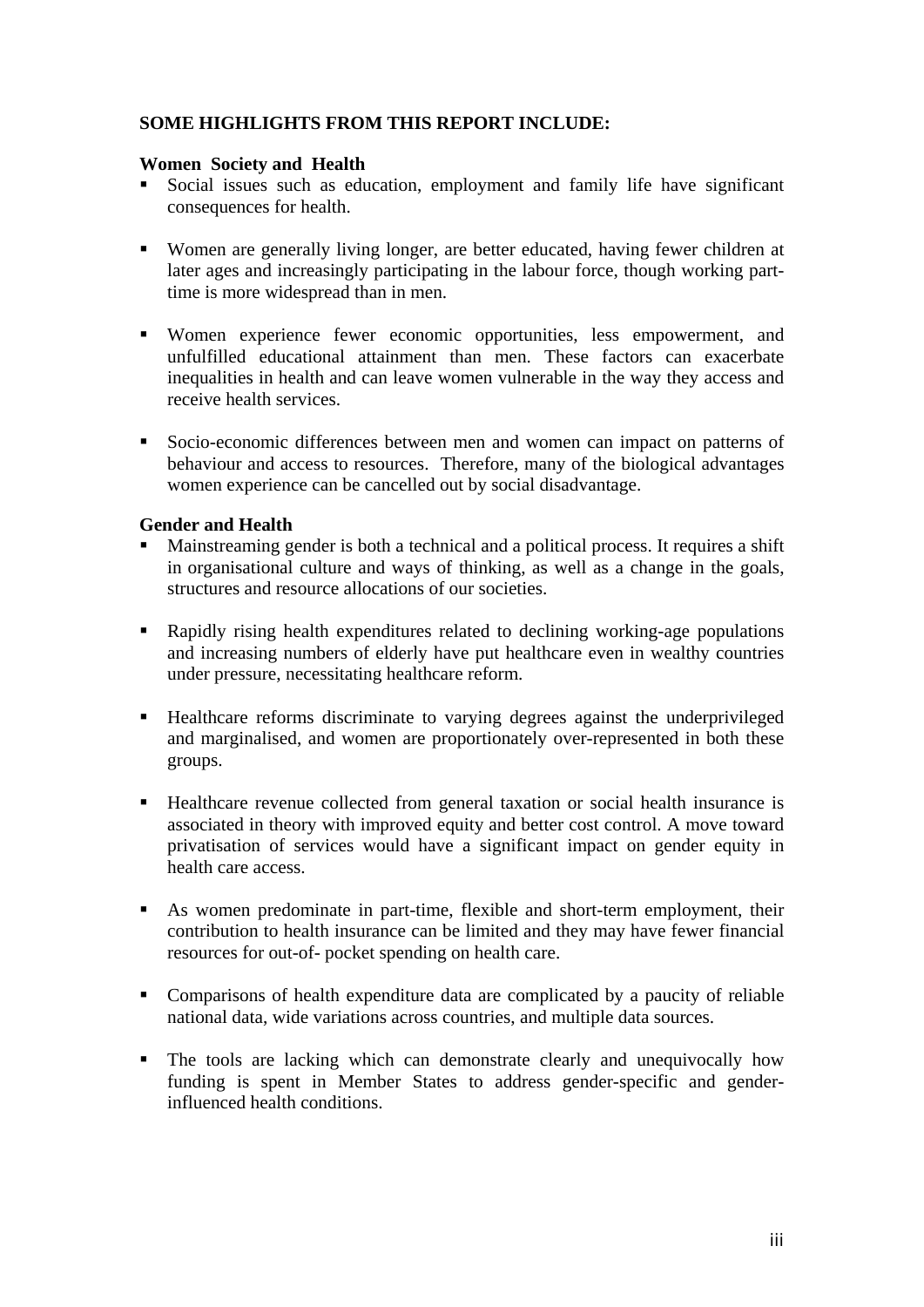**SOME HIGHLIGHTS FROM THIS REPORT INCLUDE:**

**Women Society and Health**

- Social issues such as education, employment and family life have significant consequences for health.
- Women are generally living longer, are better educated, having fewer children at later ages and increasingly participating in the labour force, though working part-time is more widespread than in men.
- Women experience fewer economic opportunities, less empowerment, and unfulfilled educational attainment than men. These factors can exacerbate inequalities in health and can leave women vulnerable in the way they access and receive health services.
- Socio-economic differences between men and women can impact on patterns of behaviour and access to resources. Therefore, many of the biological advantages women experience can be cancelled out by social disadvantage.

**Gender and Health**

- Mainstreaming gender is both a technical and a political process. It requires a shift in organisational culture and ways of thinking, as well as a change in the goals, structures and resource allocations of our societies.
- Rapidly rising health expenditures related to declining working-age populations and increasing numbers of elderly have put healthcare even in wealthy countries under pressure, necessitating healthcare reform.
- Healthcare reforms discriminate to varying degrees against the underprivileged and marginalised, and women are proportionately over-represented in both these groups.
- Healthcare revenue collected from general taxation or social health insurance is associated in theory with improved equity and better cost control. A move toward privatisation of services would have a significant impact on gender equity in health care access.
- As women predominate in part-time, flexible and short-term employment, their contribution to health insurance can be limited and they may have fewer financial resources for out-of- pocket spending on health care.
- Comparisons of health expenditure data are complicated by a paucity of reliable national data, wide variations across countries, and multiple data sources.
- The tools are lacking which can demonstrate clearly and unequivocally how funding is spent in Member States to address gender-specific and gender-influenced health conditions.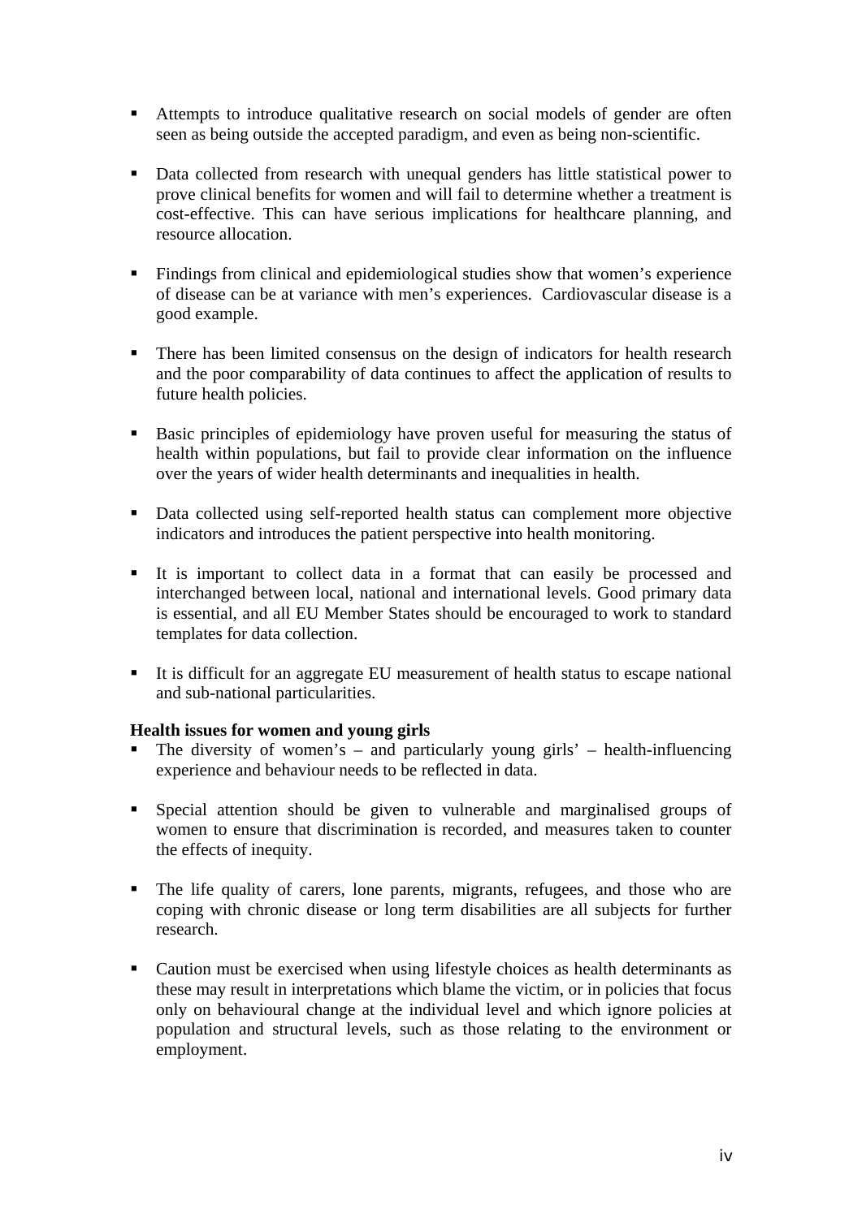- Attempts to introduce qualitative research on social models of gender are often seen as being outside the accepted paradigm, and even as being non-scientific.

- Data collected from research with unequal genders has little statistical power to prove clinical benefits for women and will fail to determine whether a treatment is cost-effective. This can have serious implications for healthcare planning, and resource allocation.

- Findings from clinical and epidemiological studies show that women's experience of disease can be at variance with men's experiences. Cardiovascular disease is a good example.

- There has been limited consensus on the design of indicators for health research and the poor comparability of data continues to affect the application of results to future health policies.

- Basic principles of epidemiology have proven useful for measuring the status of health within populations, but fail to provide clear information on the influence over the years of wider health determinants and inequalities in health.

- Data collected using self-reported health status can complement more objective indicators and introduces the patient perspective into health monitoring.

- It is important to collect data in a format that can easily be processed and interchanged between local, national and international levels. Good primary data is essential, and all EU Member States should be encouraged to work to standard templates for data collection.

- It is difficult for an aggregate EU measurement of health status to escape national and sub-national particularities.

**Health issues for women and young girls**

- The diversity of women's – and particularly young girls' – health-influencing experience and behaviour needs to be reflected in data.

- Special attention should be given to vulnerable and marginalised groups of women to ensure that discrimination is recorded, and measures taken to counter the effects of inequity.

- The life quality of carers, lone parents, migrants, refugees, and those who are coping with chronic disease or long term disabilities are all subjects for further research.

- Caution must be exercised when using lifestyle choices as health determinants as these may result in interpretations which blame the victim, or in policies that focus only on behavioural change at the individual level and which ignore policies at population and structural levels, such as those relating to the environment or employment.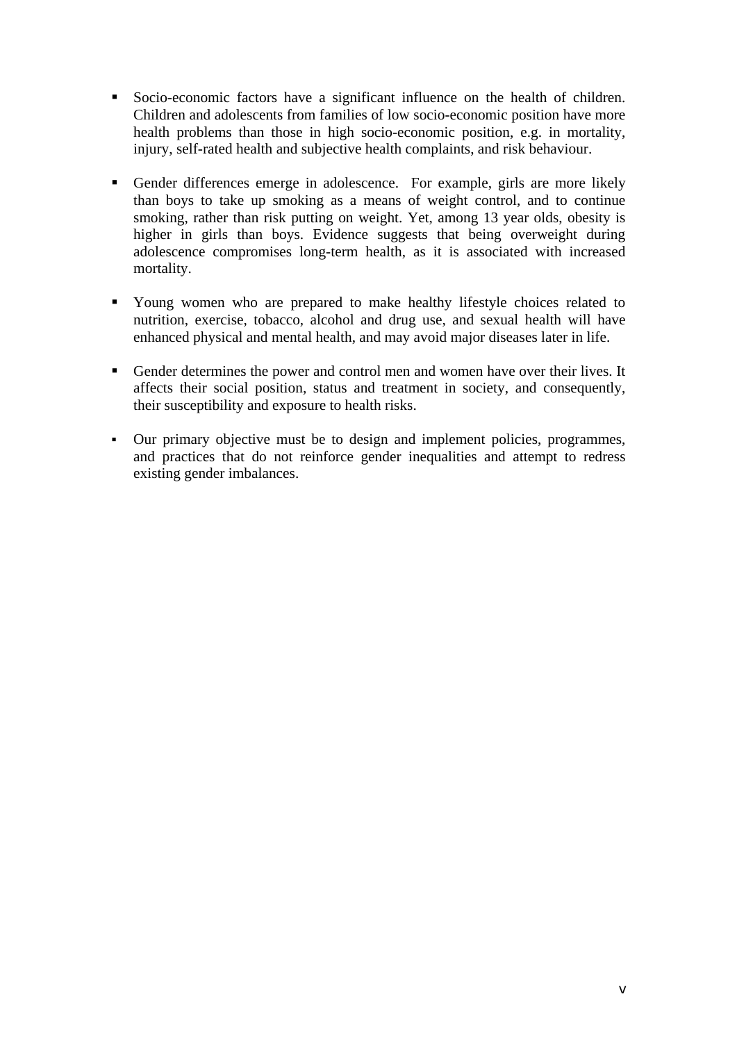- Socio-economic factors have a significant influence on the health of children. Children and adolescents from families of low socio-economic position have more health problems than those in high socio-economic position, e.g. in mortality, injury, self-rated health and subjective health complaints, and risk behaviour.

- Gender differences emerge in adolescence. For example, girls are more likely than boys to take up smoking as a means of weight control, and to continue smoking, rather than risk putting on weight. Yet, among 13 year olds, obesity is higher in girls than boys. Evidence suggests that being overweight during adolescence compromises long-term health, as it is associated with increased mortality.

- Young women who are prepared to make healthy lifestyle choices related to nutrition, exercise, tobacco, alcohol and drug use, and sexual health will have enhanced physical and mental health, and may avoid major diseases later in life.

- Gender determines the power and control men and women have over their lives. It affects their social position, status and treatment in society, and consequently, their susceptibility and exposure to health risks.

- Our primary objective must be to design and implement policies, programmes, and practices that do not reinforce gender inequalities and attempt to redress existing gender imbalances.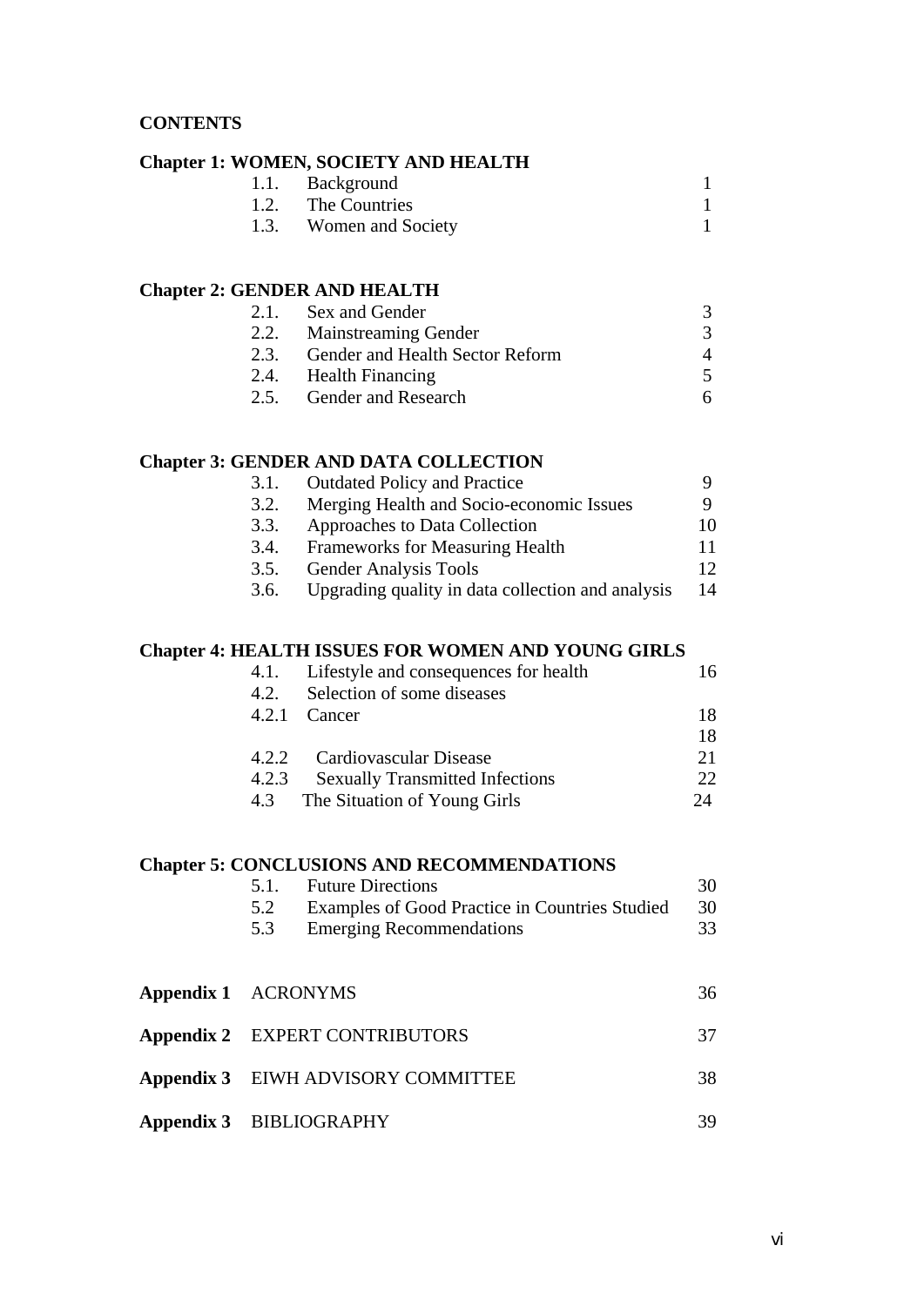**CONTENTS**

**Chapter 1: WOMEN, SOCIETY AND HEALTH**

| | | |
|---|---|---|
| 1.1. | Background | 1 |
| 1.2. | The Countries | 1 |
| 1.3. | Women and Society | 1 |

**Chapter 2: GENDER AND HEALTH**

| | | |
|---|---|---|
| 2.1. | Sex and Gender | 3 |
| 2.2. | Mainstreaming Gender | 3 |
| 2.3. | Gender and Health Sector Reform | 4 |
| 2.4. | Health Financing | 5 |
| 2.5. | Gender and Research | 6 |

**Chapter 3: GENDER AND DATA COLLECTION**

| | | |
|---|---|---|
| 3.1. | Outdated Policy and Practice | 9 |
| 3.2. | Merging Health and Socio-economic Issues | 9 |
| 3.3. | Approaches to Data Collection | 10 |
| 3.4. | Frameworks for Measuring Health | 11 |
| 3.5. | Gender Analysis Tools | 12 |
| 3.6. | Upgrading quality in data collection and analysis | 14 |

**Chapter 4: HEALTH ISSUES FOR WOMEN AND YOUNG GIRLS**

| | | |
|---|---|---|
| 4.1. | Lifestyle and consequences for health | 16 |
| 4.2. | Selection of some diseases | |
| 4.2.1 | Cancer | 18 |
| | | 18 |
| 4.2.2 | Cardiovascular Disease | 21 |
| 4.2.3 | Sexually Transmitted Infections | 22 |
| 4.3 | The Situation of Young Girls | 24 |

**Chapter 5: CONCLUSIONS AND RECOMMENDATIONS**

| | | |
|---|---|---|
| 5.1. | Future Directions | 30 |
| 5.2 | Examples of Good Practice in Countries Studied | 30 |
| 5.3 | Emerging Recommendations | 33 |

| | | |
|---|---|---|
| **Appendix 1** | ACRONYMS | 36 |
| **Appendix 2** | EXPERT CONTRIBUTORS | 37 |
| **Appendix 3** | EIWH ADVISORY COMMITTEE | 38 |
| **Appendix 3** | BIBLIOGRAPHY | 39 |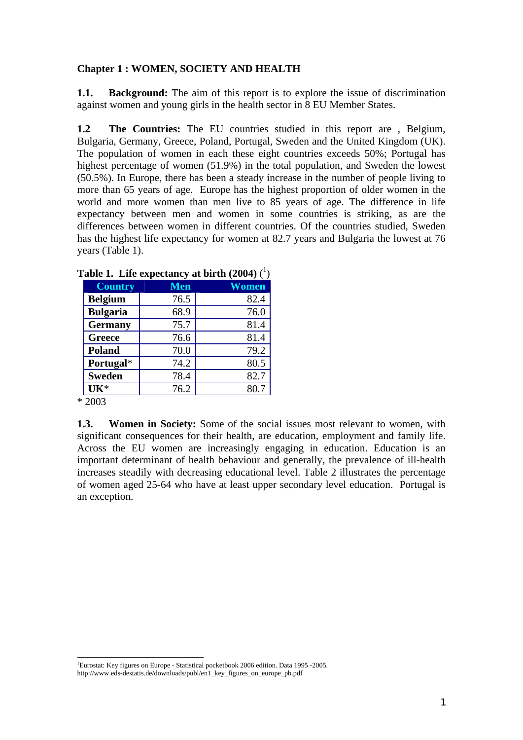## Chapter 1 : WOMEN, SOCIETY AND HEALTH

**1.1. Background:** The aim of this report is to explore the issue of discrimination against women and young girls in the health sector in 8 EU Member States.

**1.2 The Countries:** The EU countries studied in this report are , Belgium, Bulgaria, Germany, Greece, Poland, Portugal, Sweden and the United Kingdom (UK). The population of women in each these eight countries exceeds 50%; Portugal has highest percentage of women (51.9%) in the total population, and Sweden the lowest (50.5%). In Europe, there has been a steady increase in the number of people living to more than 65 years of age. Europe has the highest proportion of older women in the world and more women than men live to 85 years of age. The difference in life expectancy between men and women in some countries is striking, as are the differences between women in different countries. Of the countries studied, Sweden has the highest life expectancy for women at 82.7 years and Bulgaria the lowest at 76 years (Table 1).

**Table 1. Life expectancy at birth (2004)** ([1])

| Country | Men | Women |
|---|---|---|
| **Belgium** | 76.5 | 82.4 |
| **Bulgaria** | 68.9 | 76.0 |
| **Germany** | 75.7 | 81.4 |
| **Greece** | 76.6 | 81.4 |
| **Poland** | 70.0 | 79.2 |
| **Portugal*** | 74.2 | 80.5 |
| **Sweden** | 78.4 | 82.7 |
| **UK*** | 76.2 | 80.7 |

* 2003

**1.3. Women in Society:** Some of the social issues most relevant to women, with significant consequences for their health, are education, employment and family life. Across the EU women are increasingly engaging in education. Education is an important determinant of health behaviour and generally, the prevalence of ill-health increases steadily with decreasing educational level. Table 2 illustrates the percentage of women aged 25-64 who have at least upper secondary level education. Portugal is an exception.

[1] Eurostat: Key figures on Europe - Statistical pocketbook 2006 edition. Data 1995 -2005. http://www.eds-destatis.de/downloads/publ/en1_key_figures_on_europe_pb.pdf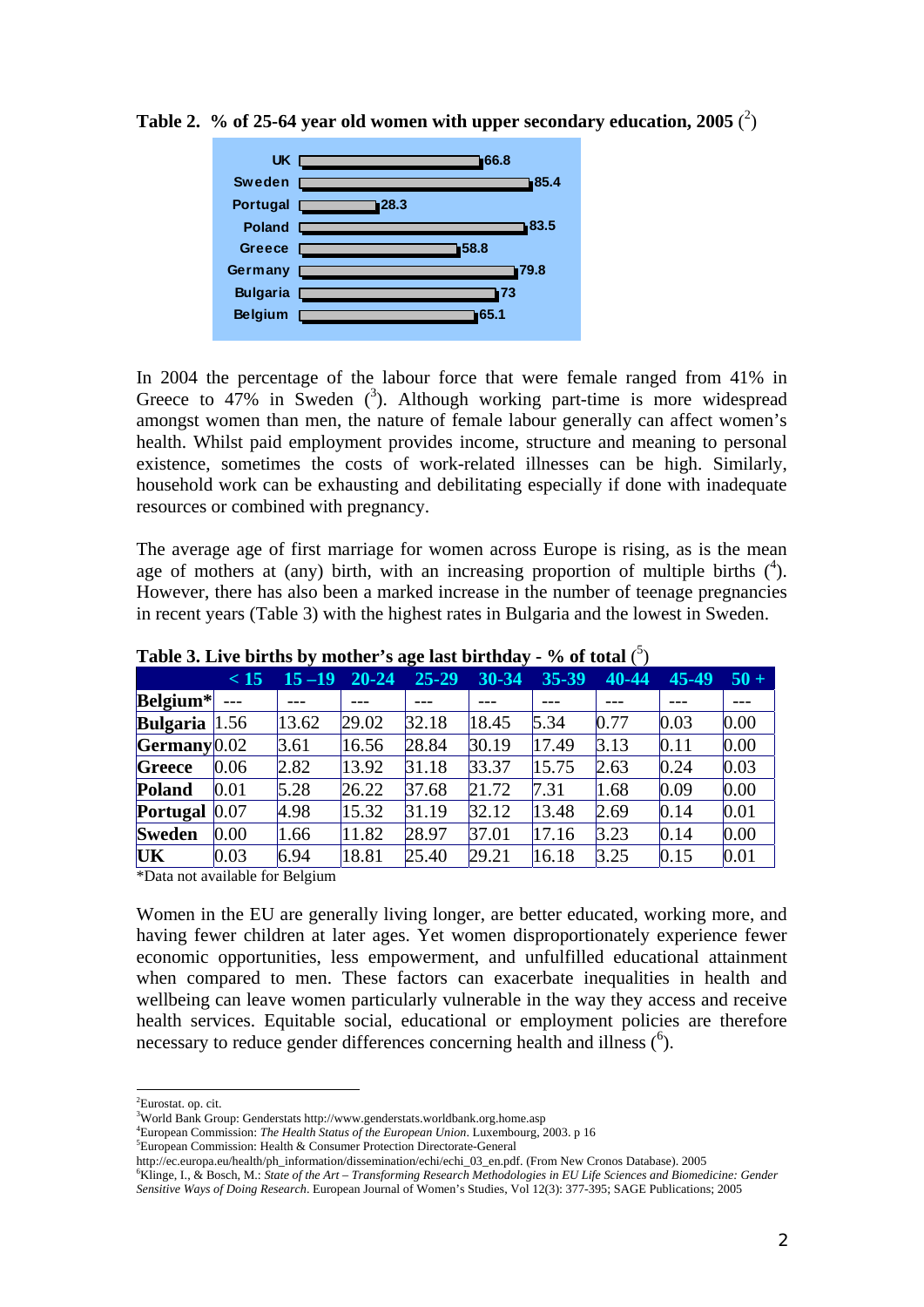**Table 2. % of 25-64 year old women with upper secondary education, 2005** ([2])

| Country | % |
|---|---|
| UK | 66.8 |
| Sweden | 85.4 |
| Portugal | 28.3 |
| Poland | 83.5 |
| Greece | 58.8 |
| Germany | 79.8 |
| Bulgaria | 73 |
| Belgium | 65.1 |

In 2004 the percentage of the labour force that were female ranged from 41% in Greece to 47% in Sweden ([3]). Although working part-time is more widespread amongst women than men, the nature of female labour generally can affect women's health. Whilst paid employment provides income, structure and meaning to personal existence, sometimes the costs of work-related illnesses can be high. Similarly, household work can be exhausting and debilitating especially if done with inadequate resources or combined with pregnancy.

The average age of first marriage for women across Europe is rising, as is the mean age of mothers at (any) birth, with an increasing proportion of multiple births ([4]). However, there has also been a marked increase in the number of teenage pregnancies in recent years (Table 3) with the highest rates in Bulgaria and the lowest in Sweden.

**Table 3. Live births by mother's age last birthday - % of total** ([5])

| | < 15 | 15 –19 | 20-24 | 25-29 | 30-34 | 35-39 | 40-44 | 45-49 | 50 + |
|---|---|---|---|---|---|---|---|---|---|
| **Belgium*** | --- | --- | --- | --- | --- | --- | --- | --- | --- |
| **Bulgaria** | 1.56 | 13.62 | 29.02 | 32.18 | 18.45 | 5.34 | 0.77 | 0.03 | 0.00 |
| **Germany** | 0.02 | 3.61 | 16.56 | 28.84 | 30.19 | 17.49 | 3.13 | 0.11 | 0.00 |
| **Greece** | 0.06 | 2.82 | 13.92 | 31.18 | 33.37 | 15.75 | 2.63 | 0.24 | 0.03 |
| **Poland** | 0.01 | 5.28 | 26.22 | 37.68 | 21.72 | 7.31 | 1.68 | 0.09 | 0.00 |
| **Portugal** | 0.07 | 4.98 | 15.32 | 31.19 | 32.12 | 13.48 | 2.69 | 0.14 | 0.01 |
| **Sweden** | 0.00 | 1.66 | 11.82 | 28.97 | 37.01 | 17.16 | 3.23 | 0.14 | 0.00 |
| **UK** | 0.03 | 6.94 | 18.81 | 25.40 | 29.21 | 16.18 | 3.25 | 0.15 | 0.01 |

*Data not available for Belgium

Women in the EU are generally living longer, are better educated, working more, and having fewer children at later ages. Yet women disproportionately experience fewer economic opportunities, less empowerment, and unfulfilled educational attainment when compared to men. These factors can exacerbate inequalities in health and wellbeing can leave women particularly vulnerable in the way they access and receive health services. Equitable social, educational or employment policies are therefore necessary to reduce gender differences concerning health and illness ([6]).

---

[2]Eurostat. op. cit.

[3]World Bank Group: Genderstats http://www.genderstats.worldbank.org.home.asp

[4]European Commission: *The Health Status of the European Union*. Luxembourg, 2003. p 16

[5]European Commission: Health & Consumer Protection Directorate-General http://ec.europa.eu/health/ph_information/dissemination/echi/echi_03_en.pdf. (From New Cronos Database). 2005

[6]Klinge, I., & Bosch, M.: *State of the Art – Transforming Research Methodologies in EU Life Sciences and Biomedicine: Gender Sensitive Ways of Doing Research*. European Journal of Women's Studies, Vol 12(3): 377-395; SAGE Publications; 2005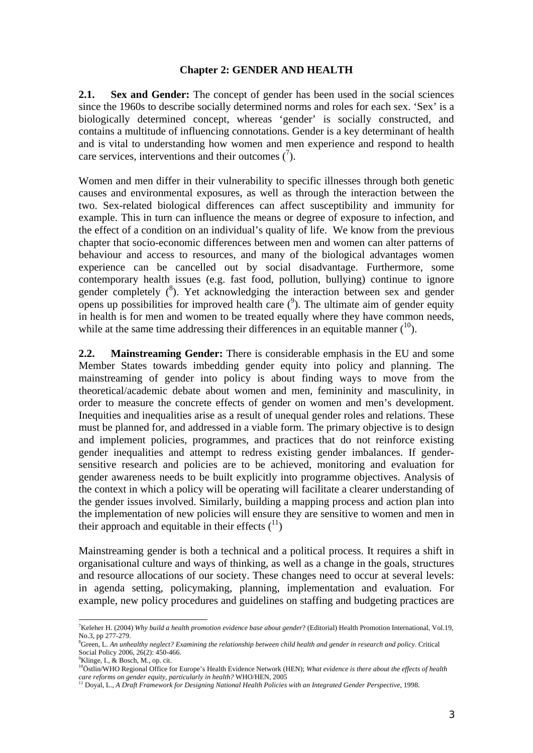## Chapter 2: GENDER AND HEALTH

**2.1. Sex and Gender:** The concept of gender has been used in the social sciences since the 1960s to describe socially determined norms and roles for each sex. 'Sex' is a biologically determined concept, whereas 'gender' is socially constructed, and contains a multitude of influencing connotations. Gender is a key determinant of health and is vital to understanding how women and men experience and respond to health care services, interventions and their outcomes ([7]).

Women and men differ in their vulnerability to specific illnesses through both genetic causes and environmental exposures, as well as through the interaction between the two. Sex-related biological differences can affect susceptibility and immunity for example. This in turn can influence the means or degree of exposure to infection, and the effect of a condition on an individual's quality of life. We know from the previous chapter that socio-economic differences between men and women can alter patterns of behaviour and access to resources, and many of the biological advantages women experience can be cancelled out by social disadvantage. Furthermore, some contemporary health issues (e.g. fast food, pollution, bullying) continue to ignore gender completely ([8]). Yet acknowledging the interaction between sex and gender opens up possibilities for improved health care ([9]). The ultimate aim of gender equity in health is for men and women to be treated equally where they have common needs, while at the same time addressing their differences in an equitable manner ([10]).

**2.2. Mainstreaming Gender:** There is considerable emphasis in the EU and some Member States towards imbedding gender equity into policy and planning. The mainstreaming of gender into policy is about finding ways to move from the theoretical/academic debate about women and men, femininity and masculinity, in order to measure the concrete effects of gender on women and men's development. Inequities and inequalities arise as a result of unequal gender roles and relations. These must be planned for, and addressed in a viable form. The primary objective is to design and implement policies, programmes, and practices that do not reinforce existing gender inequalities and attempt to redress existing gender imbalances. If gender-sensitive research and policies are to be achieved, monitoring and evaluation for gender awareness needs to be built explicitly into programme objectives. Analysis of the context in which a policy will be operating will facilitate a clearer understanding of the gender issues involved. Similarly, building a mapping process and action plan into the implementation of new policies will ensure they are sensitive to women and men in their approach and equitable in their effects ([11])

Mainstreaming gender is both a technical and a political process. It requires a shift in organisational culture and ways of thinking, as well as a change in the goals, structures and resource allocations of our society. These changes need to occur at several levels: in agenda setting, policymaking, planning, implementation and evaluation. For example, new policy procedures and guidelines on staffing and budgeting practices are

---

[7] Keleher H. (2004) *Why build a health promotion evidence base about gender*? (Editorial) Health Promotion International, Vol.19, No.3, pp 277-279.

[8] Green, L. *An unhealthy neglect? Examining the relationship between child health and gender in research and policy*. Critical Social Policy 2006, 26(2): 450-466.

[9] Klinge, I., & Bosch, M., op. cit.

[10] Östlin/WHO Regional Office for Europe's Health Evidence Network (HEN); *What evidence is there about the effects of health care reforms on gender equity, particularly in health?* WHO/HEN, 2005

[11] Doyal, L., *A Draft Framework for Designing National Health Policies with an Integrated Gender Perspective*, 1998.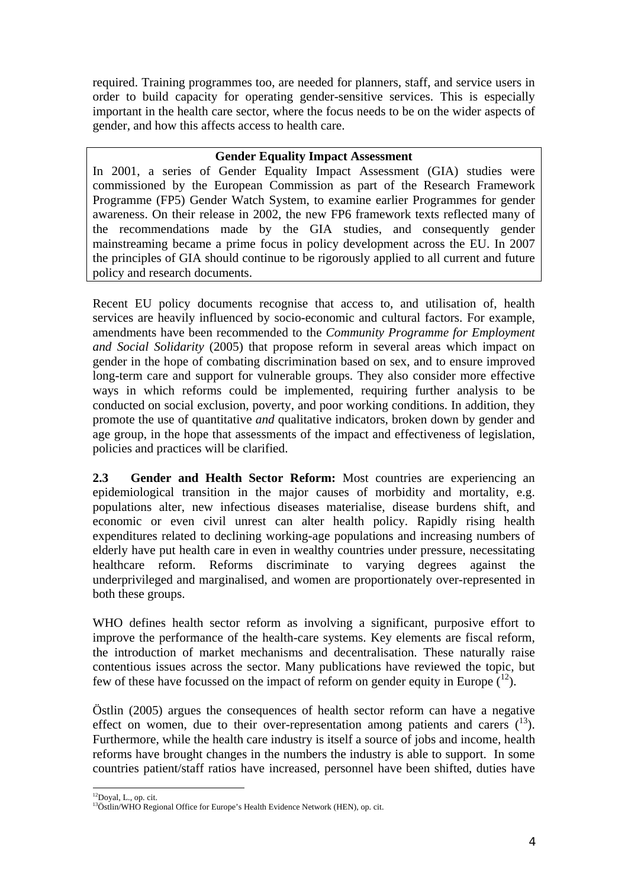required. Training programmes too, are needed for planners, staff, and service users in order to build capacity for operating gender-sensitive services. This is especially important in the health care sector, where the focus needs to be on the wider aspects of gender, and how this affects access to health care.

> **Gender Equality Impact Assessment**
>
> In 2001, a series of Gender Equality Impact Assessment (GIA) studies were commissioned by the European Commission as part of the Research Framework Programme (FP5) Gender Watch System, to examine earlier Programmes for gender awareness. On their release in 2002, the new FP6 framework texts reflected many of the recommendations made by the GIA studies, and consequently gender mainstreaming became a prime focus in policy development across the EU. In 2007 the principles of GIA should continue to be rigorously applied to all current and future policy and research documents.

Recent EU policy documents recognise that access to, and utilisation of, health services are heavily influenced by socio-economic and cultural factors. For example, amendments have been recommended to the *Community Programme for Employment and Social Solidarity* (2005) that propose reform in several areas which impact on gender in the hope of combating discrimination based on sex, and to ensure improved long-term care and support for vulnerable groups. They also consider more effective ways in which reforms could be implemented, requiring further analysis to be conducted on social exclusion, poverty, and poor working conditions. In addition, they promote the use of quantitative *and* qualitative indicators, broken down by gender and age group, in the hope that assessments of the impact and effectiveness of legislation, policies and practices will be clarified.

**2.3 Gender and Health Sector Reform:** Most countries are experiencing an epidemiological transition in the major causes of morbidity and mortality, e.g. populations alter, new infectious diseases materialise, disease burdens shift, and economic or even civil unrest can alter health policy. Rapidly rising health expenditures related to declining working-age populations and increasing numbers of elderly have put health care in even in wealthy countries under pressure, necessitating healthcare reform. Reforms discriminate to varying degrees against the underprivileged and marginalised, and women are proportionately over-represented in both these groups.

WHO defines health sector reform as involving a significant, purposive effort to improve the performance of the health-care systems. Key elements are fiscal reform, the introduction of market mechanisms and decentralisation. These naturally raise contentious issues across the sector. Many publications have reviewed the topic, but few of these have focussed on the impact of reform on gender equity in Europe ([12]).

Östlin (2005) argues the consequences of health sector reform can have a negative effect on women, due to their over-representation among patients and carers ([13]). Furthermore, while the health care industry is itself a source of jobs and income, health reforms have brought changes in the numbers the industry is able to support. In some countries patient/staff ratios have increased, personnel have been shifted, duties have

---

[12] Doyal, L., op. cit.

[13] Östlin/WHO Regional Office for Europe's Health Evidence Network (HEN), op. cit.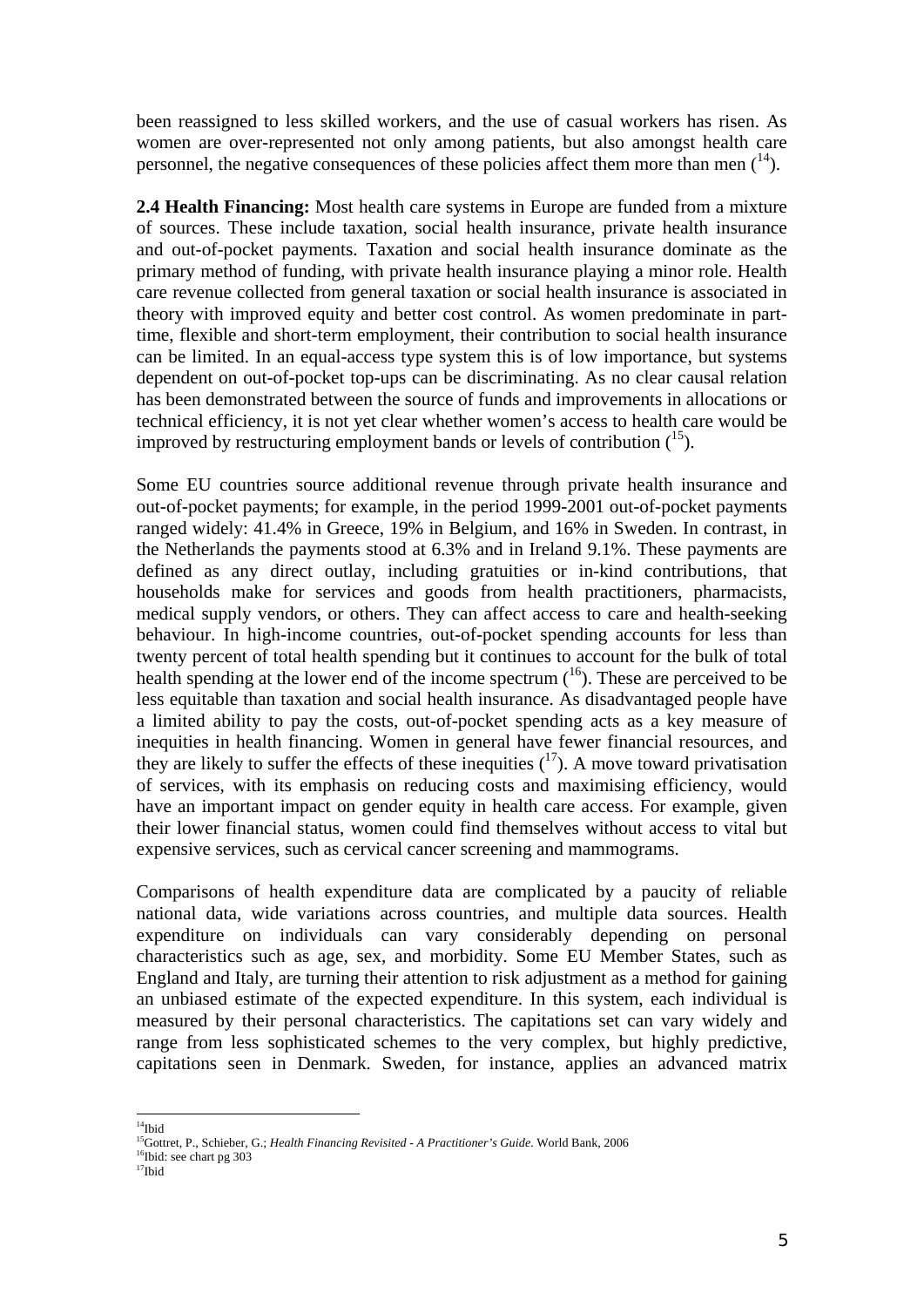been reassigned to less skilled workers, and the use of casual workers has risen. As women are over-represented not only among patients, but also amongst health care personnel, the negative consequences of these policies affect them more than men ([14]).

**2.4 Health Financing:** Most health care systems in Europe are funded from a mixture of sources. These include taxation, social health insurance, private health insurance and out-of-pocket payments. Taxation and social health insurance dominate as the primary method of funding, with private health insurance playing a minor role. Health care revenue collected from general taxation or social health insurance is associated in theory with improved equity and better cost control. As women predominate in part-time, flexible and short-term employment, their contribution to social health insurance can be limited. In an equal-access type system this is of low importance, but systems dependent on out-of-pocket top-ups can be discriminating. As no clear causal relation has been demonstrated between the source of funds and improvements in allocations or technical efficiency, it is not yet clear whether women's access to health care would be improved by restructuring employment bands or levels of contribution ([15]).

Some EU countries source additional revenue through private health insurance and out-of-pocket payments; for example, in the period 1999-2001 out-of-pocket payments ranged widely: 41.4% in Greece, 19% in Belgium, and 16% in Sweden. In contrast, in the Netherlands the payments stood at 6.3% and in Ireland 9.1%. These payments are defined as any direct outlay, including gratuities or in-kind contributions, that households make for services and goods from health practitioners, pharmacists, medical supply vendors, or others. They can affect access to care and health-seeking behaviour. In high-income countries, out-of-pocket spending accounts for less than twenty percent of total health spending but it continues to account for the bulk of total health spending at the lower end of the income spectrum ([16]). These are perceived to be less equitable than taxation and social health insurance. As disadvantaged people have a limited ability to pay the costs, out-of-pocket spending acts as a key measure of inequities in health financing. Women in general have fewer financial resources, and they are likely to suffer the effects of these inequities ([17]). A move toward privatisation of services, with its emphasis on reducing costs and maximising efficiency, would have an important impact on gender equity in health care access. For example, given their lower financial status, women could find themselves without access to vital but expensive services, such as cervical cancer screening and mammograms.

Comparisons of health expenditure data are complicated by a paucity of reliable national data, wide variations across countries, and multiple data sources. Health expenditure on individuals can vary considerably depending on personal characteristics such as age, sex, and morbidity. Some EU Member States, such as England and Italy, are turning their attention to risk adjustment as a method for gaining an unbiased estimate of the expected expenditure. In this system, each individual is measured by their personal characteristics. The capitations set can vary widely and range from less sophisticated schemes to the very complex, but highly predictive, capitations seen in Denmark. Sweden, for instance, applies an advanced matrix

---

[14] Ibid

[15] Gottret, P., Schieber, G.; *Health Financing Revisited - A Practitioner's Guide*. World Bank, 2006

[16] Ibid: see chart pg 303

[17] Ibid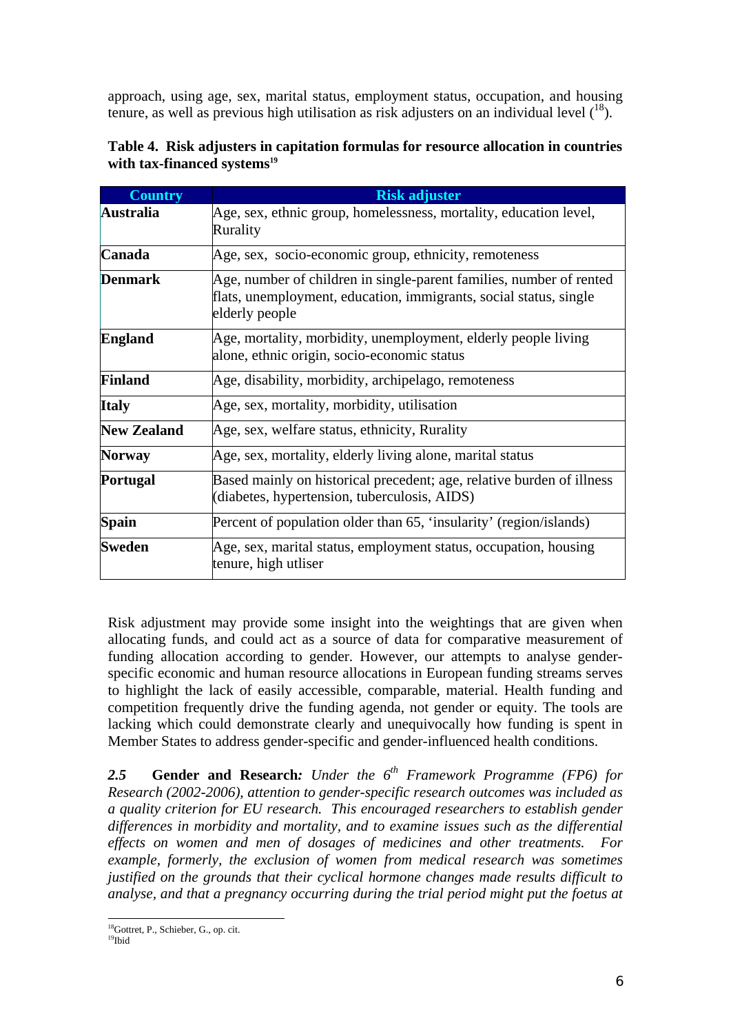approach, using age, sex, marital status, employment status, occupation, and housing tenure, as well as previous high utilisation as risk adjusters on an individual level ([18]).

**Table 4. Risk adjusters in capitation formulas for resource allocation in countries with tax-financed systems[19]**

| Country | Risk adjuster |
|---|---|
| **Australia** | Age, sex, ethnic group, homelessness, mortality, education level, Rurality |
| **Canada** | Age, sex, socio-economic group, ethnicity, remoteness |
| **Denmark** | Age, number of children in single-parent families, number of rented flats, unemployment, education, immigrants, social status, single elderly people |
| **England** | Age, mortality, morbidity, unemployment, elderly people living alone, ethnic origin, socio-economic status |
| **Finland** | Age, disability, morbidity, archipelago, remoteness |
| **Italy** | Age, sex, mortality, morbidity, utilisation |
| **New Zealand** | Age, sex, welfare status, ethnicity, Rurality |
| **Norway** | Age, sex, mortality, elderly living alone, marital status |
| **Portugal** | Based mainly on historical precedent; age, relative burden of illness (diabetes, hypertension, tuberculosis, AIDS) |
| **Spain** | Percent of population older than 65, 'insularity' (region/islands) |
| **Sweden** | Age, sex, marital status, employment status, occupation, housing tenure, high utliser |

Risk adjustment may provide some insight into the weightings that are given when allocating funds, and could act as a source of data for comparative measurement of funding allocation according to gender. However, our attempts to analyse gender-specific economic and human resource allocations in European funding streams serves to highlight the lack of easily accessible, comparable, material. Health funding and competition frequently drive the funding agenda, not gender or equity. The tools are lacking which could demonstrate clearly and unequivocally how funding is spent in Member States to address gender-specific and gender-influenced health conditions.

***2.5*** **Gender and Research***: Under the 6th Framework Programme (FP6) for Research (2002-2006), attention to gender-specific research outcomes was included as a quality criterion for EU research. This encouraged researchers to establish gender differences in morbidity and mortality, and to examine issues such as the differential effects on women and men of dosages of medicines and other treatments. For example, formerly, the exclusion of women from medical research was sometimes justified on the grounds that their cyclical hormone changes made results difficult to analyse, and that a pregnancy occurring during the trial period might put the foetus at*

[18] Gottret, P., Schieber, G., op. cit.

[19] Ibid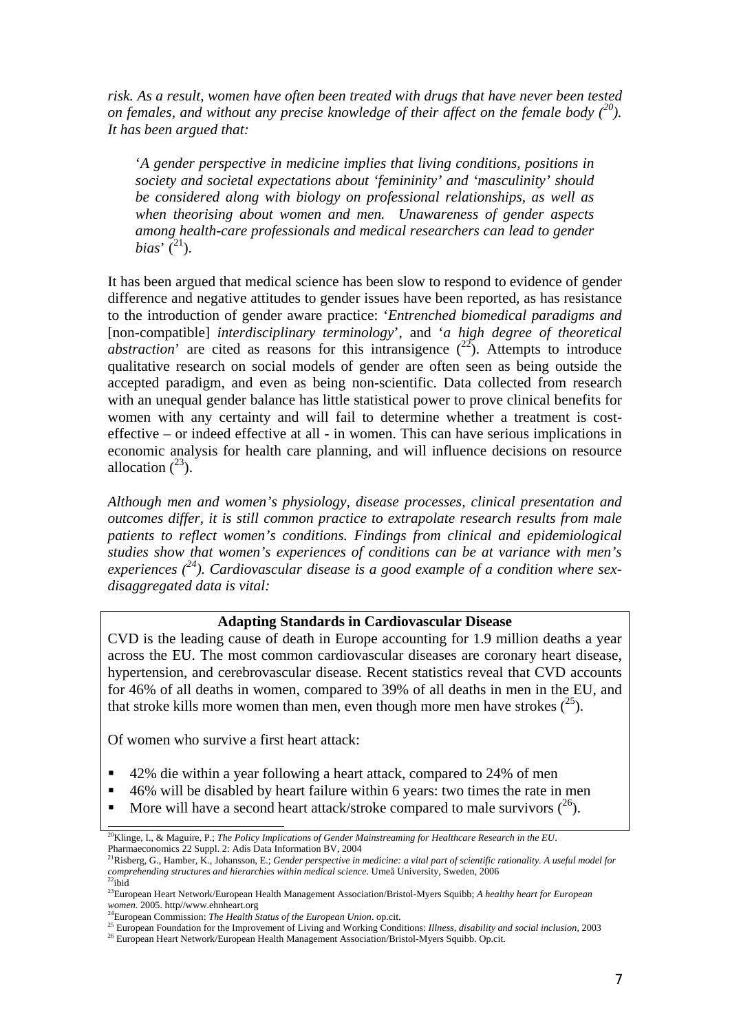*risk. As a result, women have often been treated with drugs that have never been tested on females, and without any precise knowledge of their affect on the female body ([20]). It has been argued that:*

> '*A gender perspective in medicine implies that living conditions, positions in society and societal expectations about 'femininity' and 'masculinity' should be considered along with biology on professional relationships, as well as when theorising about women and men. Unawareness of gender aspects among health-care professionals and medical researchers can lead to gender bias*' ([21]).

It has been argued that medical science has been slow to respond to evidence of gender difference and negative attitudes to gender issues have been reported, as has resistance to the introduction of gender aware practice: '*Entrenched biomedical paradigms and* [non-compatible] *interdisciplinary terminology*', and '*a high degree of theoretical abstraction*' are cited as reasons for this intransigence ([22]). Attempts to introduce qualitative research on social models of gender are often seen as being outside the accepted paradigm, and even as being non-scientific. Data collected from research with an unequal gender balance has little statistical power to prove clinical benefits for women with any certainty and will fail to determine whether a treatment is cost-effective – or indeed effective at all - in women. This can have serious implications in economic analysis for health care planning, and will influence decisions on resource allocation ([23]).

*Although men and women's physiology, disease processes, clinical presentation and outcomes differ, it is still common practice to extrapolate research results from male patients to reflect women's conditions. Findings from clinical and epidemiological studies show that women's experiences of conditions can be at variance with men's experiences ([24]). Cardiovascular disease is a good example of a condition where sex-disaggregated data is vital:*

**Adapting Standards in Cardiovascular Disease**

CVD is the leading cause of death in Europe accounting for 1.9 million deaths a year across the EU. The most common cardiovascular diseases are coronary heart disease, hypertension, and cerebrovascular disease. Recent statistics reveal that CVD accounts for 46% of all deaths in women, compared to 39% of all deaths in men in the EU, and that stroke kills more women than men, even though more men have strokes ([25]).

Of women who survive a first heart attack:

- 42% die within a year following a heart attack, compared to 24% of men
- 46% will be disabled by heart failure within 6 years: two times the rate in men
- More will have a second heart attack/stroke compared to male survivors ([26]).

---

[20] Klinge, I., & Maguire, P.; *The Policy Implications of Gender Mainstreaming for Healthcare Research in the EU*. Pharmaeconomics 22 Suppl. 2: Adis Data Information BV, 2004

[21] Risberg, G., Hamber, K., Johansson, E.; *Gender perspective in medicine: a vital part of scientific rationality. A useful model for comprehending structures and hierarchies within medical science.* Umeå University, Sweden, 2006

[22] ibid

[23] European Heart Network/European Health Management Association/Bristol-Myers Squibb; *A healthy heart for European women.* 2005. http//www.ehnheart.org

[24] European Commission: *The Health Status of the European Union*. op.cit.

[25] European Foundation for the Improvement of Living and Working Conditions: *Illness, disability and social inclusion*, 2003

[26] European Heart Network/European Health Management Association/Bristol-Myers Squibb. Op.cit.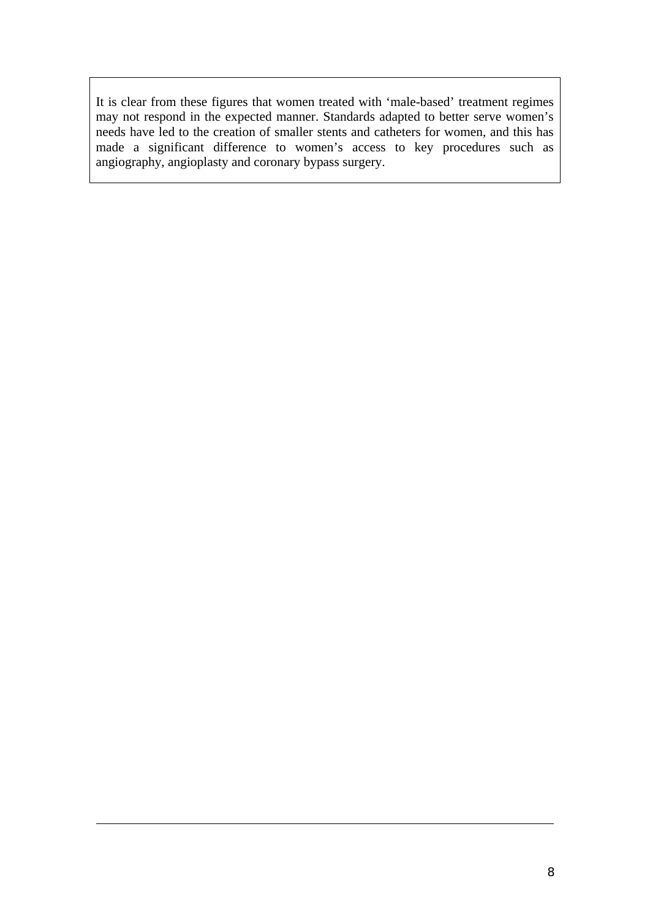It is clear from these figures that women treated with 'male-based' treatment regimes may not respond in the expected manner. Standards adapted to better serve women's needs have led to the creation of smaller stents and catheters for women, and this has made a significant difference to women's access to key procedures such as angiography, angioplasty and coronary bypass surgery.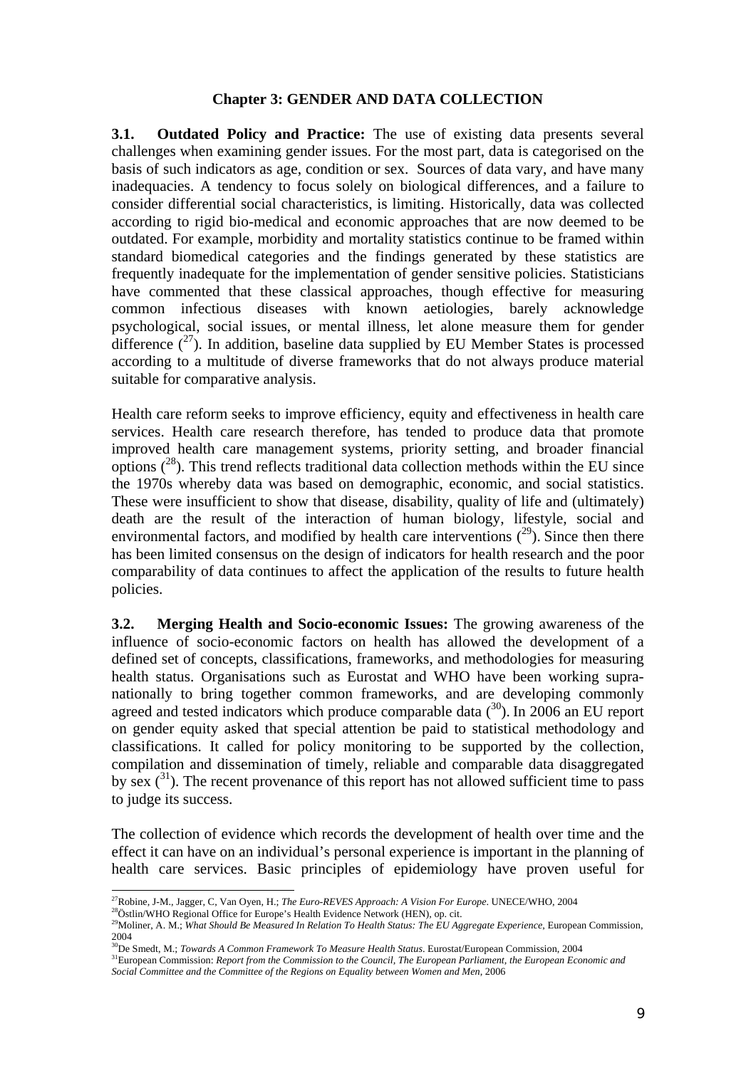## Chapter 3: GENDER AND DATA COLLECTION

**3.1. Outdated Policy and Practice:** The use of existing data presents several challenges when examining gender issues. For the most part, data is categorised on the basis of such indicators as age, condition or sex. Sources of data vary, and have many inadequacies. A tendency to focus solely on biological differences, and a failure to consider differential social characteristics, is limiting. Historically, data was collected according to rigid bio-medical and economic approaches that are now deemed to be outdated. For example, morbidity and mortality statistics continue to be framed within standard biomedical categories and the findings generated by these statistics are frequently inadequate for the implementation of gender sensitive policies. Statisticians have commented that these classical approaches, though effective for measuring common infectious diseases with known aetiologies, barely acknowledge psychological, social issues, or mental illness, let alone measure them for gender difference ([27]). In addition, baseline data supplied by EU Member States is processed according to a multitude of diverse frameworks that do not always produce material suitable for comparative analysis.

Health care reform seeks to improve efficiency, equity and effectiveness in health care services. Health care research therefore, has tended to produce data that promote improved health care management systems, priority setting, and broader financial options ([28]). This trend reflects traditional data collection methods within the EU since the 1970s whereby data was based on demographic, economic, and social statistics. These were insufficient to show that disease, disability, quality of life and (ultimately) death are the result of the interaction of human biology, lifestyle, social and environmental factors, and modified by health care interventions ([29]). Since then there has been limited consensus on the design of indicators for health research and the poor comparability of data continues to affect the application of the results to future health policies.

**3.2. Merging Health and Socio-economic Issues:** The growing awareness of the influence of socio-economic factors on health has allowed the development of a defined set of concepts, classifications, frameworks, and methodologies for measuring health status. Organisations such as Eurostat and WHO have been working supra-nationally to bring together common frameworks, and are developing commonly agreed and tested indicators which produce comparable data ([30]). In 2006 an EU report on gender equity asked that special attention be paid to statistical methodology and classifications. It called for policy monitoring to be supported by the collection, compilation and dissemination of timely, reliable and comparable data disaggregated by sex ([31]). The recent provenance of this report has not allowed sufficient time to pass to judge its success.

The collection of evidence which records the development of health over time and the effect it can have on an individual's personal experience is important in the planning of health care services. Basic principles of epidemiology have proven useful for

---

[27] Robine, J-M., Jagger, C, Van Oyen, H.; *The Euro-REVES Approach: A Vision For Europe*. UNECE/WHO, 2004

[28] Östlin/WHO Regional Office for Europe's Health Evidence Network (HEN), op. cit.

[29] Moliner, A. M.; *What Should Be Measured In Relation To Health Status: The EU Aggregate Experience*, European Commission, 2004

[30] De Smedt, M.; *Towards A Common Framework To Measure Health Status*. Eurostat/European Commission, 2004

[31] European Commission: *Report from the Commission to the Council, The European Parliament, the European Economic and Social Committee and the Committee of the Regions on Equality between Women and Men*, 2006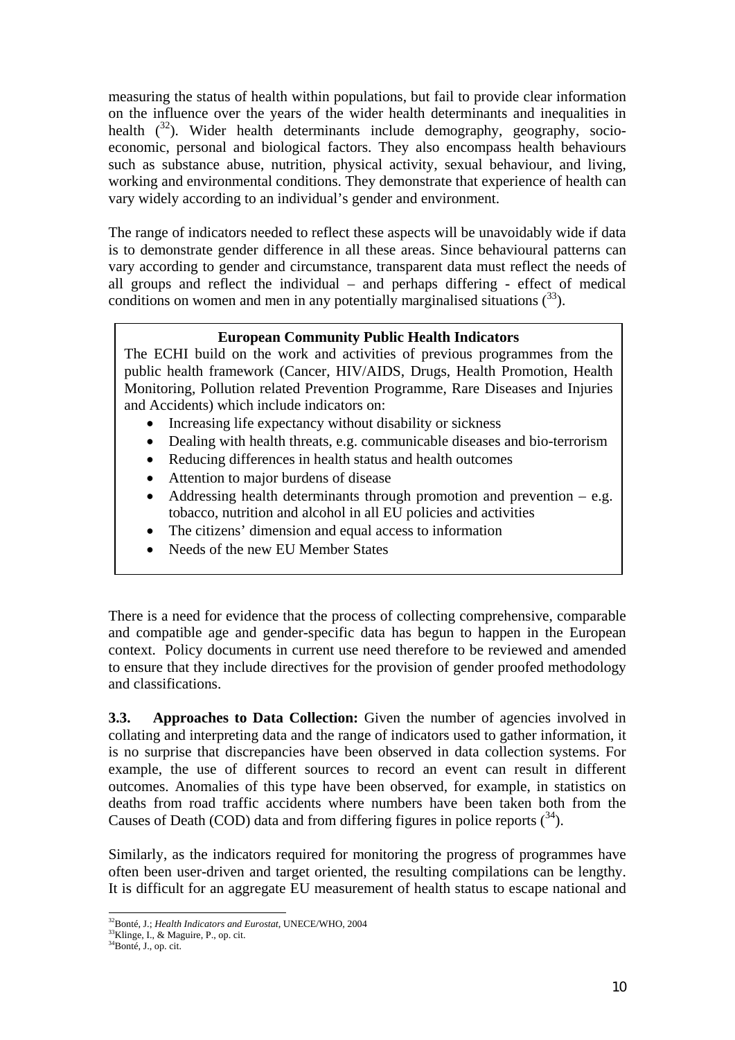measuring the status of health within populations, but fail to provide clear information on the influence over the years of the wider health determinants and inequalities in health ([32]). Wider health determinants include demography, geography, socio-economic, personal and biological factors. They also encompass health behaviours such as substance abuse, nutrition, physical activity, sexual behaviour, and living, working and environmental conditions. They demonstrate that experience of health can vary widely according to an individual's gender and environment.

The range of indicators needed to reflect these aspects will be unavoidably wide if data is to demonstrate gender difference in all these areas. Since behavioural patterns can vary according to gender and circumstance, transparent data must reflect the needs of all groups and reflect the individual – and perhaps differing - effect of medical conditions on women and men in any potentially marginalised situations ([33]).

**European Community Public Health Indicators**

The ECHI build on the work and activities of previous programmes from the public health framework (Cancer, HIV/AIDS, Drugs, Health Promotion, Health Monitoring, Pollution related Prevention Programme, Rare Diseases and Injuries and Accidents) which include indicators on:

- Increasing life expectancy without disability or sickness
- Dealing with health threats, e.g. communicable diseases and bio-terrorism
- Reducing differences in health status and health outcomes
- Attention to major burdens of disease
- Addressing health determinants through promotion and prevention – e.g. tobacco, nutrition and alcohol in all EU policies and activities
- The citizens' dimension and equal access to information
- Needs of the new EU Member States

There is a need for evidence that the process of collecting comprehensive, comparable and compatible age and gender-specific data has begun to happen in the European context. Policy documents in current use need therefore to be reviewed and amended to ensure that they include directives for the provision of gender proofed methodology and classifications.

**3.3. Approaches to Data Collection:** Given the number of agencies involved in collating and interpreting data and the range of indicators used to gather information, it is no surprise that discrepancies have been observed in data collection systems. For example, the use of different sources to record an event can result in different outcomes. Anomalies of this type have been observed, for example, in statistics on deaths from road traffic accidents where numbers have been taken both from the Causes of Death (COD) data and from differing figures in police reports ([34]).

Similarly, as the indicators required for monitoring the progress of programmes have often been user-driven and target oriented, the resulting compilations can be lengthy. It is difficult for an aggregate EU measurement of health status to escape national and

[32] Bonté, J.; *Health Indicators and Eurostat*, UNECE/WHO, 2004
[33] Klinge, I., & Maguire, P., op. cit.
[34] Bonté, J., op. cit.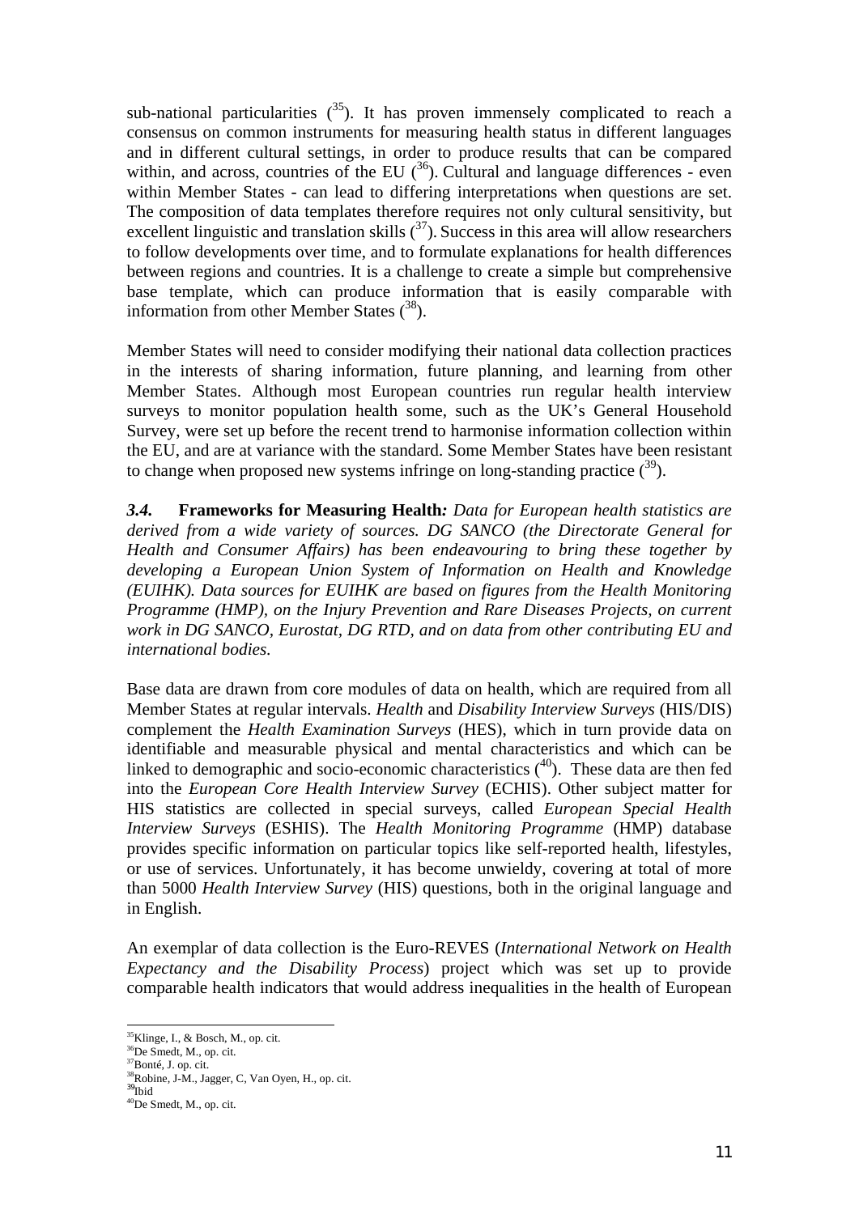sub-national particularities ([35]). It has proven immensely complicated to reach a consensus on common instruments for measuring health status in different languages and in different cultural settings, in order to produce results that can be compared within, and across, countries of the EU ([36]). Cultural and language differences - even within Member States - can lead to differing interpretations when questions are set. The composition of data templates therefore requires not only cultural sensitivity, but excellent linguistic and translation skills ([37]). Success in this area will allow researchers to follow developments over time, and to formulate explanations for health differences between regions and countries. It is a challenge to create a simple but comprehensive base template, which can produce information that is easily comparable with information from other Member States ([38]).

Member States will need to consider modifying their national data collection practices in the interests of sharing information, future planning, and learning from other Member States. Although most European countries run regular health interview surveys to monitor population health some, such as the UK's General Household Survey, were set up before the recent trend to harmonise information collection within the EU, and are at variance with the standard. Some Member States have been resistant to change when proposed new systems infringe on long-standing practice ([39]).

***3.4.*** **Frameworks for Measuring Health***: Data for European health statistics are derived from a wide variety of sources. DG SANCO (the Directorate General for Health and Consumer Affairs) has been endeavouring to bring these together by developing a European Union System of Information on Health and Knowledge (EUIHK). Data sources for EUIHK are based on figures from the Health Monitoring Programme (HMP), on the Injury Prevention and Rare Diseases Projects, on current work in DG SANCO, Eurostat, DG RTD, and on data from other contributing EU and international bodies.*

Base data are drawn from core modules of data on health, which are required from all Member States at regular intervals. *Health* and *Disability Interview Surveys* (HIS/DIS) complement the *Health Examination Surveys* (HES), which in turn provide data on identifiable and measurable physical and mental characteristics and which can be linked to demographic and socio-economic characteristics ([40]). These data are then fed into the *European Core Health Interview Survey* (ECHIS). Other subject matter for HIS statistics are collected in special surveys, called *European Special Health Interview Surveys* (ESHIS). The *Health Monitoring Programme* (HMP) database provides specific information on particular topics like self-reported health, lifestyles, or use of services. Unfortunately, it has become unwieldy, covering at total of more than 5000 *Health Interview Survey* (HIS) questions, both in the original language and in English.

An exemplar of data collection is the Euro-REVES (*International Network on Health Expectancy and the Disability Process*) project which was set up to provide comparable health indicators that would address inequalities in the health of European

[35] Klinge, I., & Bosch, M., op. cit.
[36] De Smedt, M., op. cit.
[37] Bonté, J. op. cit.
[38] Robine, J-M., Jagger, C, Van Oyen, H., op. cit.
[39] Ibid
[40] De Smedt, M., op. cit.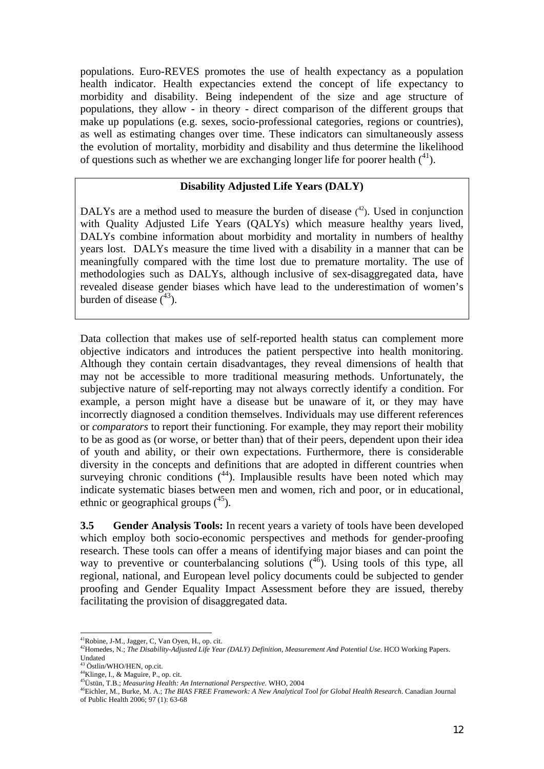populations. Euro-REVES promotes the use of health expectancy as a population health indicator. Health expectancies extend the concept of life expectancy to morbidity and disability. Being independent of the size and age structure of populations, they allow - in theory - direct comparison of the different groups that make up populations (e.g. sexes, socio-professional categories, regions or countries), as well as estimating changes over time. These indicators can simultaneously assess the evolution of mortality, morbidity and disability and thus determine the likelihood of questions such as whether we are exchanging longer life for poorer health ([41]).

**Disability Adjusted Life Years (DALY)**

DALYs are a method used to measure the burden of disease ([42]). Used in conjunction with Quality Adjusted Life Years (QALYs) which measure healthy years lived, DALYs combine information about morbidity and mortality in numbers of healthy years lost. DALYs measure the time lived with a disability in a manner that can be meaningfully compared with the time lost due to premature mortality. The use of methodologies such as DALYs, although inclusive of sex-disaggregated data, have revealed disease gender biases which have lead to the underestimation of women's burden of disease ([43]).

Data collection that makes use of self-reported health status can complement more objective indicators and introduces the patient perspective into health monitoring. Although they contain certain disadvantages, they reveal dimensions of health that may not be accessible to more traditional measuring methods. Unfortunately, the subjective nature of self-reporting may not always correctly identify a condition. For example, a person might have a disease but be unaware of it, or they may have incorrectly diagnosed a condition themselves. Individuals may use different references or *comparators* to report their functioning. For example, they may report their mobility to be as good as (or worse, or better than) that of their peers, dependent upon their idea of youth and ability, or their own expectations. Furthermore, there is considerable diversity in the concepts and definitions that are adopted in different countries when surveying chronic conditions ([44]). Implausible results have been noted which may indicate systematic biases between men and women, rich and poor, or in educational, ethnic or geographical groups ([45]).

**3.5 Gender Analysis Tools:** In recent years a variety of tools have been developed which employ both socio-economic perspectives and methods for gender-proofing research. These tools can offer a means of identifying major biases and can point the way to preventive or counterbalancing solutions ([46]). Using tools of this type, all regional, national, and European level policy documents could be subjected to gender proofing and Gender Equality Impact Assessment before they are issued, thereby facilitating the provision of disaggregated data.

---

[41] Robine, J-M., Jagger, C, Van Oyen, H., op. cit.

[42] Homedes, N.; *The Disability-Adjusted Life Year (DALY) Definition, Measurement And Potential Use*. HCO Working Papers. Undated

[43] Östlin/WHO/HEN, op.cit.

[44] Klinge, I., & Maguire, P., op. cit.

[45] Üstün, T.B.; *Measuring Health: An International Perspective*. WHO, 2004

[46] Eichler, M., Burke, M. A.; *The BIAS FREE Framework: A New Analytical Tool for Global Health Research*. Canadian Journal of Public Health 2006; 97 (1): 63-68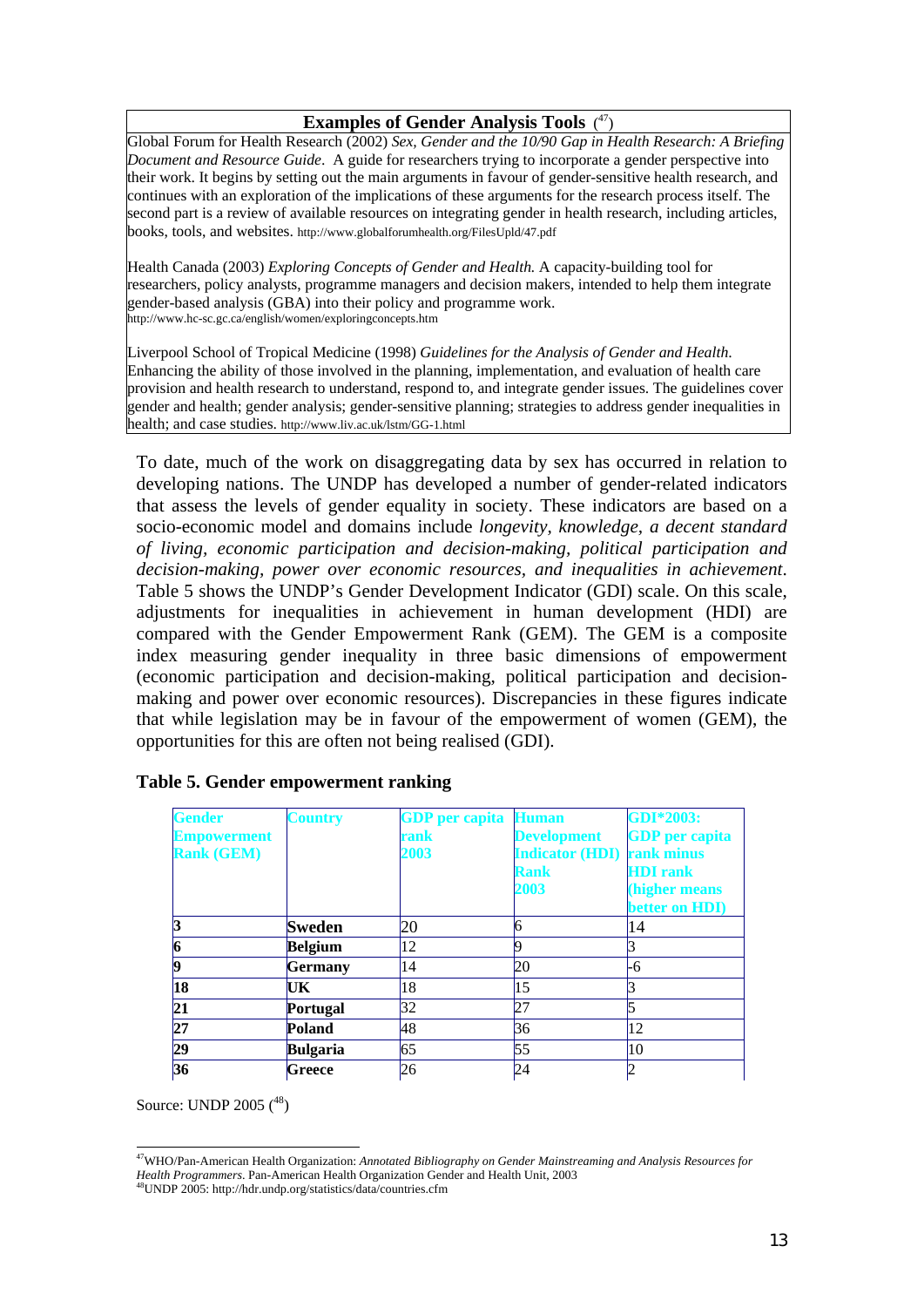**Examples of Gender Analysis Tools** [47]

Global Forum for Health Research (2002) *Sex, Gender and the 10/90 Gap in Health Research: A Briefing Document and Resource Guide*. A guide for researchers trying to incorporate a gender perspective into their work. It begins by setting out the main arguments in favour of gender-sensitive health research, and continues with an exploration of the implications of these arguments for the research process itself. The second part is a review of available resources on integrating gender in health research, including articles, books, tools, and websites. http://www.globalforumhealth.org/FilesUpld/47.pdf

Health Canada (2003) *Exploring Concepts of Gender and Health.* A capacity-building tool for researchers, policy analysts, programme managers and decision makers, intended to help them integrate gender-based analysis (GBA) into their policy and programme work. http://www.hc-sc.gc.ca/english/women/exploringconcepts.htm

Liverpool School of Tropical Medicine (1998) *Guidelines for the Analysis of Gender and Health.* Enhancing the ability of those involved in the planning, implementation, and evaluation of health care provision and health research to understand, respond to, and integrate gender issues. The guidelines cover gender and health; gender analysis; gender-sensitive planning; strategies to address gender inequalities in health; and case studies. http://www.liv.ac.uk/lstm/GG-1.html

To date, much of the work on disaggregating data by sex has occurred in relation to developing nations. The UNDP has developed a number of gender-related indicators that assess the levels of gender equality in society. These indicators are based on a socio-economic model and domains include *longevity, knowledge, a decent standard of living, economic participation and decision-making, political participation and decision-making, power over economic resources, and inequalities in achievement*. Table 5 shows the UNDP's Gender Development Indicator (GDI) scale. On this scale, adjustments for inequalities in achievement in human development (HDI) are compared with the Gender Empowerment Rank (GEM). The GEM is a composite index measuring gender inequality in three basic dimensions of empowerment (economic participation and decision-making, political participation and decision-making and power over economic resources). Discrepancies in these figures indicate that while legislation may be in favour of the empowerment of women (GEM), the opportunities for this are often not being realised (GDI).

**Table 5. Gender empowerment ranking**

| Gender Empowerment Rank (GEM) | Country | GDP per capita rank 2003 | Human Development Indicator (HDI) Rank 2003 | GDI*2003: GDP per capita rank minus HDI rank (higher means better on HDI) |
|---|---|---|---|---|
| **3** | **Sweden** | 20 | 6 | 14 |
| **6** | **Belgium** | 12 | 9 | 3 |
| **9** | **Germany** | 14 | 20 | -6 |
| **18** | **UK** | 18 | 15 | 3 |
| **21** | **Portugal** | 32 | 27 | 5 |
| **27** | **Poland** | 48 | 36 | 12 |
| **29** | **Bulgaria** | 65 | 55 | 10 |
| **36** | **Greece** | 26 | 24 | 2 |

Source: UNDP 2005 [48]

---

[47] WHO/Pan-American Health Organization: *Annotated Bibliography on Gender Mainstreaming and Analysis Resources for Health Programmers*. Pan-American Health Organization Gender and Health Unit, 2003

[48] UNDP 2005: http://hdr.undp.org/statistics/data/countries.cfm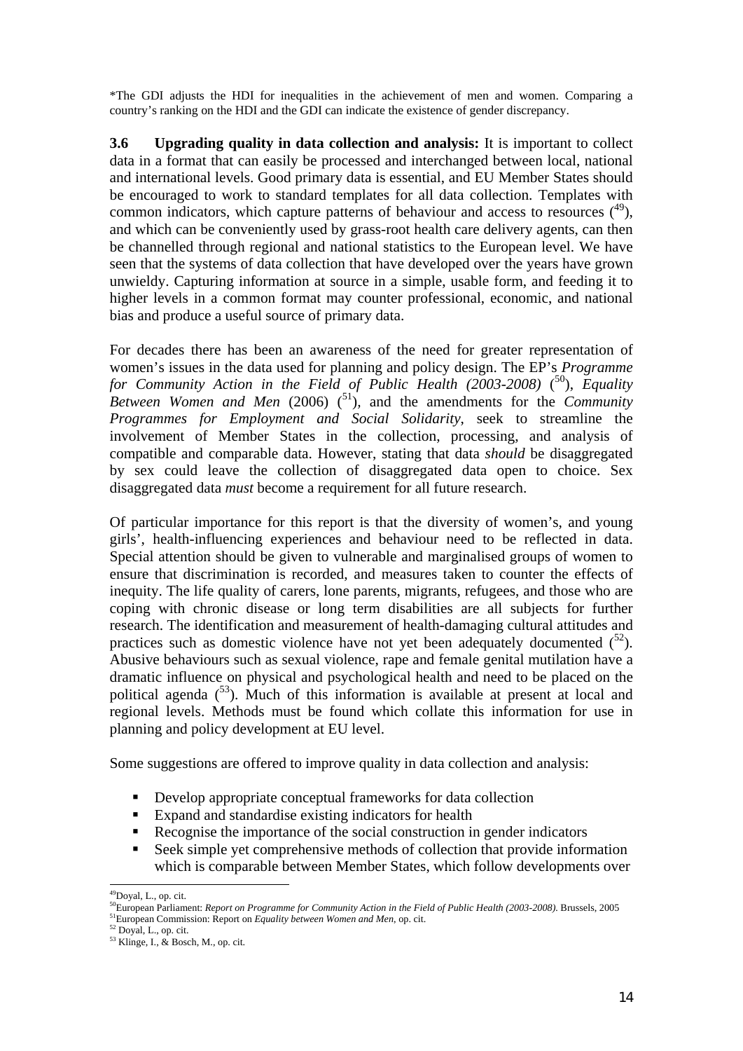*The GDI adjusts the HDI for inequalities in the achievement of men and women. Comparing a country's ranking on the HDI and the GDI can indicate the existence of gender discrepancy.

**3.6 Upgrading quality in data collection and analysis:** It is important to collect data in a format that can easily be processed and interchanged between local, national and international levels. Good primary data is essential, and EU Member States should be encouraged to work to standard templates for all data collection. Templates with common indicators, which capture patterns of behaviour and access to resources ([49]), and which can be conveniently used by grass-root health care delivery agents, can then be channelled through regional and national statistics to the European level. We have seen that the systems of data collection that have developed over the years have grown unwieldy. Capturing information at source in a simple, usable form, and feeding it to higher levels in a common format may counter professional, economic, and national bias and produce a useful source of primary data.

For decades there has been an awareness of the need for greater representation of women's issues in the data used for planning and policy design. The EP's *Programme for Community Action in the Field of Public Health (2003-2008)* ([50]), *Equality Between Women and Men* (2006) ([51]), and the amendments for the *Community Programmes for Employment and Social Solidarity*, seek to streamline the involvement of Member States in the collection, processing, and analysis of compatible and comparable data. However, stating that data *should* be disaggregated by sex could leave the collection of disaggregated data open to choice. Sex disaggregated data *must* become a requirement for all future research.

Of particular importance for this report is that the diversity of women's, and young girls', health-influencing experiences and behaviour need to be reflected in data. Special attention should be given to vulnerable and marginalised groups of women to ensure that discrimination is recorded, and measures taken to counter the effects of inequity. The life quality of carers, lone parents, migrants, refugees, and those who are coping with chronic disease or long term disabilities are all subjects for further research. The identification and measurement of health-damaging cultural attitudes and practices such as domestic violence have not yet been adequately documented ([52]). Abusive behaviours such as sexual violence, rape and female genital mutilation have a dramatic influence on physical and psychological health and need to be placed on the political agenda ([53]). Much of this information is available at present at local and regional levels. Methods must be found which collate this information for use in planning and policy development at EU level.

Some suggestions are offered to improve quality in data collection and analysis:

- Develop appropriate conceptual frameworks for data collection
- Expand and standardise existing indicators for health
- Recognise the importance of the social construction in gender indicators
- Seek simple yet comprehensive methods of collection that provide information which is comparable between Member States, which follow developments over

[49] Doyal, L., op. cit.
[50] European Parliament: *Report on Programme for Community Action in the Field of Public Health (2003-2008)*. Brussels, 2005
[51] European Commission: Report on *Equality between Women and Men*, op. cit.
[52] Doyal, L., op. cit.
[53] Klinge, I., & Bosch, M., op. cit.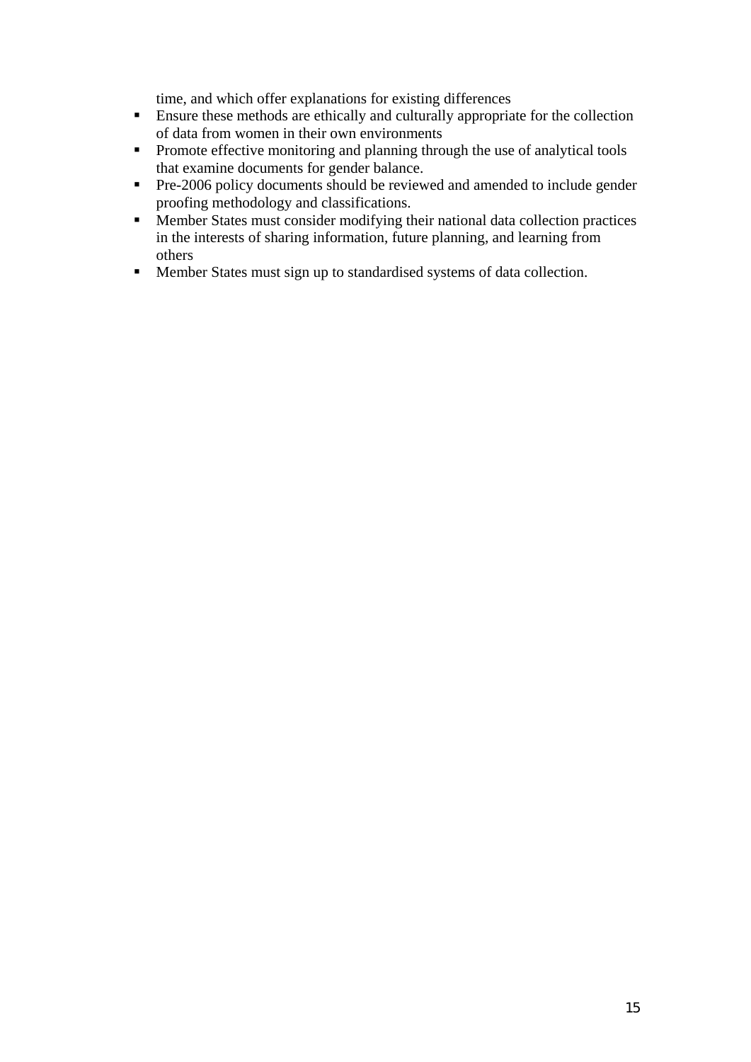time, and which offer explanations for existing differences

- Ensure these methods are ethically and culturally appropriate for the collection of data from women in their own environments
- Promote effective monitoring and planning through the use of analytical tools that examine documents for gender balance.
- Pre-2006 policy documents should be reviewed and amended to include gender proofing methodology and classifications.
- Member States must consider modifying their national data collection practices in the interests of sharing information, future planning, and learning from others
- Member States must sign up to standardised systems of data collection.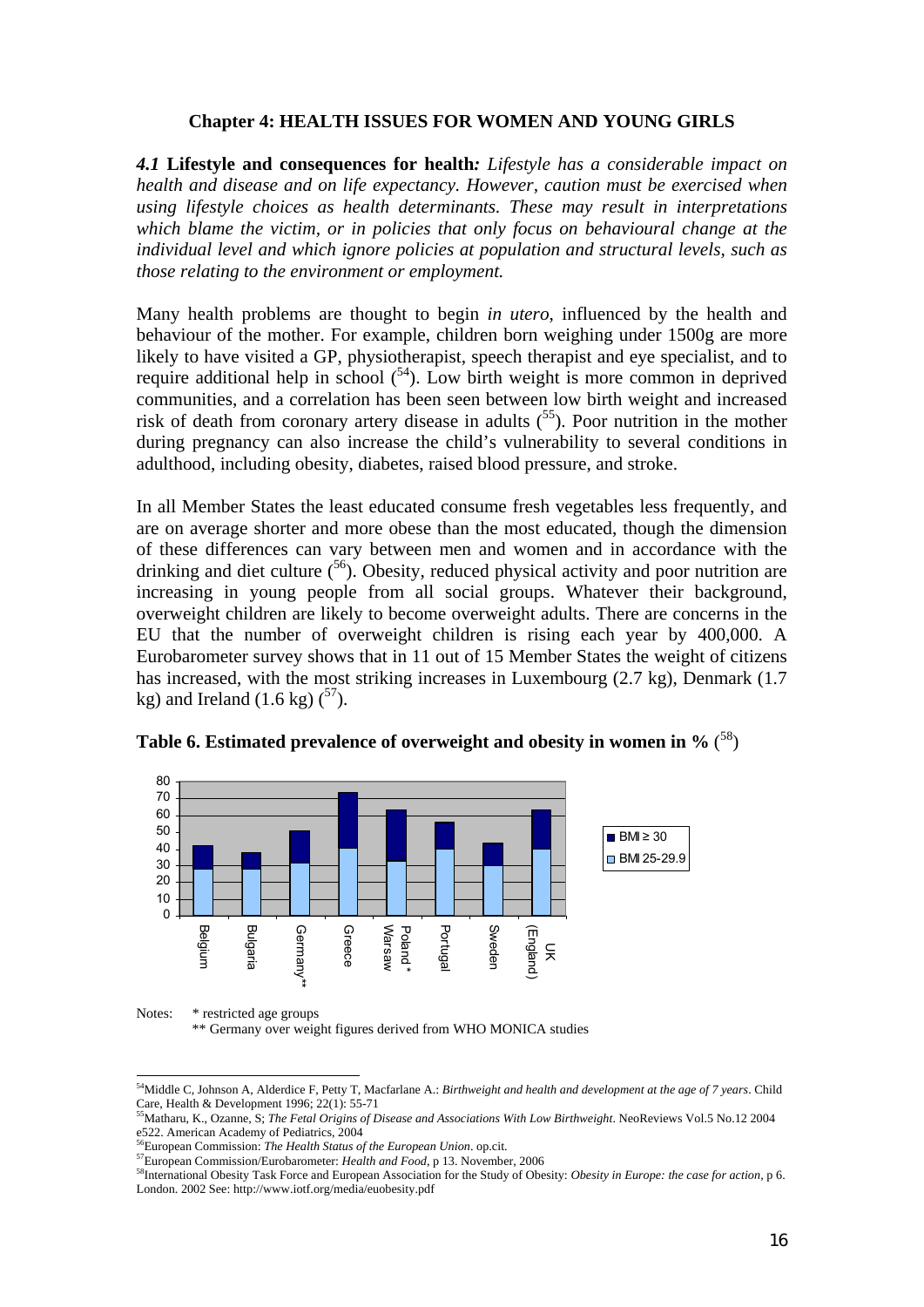## Chapter 4: HEALTH ISSUES FOR WOMEN AND YOUNG GIRLS

***4.1*** **Lifestyle and consequences for health***: Lifestyle has a considerable impact on health and disease and on life expectancy. However, caution must be exercised when using lifestyle choices as health determinants. These may result in interpretations which blame the victim, or in policies that only focus on behavioural change at the individual level and which ignore policies at population and structural levels, such as those relating to the environment or employment.*

Many health problems are thought to begin *in utero*, influenced by the health and behaviour of the mother. For example, children born weighing under 1500g are more likely to have visited a GP, physiotherapist, speech therapist and eye specialist, and to require additional help in school ([54]). Low birth weight is more common in deprived communities, and a correlation has been seen between low birth weight and increased risk of death from coronary artery disease in adults ([55]). Poor nutrition in the mother during pregnancy can also increase the child's vulnerability to several conditions in adulthood, including obesity, diabetes, raised blood pressure, and stroke.

In all Member States the least educated consume fresh vegetables less frequently, and are on average shorter and more obese than the most educated, though the dimension of these differences can vary between men and women and in accordance with the drinking and diet culture ([56]). Obesity, reduced physical activity and poor nutrition are increasing in young people from all social groups. Whatever their background, overweight children are likely to become overweight adults. There are concerns in the EU that the number of overweight children is rising each year by 400,000. A Eurobarometer survey shows that in 11 out of 15 Member States the weight of citizens has increased, with the most striking increases in Luxembourg (2.7 kg), Denmark (1.7 kg) and Ireland (1.6 kg) ([57]).

**Table 6. Estimated prevalence of overweight and obesity in women in %** ([58])

Notes: * restricted age groups
** Germany over weight figures derived from WHO MONICA studies

---

[54] Middle C, Johnson A, Alderdice F, Petty T, Macfarlane A.: *Birthweight and health and development at the age of 7 years*. Child Care, Health & Development 1996; 22(1): 55-71

[55] Matharu, K., Ozanne, S; *The Fetal Origins of Disease and Associations With Low Birthweight*. NeoReviews Vol.5 No.12 2004 e522. American Academy of Pediatrics, 2004

[56] European Commission: *The Health Status of the European Union*. op.cit.

[57] European Commission/Eurobarometer: *Health and Food*, p 13. November, 2006

[58] International Obesity Task Force and European Association for the Study of Obesity: *Obesity in Europe: the case for action*, p 6. London. 2002 See: http://www.iotf.org/media/euobesity.pdf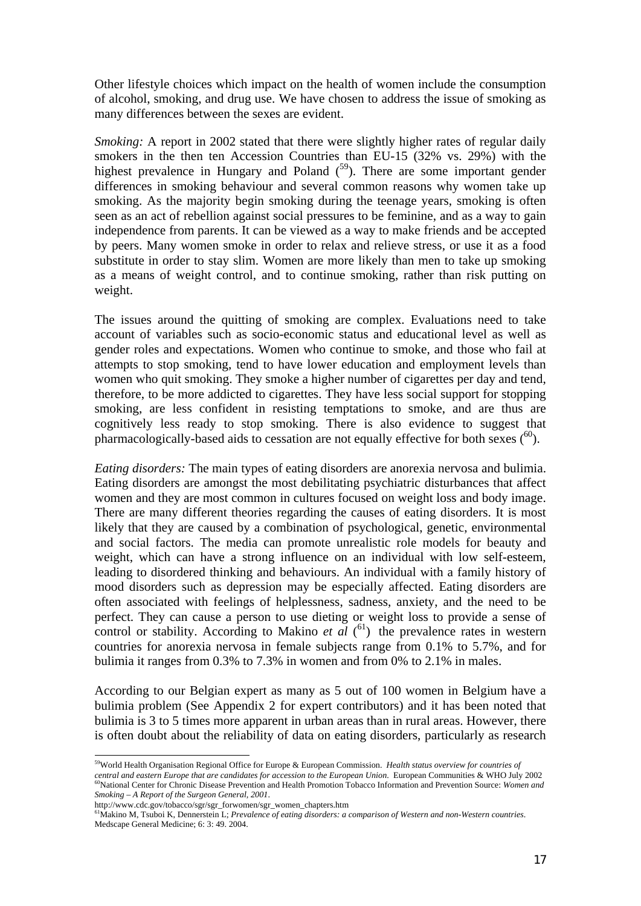Other lifestyle choices which impact on the health of women include the consumption of alcohol, smoking, and drug use. We have chosen to address the issue of smoking as many differences between the sexes are evident.

*Smoking:* A report in 2002 stated that there were slightly higher rates of regular daily smokers in the then ten Accession Countries than EU-15 (32% vs. 29%) with the highest prevalence in Hungary and Poland ([59]). There are some important gender differences in smoking behaviour and several common reasons why women take up smoking. As the majority begin smoking during the teenage years, smoking is often seen as an act of rebellion against social pressures to be feminine, and as a way to gain independence from parents. It can be viewed as a way to make friends and be accepted by peers. Many women smoke in order to relax and relieve stress, or use it as a food substitute in order to stay slim. Women are more likely than men to take up smoking as a means of weight control, and to continue smoking, rather than risk putting on weight.

The issues around the quitting of smoking are complex. Evaluations need to take account of variables such as socio-economic status and educational level as well as gender roles and expectations. Women who continue to smoke, and those who fail at attempts to stop smoking, tend to have lower education and employment levels than women who quit smoking. They smoke a higher number of cigarettes per day and tend, therefore, to be more addicted to cigarettes. They have less social support for stopping smoking, are less confident in resisting temptations to smoke, and are thus are cognitively less ready to stop smoking. There is also evidence to suggest that pharmacologically-based aids to cessation are not equally effective for both sexes ([60]).

*Eating disorders:* The main types of eating disorders are anorexia nervosa and bulimia. Eating disorders are amongst the most debilitating psychiatric disturbances that affect women and they are most common in cultures focused on weight loss and body image. There are many different theories regarding the causes of eating disorders. It is most likely that they are caused by a combination of psychological, genetic, environmental and social factors. The media can promote unrealistic role models for beauty and weight, which can have a strong influence on an individual with low self-esteem, leading to disordered thinking and behaviours. An individual with a family history of mood disorders such as depression may be especially affected. Eating disorders are often associated with feelings of helplessness, sadness, anxiety, and the need to be perfect. They can cause a person to use dieting or weight loss to provide a sense of control or stability. According to Makino *et al* ([61]) the prevalence rates in western countries for anorexia nervosa in female subjects range from 0.1% to 5.7%, and for bulimia it ranges from 0.3% to 7.3% in women and from 0% to 2.1% in males.

According to our Belgian expert as many as 5 out of 100 women in Belgium have a bulimia problem (See Appendix 2 for expert contributors) and it has been noted that bulimia is 3 to 5 times more apparent in urban areas than in rural areas. However, there is often doubt about the reliability of data on eating disorders, particularly as research

---

[59] World Health Organisation Regional Office for Europe & European Commission. *Health status overview for countries of central and eastern Europe that are candidates for accession to the European Union.* European Communities & WHO July 2002

[60] National Center for Chronic Disease Prevention and Health Promotion Tobacco Information and Prevention Source: *Women and Smoking – A Report of the Surgeon General, 2001*.
http://www.cdc.gov/tobacco/sgr/sgr_forwomen/sgr_women_chapters.htm

[61] Makino M, Tsuboi K, Dennerstein L; *Prevalence of eating disorders: a comparison of Western and non-Western countries.* Medscape General Medicine; 6: 3: 49. 2004.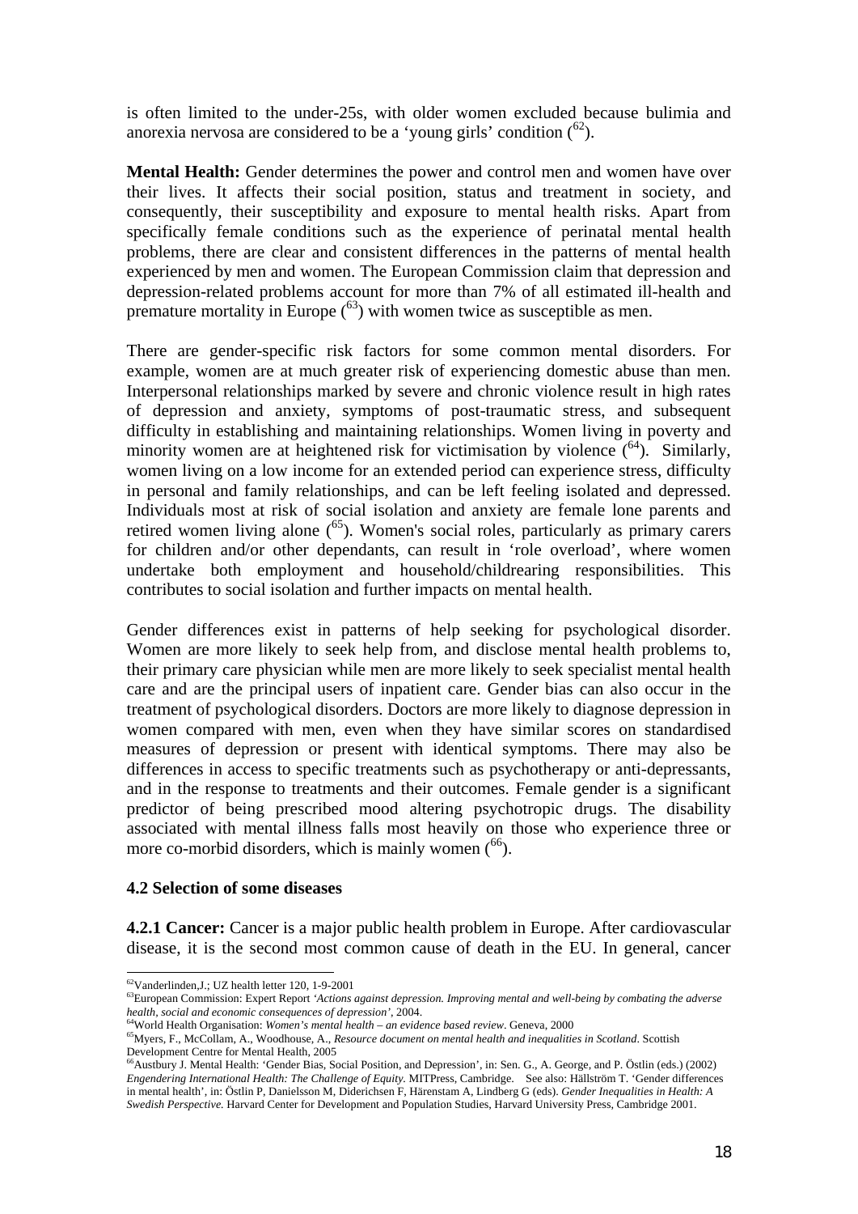is often limited to the under-25s, with older women excluded because bulimia and anorexia nervosa are considered to be a 'young girls' condition ([62]).

**Mental Health:** Gender determines the power and control men and women have over their lives. It affects their social position, status and treatment in society, and consequently, their susceptibility and exposure to mental health risks. Apart from specifically female conditions such as the experience of perinatal mental health problems, there are clear and consistent differences in the patterns of mental health experienced by men and women. The European Commission claim that depression and depression-related problems account for more than 7% of all estimated ill-health and premature mortality in Europe ([63]) with women twice as susceptible as men.

There are gender-specific risk factors for some common mental disorders. For example, women are at much greater risk of experiencing domestic abuse than men. Interpersonal relationships marked by severe and chronic violence result in high rates of depression and anxiety, symptoms of post-traumatic stress, and subsequent difficulty in establishing and maintaining relationships. Women living in poverty and minority women are at heightened risk for victimisation by violence ([64]). Similarly, women living on a low income for an extended period can experience stress, difficulty in personal and family relationships, and can be left feeling isolated and depressed. Individuals most at risk of social isolation and anxiety are female lone parents and retired women living alone ([65]). Women's social roles, particularly as primary carers for children and/or other dependants, can result in 'role overload', where women undertake both employment and household/childrearing responsibilities. This contributes to social isolation and further impacts on mental health.

Gender differences exist in patterns of help seeking for psychological disorder. Women are more likely to seek help from, and disclose mental health problems to, their primary care physician while men are more likely to seek specialist mental health care and are the principal users of inpatient care. Gender bias can also occur in the treatment of psychological disorders. Doctors are more likely to diagnose depression in women compared with men, even when they have similar scores on standardised measures of depression or present with identical symptoms. There may also be differences in access to specific treatments such as psychotherapy or anti-depressants, and in the response to treatments and their outcomes. Female gender is a significant predictor of being prescribed mood altering psychotropic drugs. The disability associated with mental illness falls most heavily on those who experience three or more co-morbid disorders, which is mainly women ([66]).

### 4.2 Selection of some diseases

**4.2.1 Cancer:** Cancer is a major public health problem in Europe. After cardiovascular disease, it is the second most common cause of death in the EU. In general, cancer

---

[62] Vanderlinden,J.; UZ health letter 120, 1-9-2001

[63] European Commission: Expert Report *'Actions against depression. Improving mental and well-being by combating the adverse health, social and economic consequences of depression'*, 2004.

[64] World Health Organisation: *Women's mental health – an evidence based review*. Geneva, 2000

[65] Myers, F., McCollam, A., Woodhouse, A., *Resource document on mental health and inequalities in Scotland*. Scottish Development Centre for Mental Health, 2005

[66] Austbury J. Mental Health: 'Gender Bias, Social Position, and Depression', in: Sen. G., A. George, and P. Östlin (eds.) (2002) *Engendering International Health: The Challenge of Equity*. MITPress, Cambridge. See also: Hällström T. 'Gender differences in mental health', in: Östlin P, Danielsson M, Diderichsen F, Härenstam A, Lindberg G (eds). *Gender Inequalities in Health: A Swedish Perspective.* Harvard Center for Development and Population Studies, Harvard University Press, Cambridge 2001.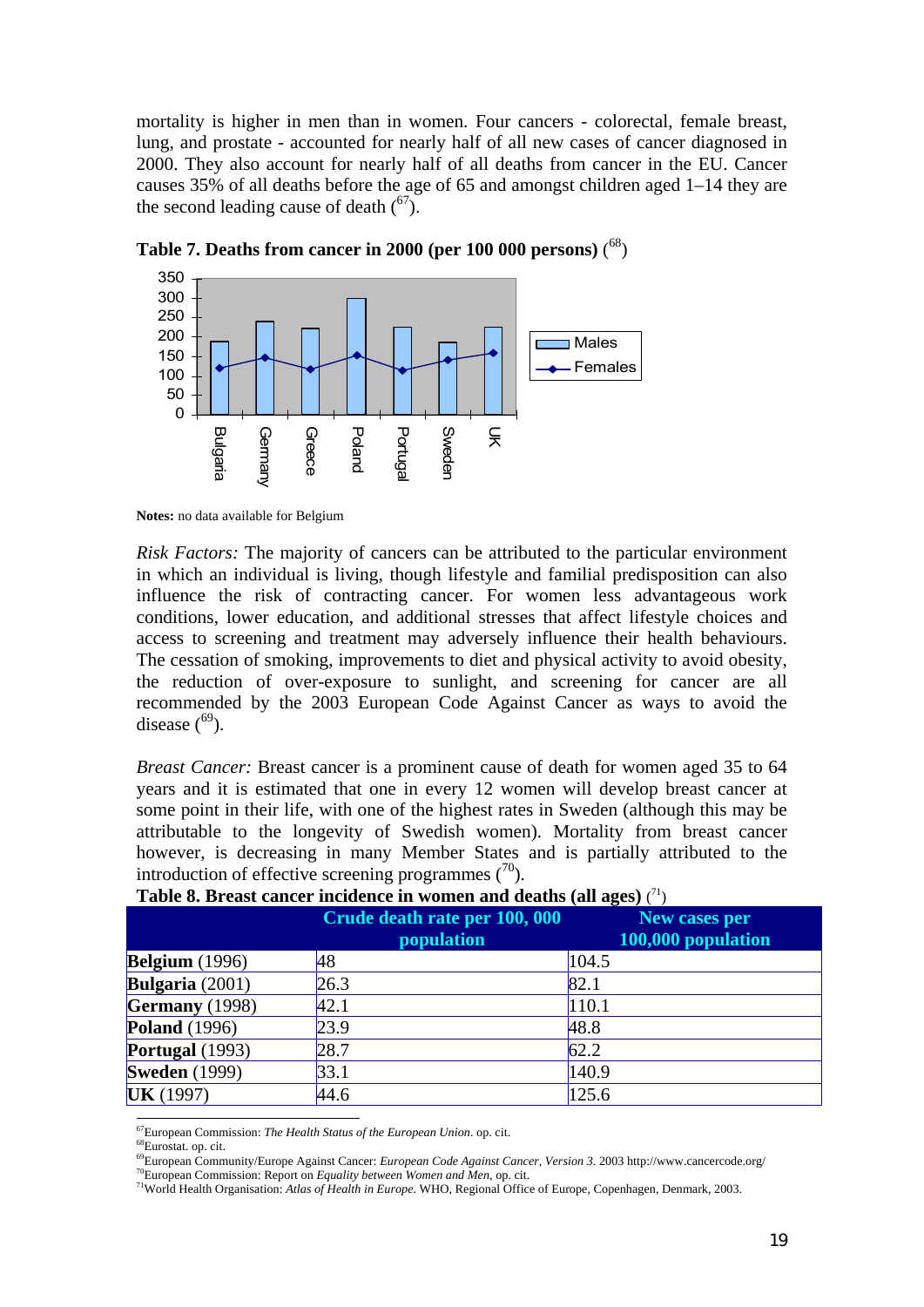mortality is higher in men than in women. Four cancers - colorectal, female breast, lung, and prostate - accounted for nearly half of all new cases of cancer diagnosed in 2000. They also account for nearly half of all deaths from cancer in the EU. Cancer causes 35% of all deaths before the age of 65 and amongst children aged 1–14 they are the second leading cause of death ([67]).

**Table 7. Deaths from cancer in 2000 (per 100 000 persons)** ([68])

**Notes:** no data available for Belgium

*Risk Factors:* The majority of cancers can be attributed to the particular environment in which an individual is living, though lifestyle and familial predisposition can also influence the risk of contracting cancer. For women less advantageous work conditions, lower education, and additional stresses that affect lifestyle choices and access to screening and treatment may adversely influence their health behaviours. The cessation of smoking, improvements to diet and physical activity to avoid obesity, the reduction of over-exposure to sunlight, and screening for cancer are all recommended by the 2003 European Code Against Cancer as ways to avoid the disease ([69]).

*Breast Cancer:* Breast cancer is a prominent cause of death for women aged 35 to 64 years and it is estimated that one in every 12 women will develop breast cancer at some point in their life, with one of the highest rates in Sweden (although this may be attributable to the longevity of Swedish women). Mortality from breast cancer however, is decreasing in many Member States and is partially attributed to the introduction of effective screening programmes ([70]).

**Table 8. Breast cancer incidence in women and deaths (all ages)** ([71])

| | Crude death rate per 100, 000 population | New cases per 100,000 population |
|---|---|---|
| **Belgium** (1996) | 48 | 104.5 |
| **Bulgaria** (2001) | 26.3 | 82.1 |
| **Germany** (1998) | 42.1 | 110.1 |
| **Poland** (1996) | 23.9 | 48.8 |
| **Portugal** (1993) | 28.7 | 62.2 |
| **Sweden** (1999) | 33.1 | 140.9 |
| **UK** (1997) | 44.6 | 125.6 |

[67] European Commission: *The Health Status of the European Union*. op. cit.
[68] Eurostat. op. cit.
[69] European Community/Europe Against Cancer: *European Code Against Cancer, Version 3*. 2003 http://www.cancercode.org/
[70] European Commission: Report on *Equality between Women and Men*, op. cit.
[71] World Health Organisation: *Atlas of Health in Europe*. WHO, Regional Office of Europe, Copenhagen, Denmark, 2003.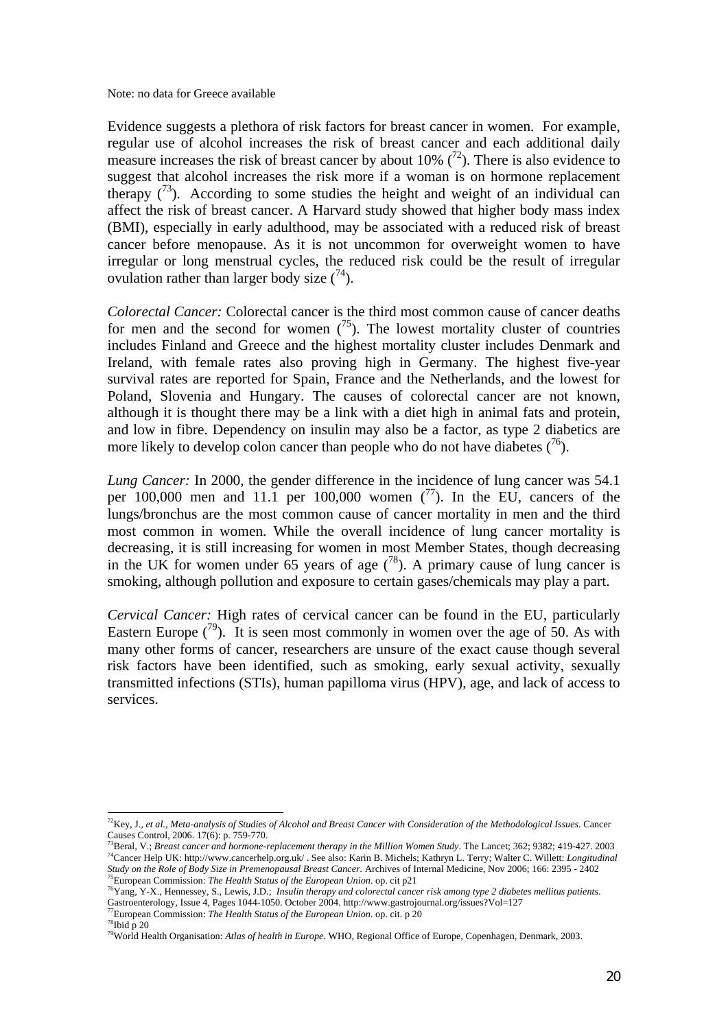Note: no data for Greece available

Evidence suggests a plethora of risk factors for breast cancer in women. For example, regular use of alcohol increases the risk of breast cancer and each additional daily measure increases the risk of breast cancer by about 10% ([72]). There is also evidence to suggest that alcohol increases the risk more if a woman is on hormone replacement therapy ([73]). According to some studies the height and weight of an individual can affect the risk of breast cancer. A Harvard study showed that higher body mass index (BMI), especially in early adulthood, may be associated with a reduced risk of breast cancer before menopause. As it is not uncommon for overweight women to have irregular or long menstrual cycles, the reduced risk could be the result of irregular ovulation rather than larger body size ([74]).

*Colorectal Cancer:* Colorectal cancer is the third most common cause of cancer deaths for men and the second for women ([75]). The lowest mortality cluster of countries includes Finland and Greece and the highest mortality cluster includes Denmark and Ireland, with female rates also proving high in Germany. The highest five-year survival rates are reported for Spain, France and the Netherlands, and the lowest for Poland, Slovenia and Hungary. The causes of colorectal cancer are not known, although it is thought there may be a link with a diet high in animal fats and protein, and low in fibre. Dependency on insulin may also be a factor, as type 2 diabetics are more likely to develop colon cancer than people who do not have diabetes ([76]).

*Lung Cancer:* In 2000, the gender difference in the incidence of lung cancer was 54.1 per 100,000 men and 11.1 per 100,000 women ([77]). In the EU, cancers of the lungs/bronchus are the most common cause of cancer mortality in men and the third most common in women. While the overall incidence of lung cancer mortality is decreasing, it is still increasing for women in most Member States, though decreasing in the UK for women under 65 years of age ([78]). A primary cause of lung cancer is smoking, although pollution and exposure to certain gases/chemicals may play a part.

*Cervical Cancer:* High rates of cervical cancer can be found in the EU, particularly Eastern Europe ([79]). It is seen most commonly in women over the age of 50. As with many other forms of cancer, researchers are unsure of the exact cause though several risk factors have been identified, such as smoking, early sexual activity, sexually transmitted infections (STIs), human papilloma virus (HPV), age, and lack of access to services.

---

[72] Key, J., *et al., Meta-analysis of Studies of Alcohol and Breast Cancer with Consideration of the Methodological Issues*. Cancer Causes Control, 2006. 17(6): p. 759-770.

[73] Beral, V.; *Breast cancer and hormone-replacement therapy in the Million Women Study*. The Lancet; 362; 9382; 419-427. 2003

[74] Cancer Help UK: http://www.cancerhelp.org.uk/ . See also: Karin B. Michels; Kathryn L. Terry; Walter C. Willett: *Longitudinal Study on the Role of Body Size in Premenopausal Breast Cancer*. Archives of Internal Medicine, Nov 2006; 166: 2395 - 2402

[75] European Commission: *The Health Status of the European Union*. op. cit p21

[76] Yang, Y-X., Hennessey, S., Lewis, J.D.; *Insulin therapy and colorectal cancer risk among type 2 diabetes mellitus patients*. Gastroenterology, Issue 4, Pages 1044-1050. October 2004. http://www.gastrojournal.org/issues?Vol=127

[77] European Commission: *The Health Status of the European Union*. op. cit. p 20

[78] Ibid p 20

[79] World Health Organisation: *Atlas of health in Europe*. WHO, Regional Office of Europe, Copenhagen, Denmark, 2003.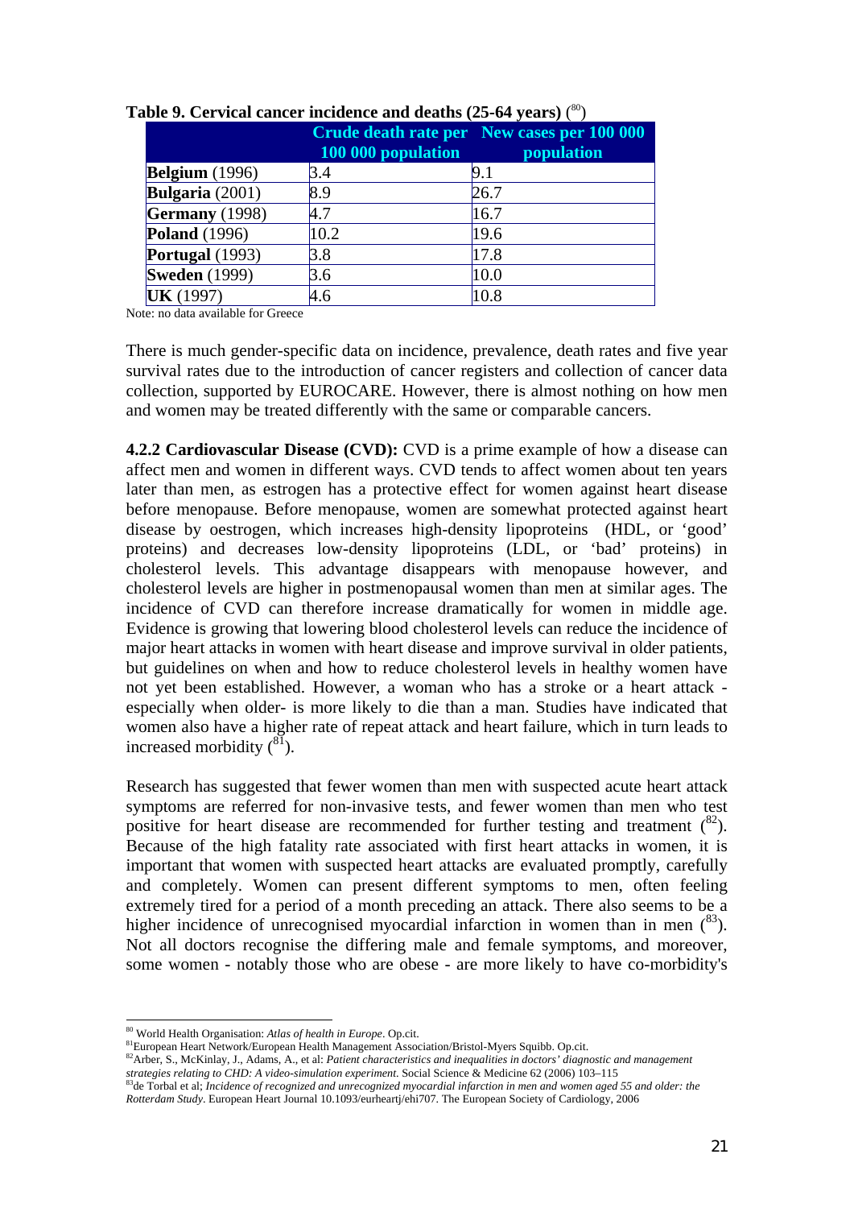**Table 9. Cervical cancer incidence and deaths (25-64 years)** ([80])

| | Crude death rate per 100 000 population | New cases per 100 000 population |
|---|---|---|
| **Belgium** (1996) | 3.4 | 9.1 |
| **Bulgaria** (2001) | 8.9 | 26.7 |
| **Germany** (1998) | 4.7 | 16.7 |
| **Poland** (1996) | 10.2 | 19.6 |
| **Portugal** (1993) | 3.8 | 17.8 |
| **Sweden** (1999) | 3.6 | 10.0 |
| **UK** (1997) | 4.6 | 10.8 |

Note: no data available for Greece

There is much gender-specific data on incidence, prevalence, death rates and five year survival rates due to the introduction of cancer registers and collection of cancer data collection, supported by EUROCARE. However, there is almost nothing on how men and women may be treated differently with the same or comparable cancers.

**4.2.2 Cardiovascular Disease (CVD):** CVD is a prime example of how a disease can affect men and women in different ways. CVD tends to affect women about ten years later than men, as estrogen has a protective effect for women against heart disease before menopause. Before menopause, women are somewhat protected against heart disease by oestrogen, which increases high-density lipoproteins (HDL, or 'good' proteins) and decreases low-density lipoproteins (LDL, or 'bad' proteins) in cholesterol levels. This advantage disappears with menopause however, and cholesterol levels are higher in postmenopausal women than men at similar ages. The incidence of CVD can therefore increase dramatically for women in middle age. Evidence is growing that lowering blood cholesterol levels can reduce the incidence of major heart attacks in women with heart disease and improve survival in older patients, but guidelines on when and how to reduce cholesterol levels in healthy women have not yet been established. However, a woman who has a stroke or a heart attack - especially when older- is more likely to die than a man. Studies have indicated that women also have a higher rate of repeat attack and heart failure, which in turn leads to increased morbidity ([81]).

Research has suggested that fewer women than men with suspected acute heart attack symptoms are referred for non-invasive tests, and fewer women than men who test positive for heart disease are recommended for further testing and treatment ([82]). Because of the high fatality rate associated with first heart attacks in women, it is important that women with suspected heart attacks are evaluated promptly, carefully and completely. Women can present different symptoms to men, often feeling extremely tired for a period of a month preceding an attack. There also seems to be a higher incidence of unrecognised myocardial infarction in women than in men ([83]). Not all doctors recognise the differing male and female symptoms, and moreover, some women - notably those who are obese - are more likely to have co-morbidity's

---

[80] World Health Organisation: *Atlas of health in Europe*. Op.cit.

[81] European Heart Network/European Health Management Association/Bristol-Myers Squibb. Op.cit.

[82] Arber, S., McKinlay, J., Adams, A., et al: *Patient characteristics and inequalities in doctors' diagnostic and management strategies relating to CHD: A video-simulation experiment.* Social Science & Medicine 62 (2006) 103–115

[83] de Torbal et al; *Incidence of recognized and unrecognized myocardial infarction in men and women aged 55 and older: the Rotterdam Study*. European Heart Journal 10.1093/eurheartj/ehi707. The European Society of Cardiology, 2006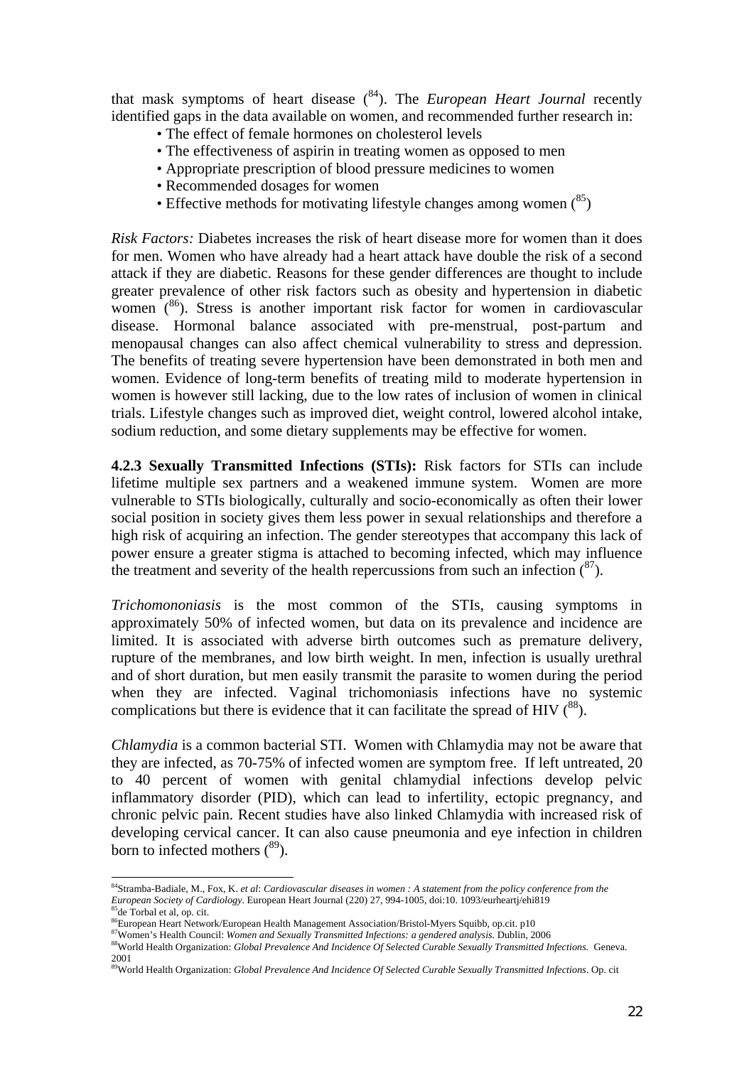that mask symptoms of heart disease ([84]). The *European Heart Journal* recently identified gaps in the data available on women, and recommended further research in:

- The effect of female hormones on cholesterol levels
- The effectiveness of aspirin in treating women as opposed to men
- Appropriate prescription of blood pressure medicines to women
- Recommended dosages for women
- Effective methods for motivating lifestyle changes among women ([85])

*Risk Factors:* Diabetes increases the risk of heart disease more for women than it does for men. Women who have already had a heart attack have double the risk of a second attack if they are diabetic. Reasons for these gender differences are thought to include greater prevalence of other risk factors such as obesity and hypertension in diabetic women ([86]). Stress is another important risk factor for women in cardiovascular disease. Hormonal balance associated with pre-menstrual, post-partum and menopausal changes can also affect chemical vulnerability to stress and depression. The benefits of treating severe hypertension have been demonstrated in both men and women. Evidence of long-term benefits of treating mild to moderate hypertension in women is however still lacking, due to the low rates of inclusion of women in clinical trials. Lifestyle changes such as improved diet, weight control, lowered alcohol intake, sodium reduction, and some dietary supplements may be effective for women.

**4.2.3 Sexually Transmitted Infections (STIs):** Risk factors for STIs can include lifetime multiple sex partners and a weakened immune system. Women are more vulnerable to STIs biologically, culturally and socio-economically as often their lower social position in society gives them less power in sexual relationships and therefore a high risk of acquiring an infection. The gender stereotypes that accompany this lack of power ensure a greater stigma is attached to becoming infected, which may influence the treatment and severity of the health repercussions from such an infection ([87]).

*Trichomononiasis* is the most common of the STIs, causing symptoms in approximately 50% of infected women, but data on its prevalence and incidence are limited. It is associated with adverse birth outcomes such as premature delivery, rupture of the membranes, and low birth weight. In men, infection is usually urethral and of short duration, but men easily transmit the parasite to women during the period when they are infected. Vaginal trichomoniasis infections have no systemic complications but there is evidence that it can facilitate the spread of HIV ([88]).

*Chlamydia* is a common bacterial STI. Women with Chlamydia may not be aware that they are infected, as 70-75% of infected women are symptom free. If left untreated, 20 to 40 percent of women with genital chlamydial infections develop pelvic inflammatory disorder (PID), which can lead to infertility, ectopic pregnancy, and chronic pelvic pain. Recent studies have also linked Chlamydia with increased risk of developing cervical cancer. It can also cause pneumonia and eye infection in children born to infected mothers ([89]).

---

[84] Stramba-Badiale, M., Fox, K. *et al*: *Cardiovascular diseases in women : A statement from the policy conference from the European Society of Cardiology*. European Heart Journal (220) 27, 994-1005, doi:10. 1093/eurheartj/ehi819

[85] de Torbal et al, op. cit.

[86] European Heart Network/European Health Management Association/Bristol-Myers Squibb, op.cit. p10

[87] Women's Health Council: *Women and Sexually Transmitted Infections: a gendered analysis*. Dublin, 2006

[88] World Health Organization: *Global Prevalence And Incidence Of Selected Curable Sexually Transmitted Infections.* Geneva. 2001

[89] World Health Organization: *Global Prevalence And Incidence Of Selected Curable Sexually Transmitted Infections*. Op. cit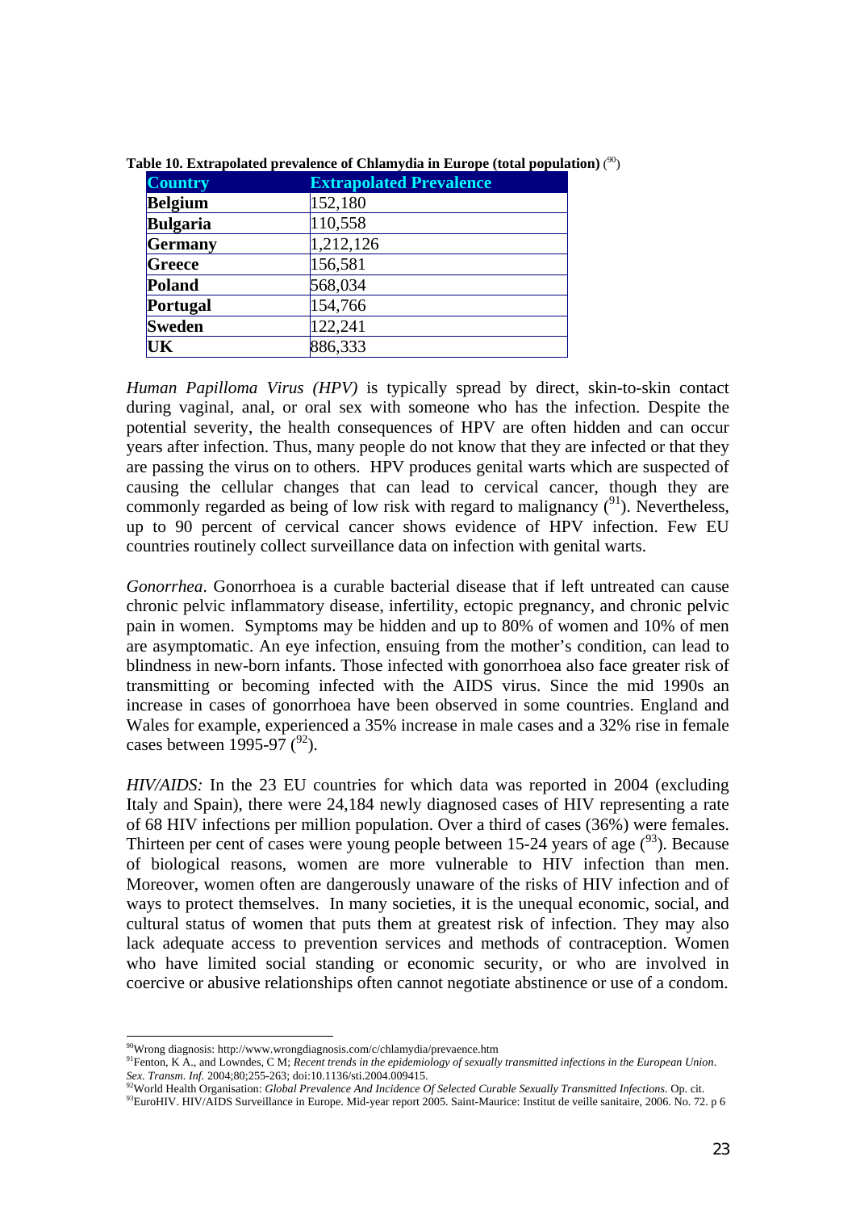**Table 10. Extrapolated prevalence of Chlamydia in Europe (total population)** ([90])

| Country | Extrapolated Prevalence |
|---|---|
| **Belgium** | 152,180 |
| **Bulgaria** | 110,558 |
| **Germany** | 1,212,126 |
| **Greece** | 156,581 |
| **Poland** | 568,034 |
| **Portugal** | 154,766 |
| **Sweden** | 122,241 |
| **UK** | 886,333 |

*Human Papilloma Virus (HPV)* is typically spread by direct, skin-to-skin contact during vaginal, anal, or oral sex with someone who has the infection. Despite the potential severity, the health consequences of HPV are often hidden and can occur years after infection. Thus, many people do not know that they are infected or that they are passing the virus on to others. HPV produces genital warts which are suspected of causing the cellular changes that can lead to cervical cancer, though they are commonly regarded as being of low risk with regard to malignancy ([91]). Nevertheless, up to 90 percent of cervical cancer shows evidence of HPV infection. Few EU countries routinely collect surveillance data on infection with genital warts.

*Gonorrhea*. Gonorrhoea is a curable bacterial disease that if left untreated can cause chronic pelvic inflammatory disease, infertility, ectopic pregnancy, and chronic pelvic pain in women. Symptoms may be hidden and up to 80% of women and 10% of men are asymptomatic. An eye infection, ensuing from the mother's condition, can lead to blindness in new-born infants. Those infected with gonorrhoea also face greater risk of transmitting or becoming infected with the AIDS virus. Since the mid 1990s an increase in cases of gonorrhoea have been observed in some countries. England and Wales for example, experienced a 35% increase in male cases and a 32% rise in female cases between 1995-97 ([92]).

*HIV/AIDS:* In the 23 EU countries for which data was reported in 2004 (excluding Italy and Spain), there were 24,184 newly diagnosed cases of HIV representing a rate of 68 HIV infections per million population. Over a third of cases (36%) were females. Thirteen per cent of cases were young people between 15-24 years of age ([93]). Because of biological reasons, women are more vulnerable to HIV infection than men. Moreover, women often are dangerously unaware of the risks of HIV infection and of ways to protect themselves. In many societies, it is the unequal economic, social, and cultural status of women that puts them at greatest risk of infection. They may also lack adequate access to prevention services and methods of contraception. Women who have limited social standing or economic security, or who are involved in coercive or abusive relationships often cannot negotiate abstinence or use of a condom.

---

[90] Wrong diagnosis: http://www.wrongdiagnosis.com/c/chlamydia/prevaence.htm

[91] Fenton, K A., and Lowndes, C M; *Recent trends in the epidemiology of sexually transmitted infections in the European Union*. *Sex. Transm. Inf.* 2004;80;255-263; doi:10.1136/sti.2004.009415.

[92] World Health Organisation: *Global Prevalence And Incidence Of Selected Curable Sexually Transmitted Infections*. Op. cit.

[93] EuroHIV. HIV/AIDS Surveillance in Europe. Mid-year report 2005. Saint-Maurice: Institut de veille sanitaire, 2006. No. 72. p 6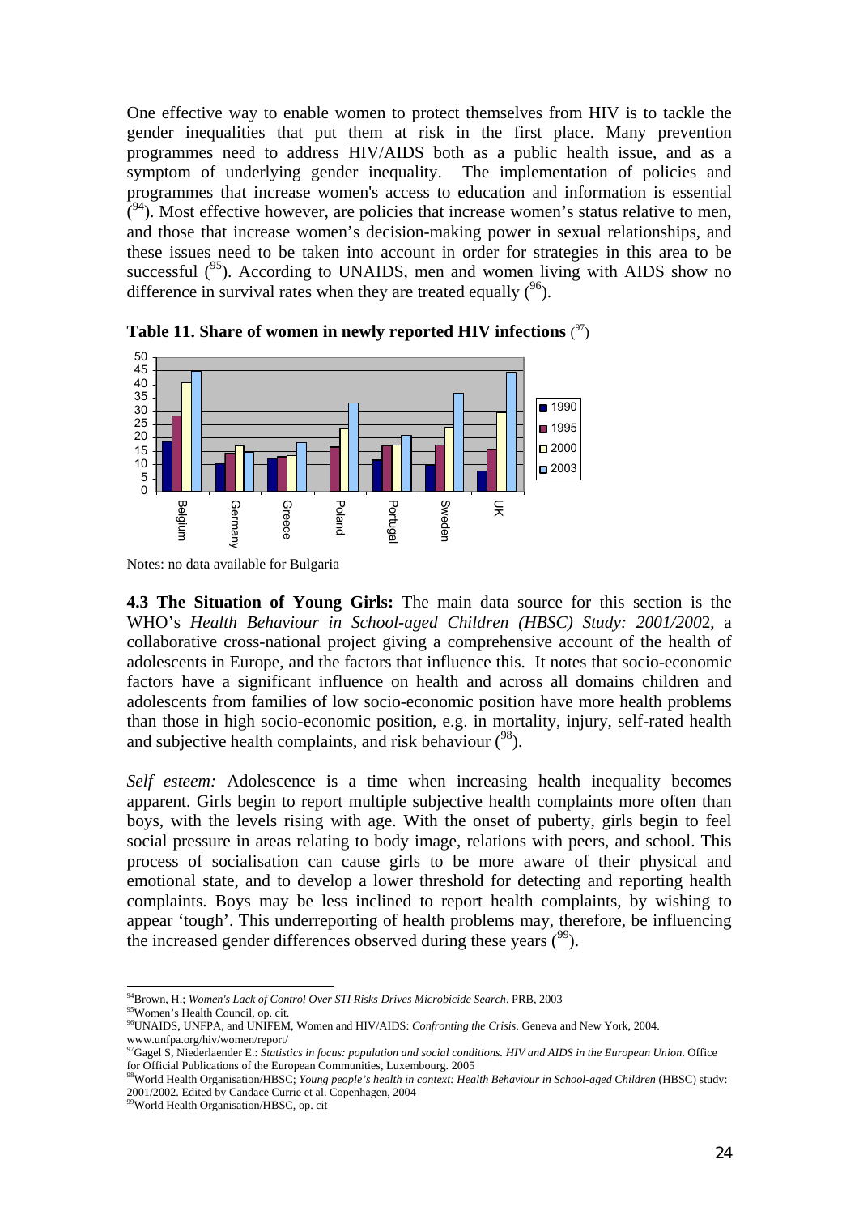One effective way to enable women to protect themselves from HIV is to tackle the gender inequalities that put them at risk in the first place. Many prevention programmes need to address HIV/AIDS both as a public health issue, and as a symptom of underlying gender inequality. The implementation of policies and programmes that increase women's access to education and information is essential ([94]). Most effective however, are policies that increase women's status relative to men, and those that increase women's decision-making power in sexual relationships, and these issues need to be taken into account in order for strategies in this area to be successful ([95]). According to UNAIDS, men and women living with AIDS show no difference in survival rates when they are treated equally ([96]).

**Table 11. Share of women in newly reported HIV infections** ([97])

| Country | 1990 | 1995 | 2000 | 2003 |
|---|---|---|---|---|
| Belgium | 18 | 28 | 41 | 45 |
| Germany | 10 | 14 | 17 | 15 |
| Greece | 12 | 13 | 13 | 18 |
| Poland | | 16 | 23 | 33 |
| Portugal | 12 | 17 | 17 | 21 |
| Sweden | 10 | 17 | 24 | 37 |
| UK | 7 | 16 | 29 | 44 |

Notes: no data available for Bulgaria

**4.3 The Situation of Young Girls:** The main data source for this section is the WHO's *Health Behaviour in School-aged Children (HBSC) Study: 2001/200*2, a collaborative cross-national project giving a comprehensive account of the health of adolescents in Europe, and the factors that influence this. It notes that socio-economic factors have a significant influence on health and across all domains children and adolescents from families of low socio-economic position have more health problems than those in high socio-economic position, e.g. in mortality, injury, self-rated health and subjective health complaints, and risk behaviour ([98]).

*Self esteem:* Adolescence is a time when increasing health inequality becomes apparent. Girls begin to report multiple subjective health complaints more often than boys, with the levels rising with age. With the onset of puberty, girls begin to feel social pressure in areas relating to body image, relations with peers, and school. This process of socialisation can cause girls to be more aware of their physical and emotional state, and to develop a lower threshold for detecting and reporting health complaints. Boys may be less inclined to report health complaints, by wishing to appear 'tough'. This underreporting of health problems may, therefore, be influencing the increased gender differences observed during these years ([99]).

---

[94] Brown, H.; *Women's Lack of Control Over STI Risks Drives Microbicide Search*. PRB, 2003

[95] Women's Health Council, op. cit.

[96] UNAIDS, UNFPA, and UNIFEM, Women and HIV/AIDS: *Confronting the Crisis*. Geneva and New York, 2004. www.unfpa.org/hiv/women/report/

[97] Gagel S, Niederlaender E.: *Statistics in focus: population and social conditions. HIV and AIDS in the European Union*. Office for Official Publications of the European Communities, Luxembourg. 2005

[98] World Health Organisation/HBSC; *Young people's health in context: Health Behaviour in School-aged Children* (HBSC) study: 2001/2002. Edited by Candace Currie et al. Copenhagen, 2004

[99] World Health Organisation/HBSC, op. cit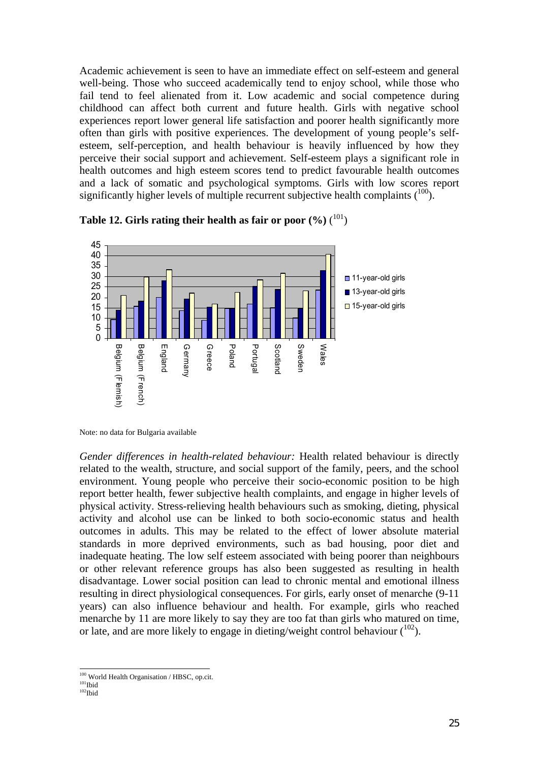Academic achievement is seen to have an immediate effect on self-esteem and general well-being. Those who succeed academically tend to enjoy school, while those who fail tend to feel alienated from it. Low academic and social competence during childhood can affect both current and future health. Girls with negative school experiences report lower general life satisfaction and poorer health significantly more often than girls with positive experiences. The development of young people's self-esteem, self-perception, and health behaviour is heavily influenced by how they perceive their social support and achievement. Self-esteem plays a significant role in health outcomes and high esteem scores tend to predict favourable health outcomes and a lack of somatic and psychological symptoms. Girls with low scores report significantly higher levels of multiple recurrent subjective health complaints ([100]).

**Table 12. Girls rating their health as fair or poor (%)** ([101])

Note: no data for Bulgaria available

*Gender differences in health-related behaviour:* Health related behaviour is directly related to the wealth, structure, and social support of the family, peers, and the school environment. Young people who perceive their socio-economic position to be high report better health, fewer subjective health complaints, and engage in higher levels of physical activity. Stress-relieving health behaviours such as smoking, dieting, physical activity and alcohol use can be linked to both socio-economic status and health outcomes in adults. This may be related to the effect of lower absolute material standards in more deprived environments, such as bad housing, poor diet and inadequate heating. The low self esteem associated with being poorer than neighbours or other relevant reference groups has also been suggested as resulting in health disadvantage. Lower social position can lead to chronic mental and emotional illness resulting in direct physiological consequences. For girls, early onset of menarche (9-11 years) can also influence behaviour and health. For example, girls who reached menarche by 11 are more likely to say they are too fat than girls who matured on time, or late, and are more likely to engage in dieting/weight control behaviour ([102]).

---

[100] World Health Organisation / HBSC, op.cit.
[101] Ibid
[102] Ibid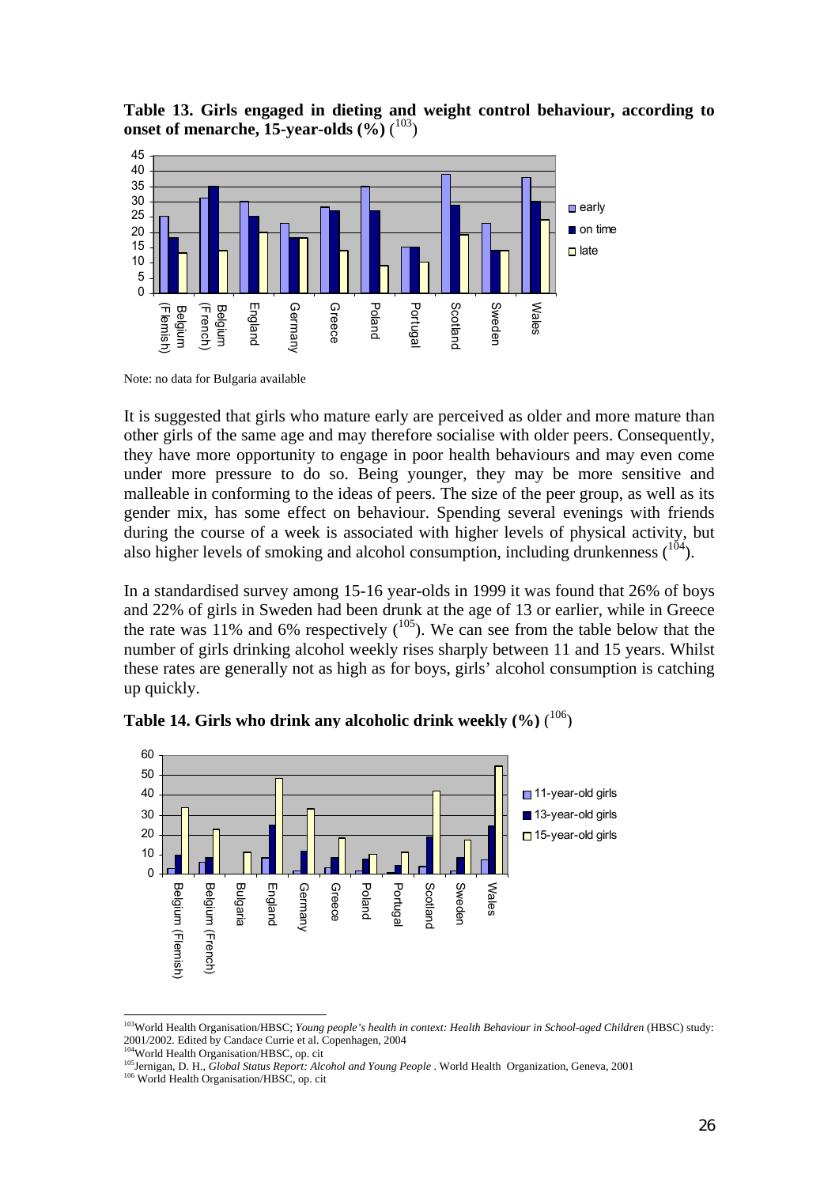**Table 13. Girls engaged in dieting and weight control behaviour, according to onset of menarche, 15-year-olds (%)** ([103])

Note: no data for Bulgaria available

It is suggested that girls who mature early are perceived as older and more mature than other girls of the same age and may therefore socialise with older peers. Consequently, they have more opportunity to engage in poor health behaviours and may even come under more pressure to do so. Being younger, they may be more sensitive and malleable in conforming to the ideas of peers. The size of the peer group, as well as its gender mix, has some effect on behaviour. Spending several evenings with friends during the course of a week is associated with higher levels of physical activity, but also higher levels of smoking and alcohol consumption, including drunkenness ([104]).

In a standardised survey among 15-16 year-olds in 1999 it was found that 26% of boys and 22% of girls in Sweden had been drunk at the age of 13 or earlier, while in Greece the rate was 11% and 6% respectively ([105]). We can see from the table below that the number of girls drinking alcohol weekly rises sharply between 11 and 15 years. Whilst these rates are generally not as high as for boys, girls' alcohol consumption is catching up quickly.

**Table 14. Girls who drink any alcoholic drink weekly (%)** ([106])

---

[103] World Health Organisation/HBSC; *Young people's health in context: Health Behaviour in School-aged Children* (HBSC) study: 2001/2002. Edited by Candace Currie et al. Copenhagen, 2004

[104] World Health Organisation/HBSC, op. cit

[105] Jernigan, D. H., *Global Status Report: Alcohol and Young People* . World Health Organization, Geneva, 2001

[106] World Health Organisation/HBSC, op. cit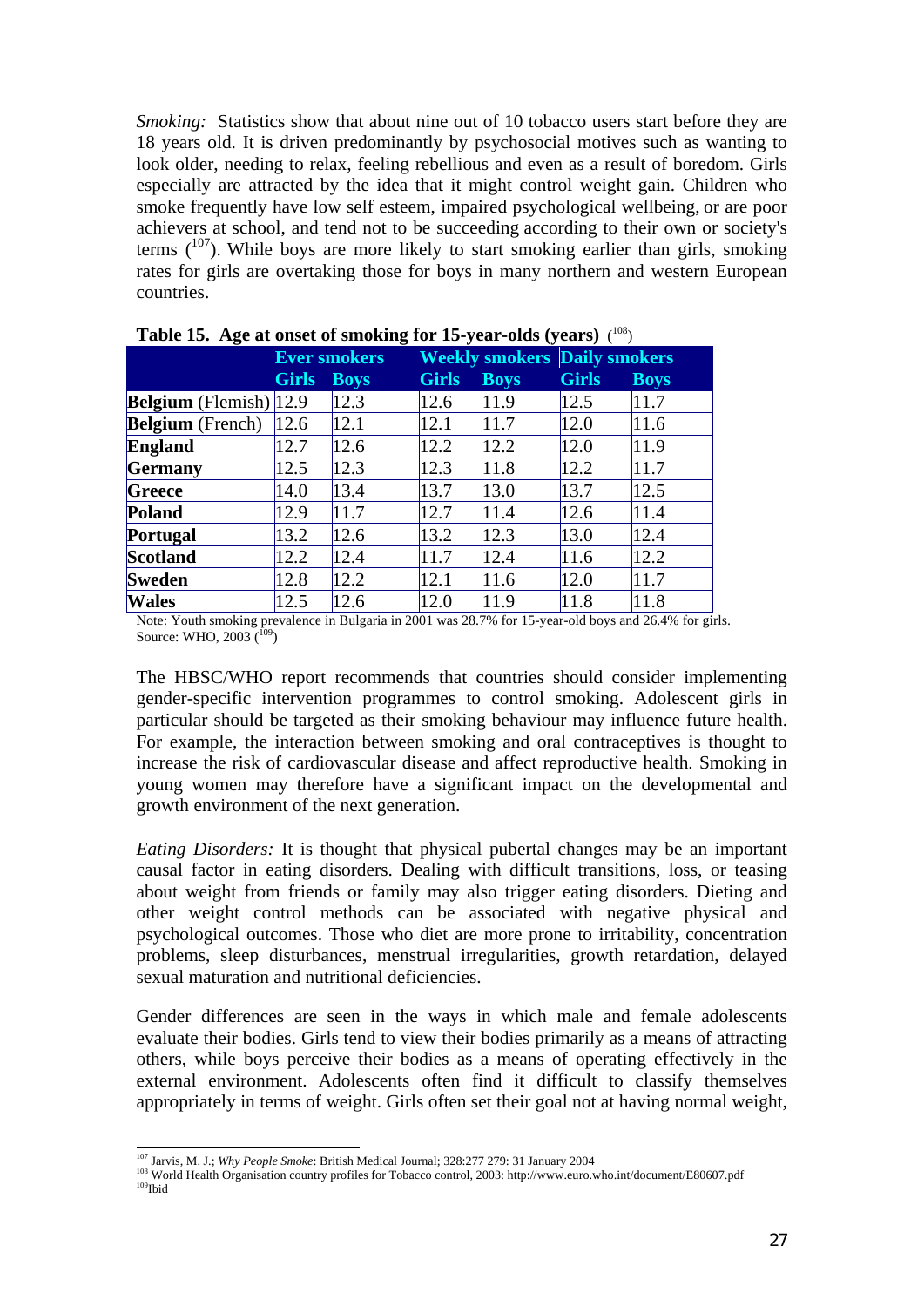*Smoking:* Statistics show that about nine out of 10 tobacco users start before they are 18 years old. It is driven predominantly by psychosocial motives such as wanting to look older, needing to relax, feeling rebellious and even as a result of boredom. Girls especially are attracted by the idea that it might control weight gain. Children who smoke frequently have low self esteem, impaired psychological wellbeing, or are poor achievers at school, and tend not to be succeeding according to their own or society's terms ([107]). While boys are more likely to start smoking earlier than girls, smoking rates for girls are overtaking those for boys in many northern and western European countries.

**Table 15. Age at onset of smoking for 15-year-olds (years)** ([108])

| | Ever smokers | | Weekly smokers | | Daily smokers | |
|---|---|---|---|---|---|---|
| | Girls | Boys | Girls | Boys | Girls | Boys |
| **Belgium** (Flemish) | 12.9 | 12.3 | 12.6 | 11.9 | 12.5 | 11.7 |
| **Belgium** (French) | 12.6 | 12.1 | 12.1 | 11.7 | 12.0 | 11.6 |
| **England** | 12.7 | 12.6 | 12.2 | 12.2 | 12.0 | 11.9 |
| **Germany** | 12.5 | 12.3 | 12.3 | 11.8 | 12.2 | 11.7 |
| **Greece** | 14.0 | 13.4 | 13.7 | 13.0 | 13.7 | 12.5 |
| **Poland** | 12.9 | 11.7 | 12.7 | 11.4 | 12.6 | 11.4 |
| **Portugal** | 13.2 | 12.6 | 13.2 | 12.3 | 13.0 | 12.4 |
| **Scotland** | 12.2 | 12.4 | 11.7 | 12.4 | 11.6 | 12.2 |
| **Sweden** | 12.8 | 12.2 | 12.1 | 11.6 | 12.0 | 11.7 |
| **Wales** | 12.5 | 12.6 | 12.0 | 11.9 | 11.8 | 11.8 |

Note: Youth smoking prevalence in Bulgaria in 2001 was 28.7% for 15-year-old boys and 26.4% for girls.
Source: WHO, 2003 ([109])

The HBSC/WHO report recommends that countries should consider implementing gender-specific intervention programmes to control smoking. Adolescent girls in particular should be targeted as their smoking behaviour may influence future health. For example, the interaction between smoking and oral contraceptives is thought to increase the risk of cardiovascular disease and affect reproductive health. Smoking in young women may therefore have a significant impact on the developmental and growth environment of the next generation.

*Eating Disorders:* It is thought that physical pubertal changes may be an important causal factor in eating disorders. Dealing with difficult transitions, loss, or teasing about weight from friends or family may also trigger eating disorders. Dieting and other weight control methods can be associated with negative physical and psychological outcomes. Those who diet are more prone to irritability, concentration problems, sleep disturbances, menstrual irregularities, growth retardation, delayed sexual maturation and nutritional deficiencies.

Gender differences are seen in the ways in which male and female adolescents evaluate their bodies. Girls tend to view their bodies primarily as a means of attracting others, while boys perceive their bodies as a means of operating effectively in the external environment. Adolescents often find it difficult to classify themselves appropriately in terms of weight. Girls often set their goal not at having normal weight,

---

[107] Jarvis, M. J.; *Why People Smoke*: British Medical Journal; 328:277 279: 31 January 2004

[108] World Health Organisation country profiles for Tobacco control, 2003: http://www.euro.who.int/document/E80607.pdf

[109] Ibid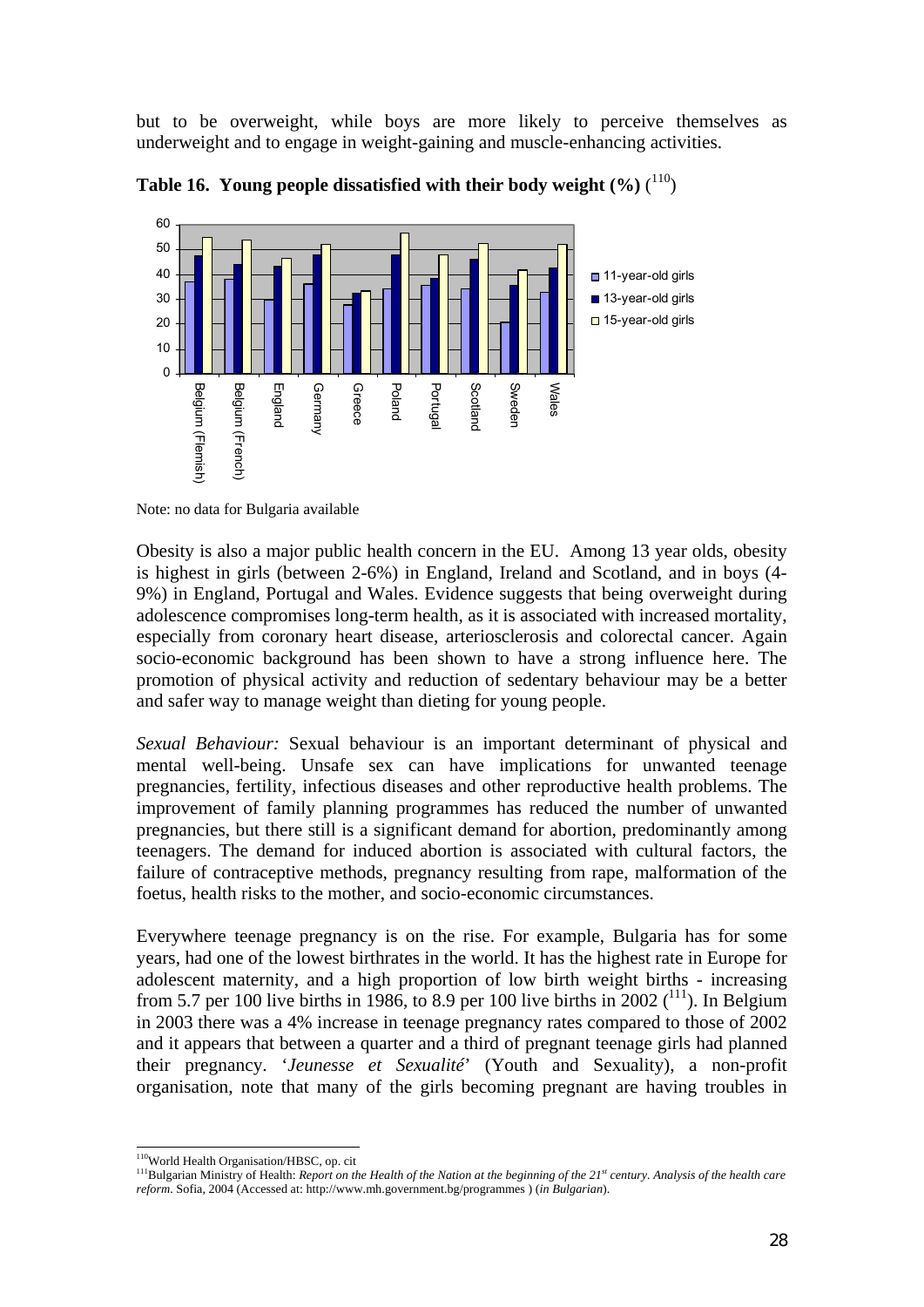but to be overweight, while boys are more likely to perceive themselves as underweight and to engage in weight-gaining and muscle-enhancing activities.

**Table 16. Young people dissatisfied with their body weight (%)** ([110])

Note: no data for Bulgaria available

Obesity is also a major public health concern in the EU. Among 13 year olds, obesity is highest in girls (between 2-6%) in England, Ireland and Scotland, and in boys (4-9%) in England, Portugal and Wales. Evidence suggests that being overweight during adolescence compromises long-term health, as it is associated with increased mortality, especially from coronary heart disease, arteriosclerosis and colorectal cancer. Again socio-economic background has been shown to have a strong influence here. The promotion of physical activity and reduction of sedentary behaviour may be a better and safer way to manage weight than dieting for young people.

*Sexual Behaviour:* Sexual behaviour is an important determinant of physical and mental well-being. Unsafe sex can have implications for unwanted teenage pregnancies, fertility, infectious diseases and other reproductive health problems. The improvement of family planning programmes has reduced the number of unwanted pregnancies, but there still is a significant demand for abortion, predominantly among teenagers. The demand for induced abortion is associated with cultural factors, the failure of contraceptive methods, pregnancy resulting from rape, malformation of the foetus, health risks to the mother, and socio-economic circumstances.

Everywhere teenage pregnancy is on the rise. For example, Bulgaria has for some years, had one of the lowest birthrates in the world. It has the highest rate in Europe for adolescent maternity, and a high proportion of low birth weight births - increasing from 5.7 per 100 live births in 1986, to 8.9 per 100 live births in 2002 ([111]). In Belgium in 2003 there was a 4% increase in teenage pregnancy rates compared to those of 2002 and it appears that between a quarter and a third of pregnant teenage girls had planned their pregnancy. '*Jeunesse et Sexualité*' (Youth and Sexuality), a non-profit organisation, note that many of the girls becoming pregnant are having troubles in

[110] World Health Organisation/HBSC, op. cit

[111] Bulgarian Ministry of Health: *Report on the Health of the Nation at the beginning of the 21st century. Analysis of the health care reform*. Sofia, 2004 (Accessed at: http://www.mh.government.bg/programmes ) (*in Bulgarian*).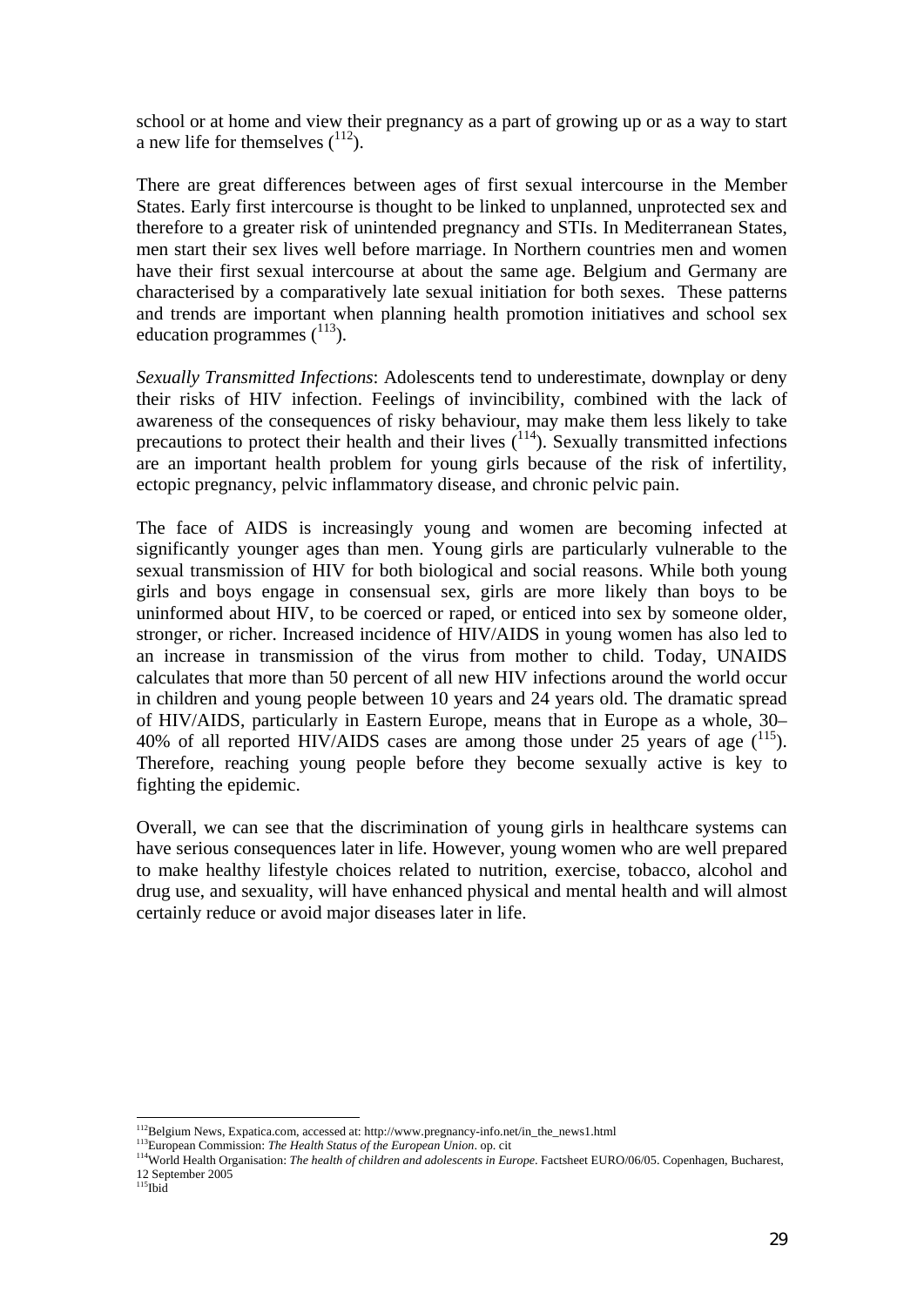school or at home and view their pregnancy as a part of growing up or as a way to start a new life for themselves ([112]).

There are great differences between ages of first sexual intercourse in the Member States. Early first intercourse is thought to be linked to unplanned, unprotected sex and therefore to a greater risk of unintended pregnancy and STIs. In Mediterranean States, men start their sex lives well before marriage. In Northern countries men and women have their first sexual intercourse at about the same age. Belgium and Germany are characterised by a comparatively late sexual initiation for both sexes. These patterns and trends are important when planning health promotion initiatives and school sex education programmes ([113]).

*Sexually Transmitted Infections*: Adolescents tend to underestimate, downplay or deny their risks of HIV infection. Feelings of invincibility, combined with the lack of awareness of the consequences of risky behaviour, may make them less likely to take precautions to protect their health and their lives ([114]). Sexually transmitted infections are an important health problem for young girls because of the risk of infertility, ectopic pregnancy, pelvic inflammatory disease, and chronic pelvic pain.

The face of AIDS is increasingly young and women are becoming infected at significantly younger ages than men. Young girls are particularly vulnerable to the sexual transmission of HIV for both biological and social reasons. While both young girls and boys engage in consensual sex, girls are more likely than boys to be uninformed about HIV, to be coerced or raped, or enticed into sex by someone older, stronger, or richer. Increased incidence of HIV/AIDS in young women has also led to an increase in transmission of the virus from mother to child. Today, UNAIDS calculates that more than 50 percent of all new HIV infections around the world occur in children and young people between 10 years and 24 years old. The dramatic spread of HIV/AIDS, particularly in Eastern Europe, means that in Europe as a whole, 30–40% of all reported HIV/AIDS cases are among those under 25 years of age ([115]). Therefore, reaching young people before they become sexually active is key to fighting the epidemic.

Overall, we can see that the discrimination of young girls in healthcare systems can have serious consequences later in life. However, young women who are well prepared to make healthy lifestyle choices related to nutrition, exercise, tobacco, alcohol and drug use, and sexuality, will have enhanced physical and mental health and will almost certainly reduce or avoid major diseases later in life.

---

[112] Belgium News, Expatica.com, accessed at: http://www.pregnancy-info.net/in_the_news1.html

[113] European Commission: *The Health Status of the European Union*. op. cit

[114] World Health Organisation: *The health of children and adolescents in Europe*. Factsheet EURO/06/05. Copenhagen, Bucharest, 12 September 2005

[115] Ibid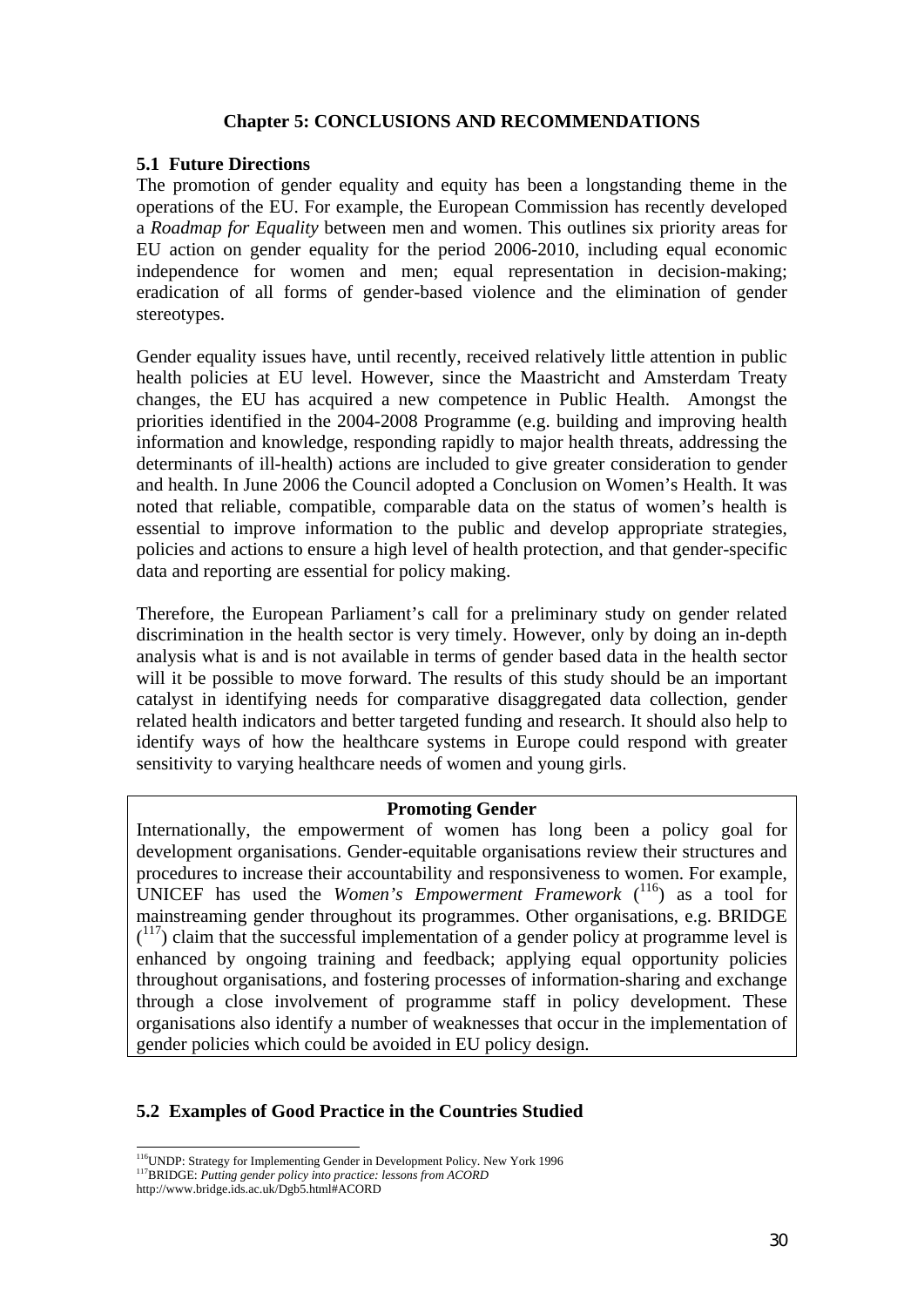# Chapter 5: CONCLUSIONS AND RECOMMENDATIONS

## 5.1 Future Directions

The promotion of gender equality and equity has been a longstanding theme in the operations of the EU. For example, the European Commission has recently developed a *Roadmap for Equality* between men and women. This outlines six priority areas for EU action on gender equality for the period 2006-2010, including equal economic independence for women and men; equal representation in decision-making; eradication of all forms of gender-based violence and the elimination of gender stereotypes.

Gender equality issues have, until recently, received relatively little attention in public health policies at EU level. However, since the Maastricht and Amsterdam Treaty changes, the EU has acquired a new competence in Public Health. Amongst the priorities identified in the 2004-2008 Programme (e.g. building and improving health information and knowledge, responding rapidly to major health threats, addressing the determinants of ill-health) actions are included to give greater consideration to gender and health. In June 2006 the Council adopted a Conclusion on Women's Health. It was noted that reliable, compatible, comparable data on the status of women's health is essential to improve information to the public and develop appropriate strategies, policies and actions to ensure a high level of health protection, and that gender-specific data and reporting are essential for policy making.

Therefore, the European Parliament's call for a preliminary study on gender related discrimination in the health sector is very timely. However, only by doing an in-depth analysis what is and is not available in terms of gender based data in the health sector will it be possible to move forward. The results of this study should be an important catalyst in identifying needs for comparative disaggregated data collection, gender related health indicators and better targeted funding and research. It should also help to identify ways of how the healthcare systems in Europe could respond with greater sensitivity to varying healthcare needs of women and young girls.

**Promoting Gender**

Internationally, the empowerment of women has long been a policy goal for development organisations. Gender-equitable organisations review their structures and procedures to increase their accountability and responsiveness to women. For example, UNICEF has used the *Women's Empowerment Framework* ([116]) as a tool for mainstreaming gender throughout its programmes. Other organisations, e.g. BRIDGE ([117]) claim that the successful implementation of a gender policy at programme level is enhanced by ongoing training and feedback; applying equal opportunity policies throughout organisations, and fostering processes of information-sharing and exchange through a close involvement of programme staff in policy development. These organisations also identify a number of weaknesses that occur in the implementation of gender policies which could be avoided in EU policy design.

## 5.2 Examples of Good Practice in the Countries Studied

---

[116] UNDP: Strategy for Implementing Gender in Development Policy. New York 1996

[117] BRIDGE: *Putting gender policy into practice: lessons from ACORD* http://www.bridge.ids.ac.uk/Dgb5.html#ACORD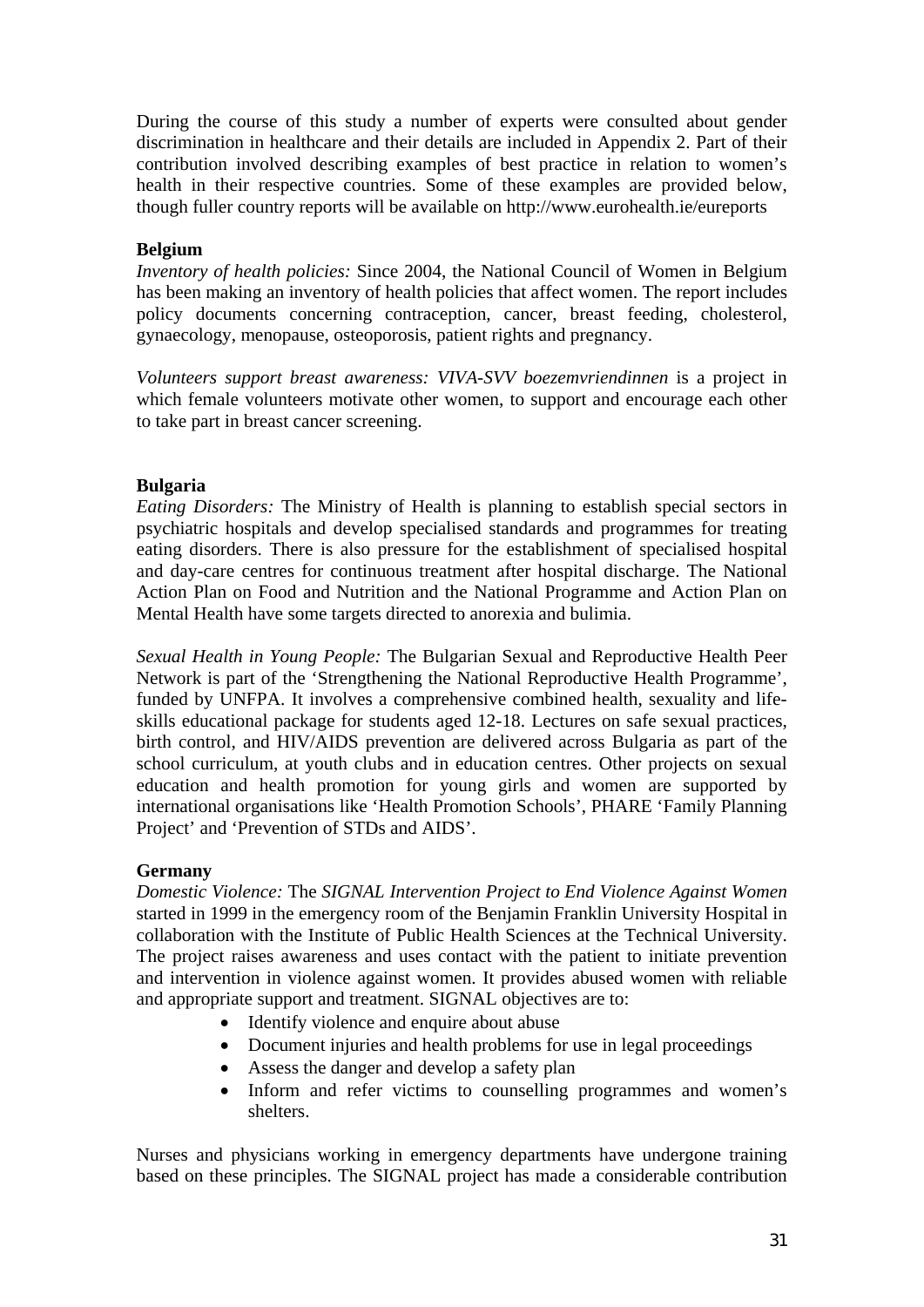During the course of this study a number of experts were consulted about gender discrimination in healthcare and their details are included in Appendix 2. Part of their contribution involved describing examples of best practice in relation to women's health in their respective countries. Some of these examples are provided below, though fuller country reports will be available on http://www.eurohealth.ie/eureports

**Belgium**

*Inventory of health policies:* Since 2004, the National Council of Women in Belgium has been making an inventory of health policies that affect women. The report includes policy documents concerning contraception, cancer, breast feeding, cholesterol, gynaecology, menopause, osteoporosis, patient rights and pregnancy.

*Volunteers support breast awareness: VIVA-SVV boezemvriendinnen* is a project in which female volunteers motivate other women, to support and encourage each other to take part in breast cancer screening.

**Bulgaria**

*Eating Disorders:* The Ministry of Health is planning to establish special sectors in psychiatric hospitals and develop specialised standards and programmes for treating eating disorders. There is also pressure for the establishment of specialised hospital and day-care centres for continuous treatment after hospital discharge. The National Action Plan on Food and Nutrition and the National Programme and Action Plan on Mental Health have some targets directed to anorexia and bulimia.

*Sexual Health in Young People:* The Bulgarian Sexual and Reproductive Health Peer Network is part of the 'Strengthening the National Reproductive Health Programme', funded by UNFPA. It involves a comprehensive combined health, sexuality and life-skills educational package for students aged 12-18. Lectures on safe sexual practices, birth control, and HIV/AIDS prevention are delivered across Bulgaria as part of the school curriculum, at youth clubs and in education centres. Other projects on sexual education and health promotion for young girls and women are supported by international organisations like 'Health Promotion Schools', PHARE 'Family Planning Project' and 'Prevention of STDs and AIDS'.

**Germany**

*Domestic Violence:* The *SIGNAL Intervention Project to End Violence Against Women* started in 1999 in the emergency room of the Benjamin Franklin University Hospital in collaboration with the Institute of Public Health Sciences at the Technical University. The project raises awareness and uses contact with the patient to initiate prevention and intervention in violence against women. It provides abused women with reliable and appropriate support and treatment. SIGNAL objectives are to:

- Identify violence and enquire about abuse
- Document injuries and health problems for use in legal proceedings
- Assess the danger and develop a safety plan
- Inform and refer victims to counselling programmes and women's shelters.

Nurses and physicians working in emergency departments have undergone training based on these principles. The SIGNAL project has made a considerable contribution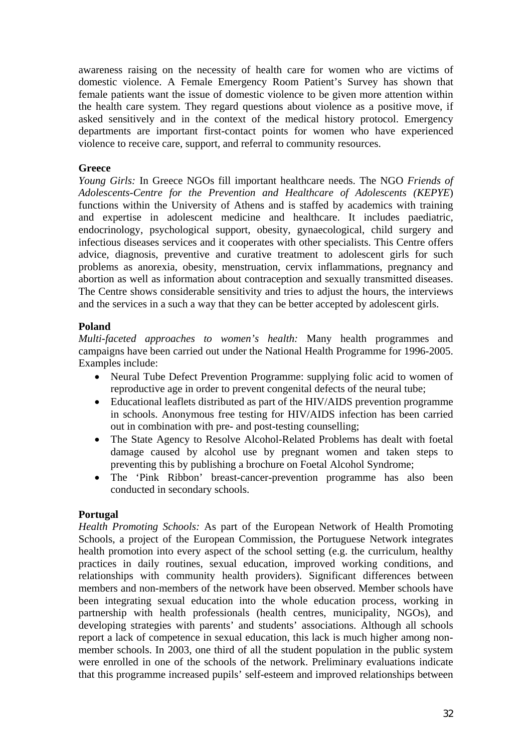awareness raising on the necessity of health care for women who are victims of domestic violence. A Female Emergency Room Patient's Survey has shown that female patients want the issue of domestic violence to be given more attention within the health care system. They regard questions about violence as a positive move, if asked sensitively and in the context of the medical history protocol. Emergency departments are important first-contact points for women who have experienced violence to receive care, support, and referral to community resources.

**Greece**

*Young Girls:* In Greece NGOs fill important healthcare needs. The NGO *Friends of Adolescents-Centre for the Prevention and Healthcare of Adolescents (KEPYE*) functions within the University of Athens and is staffed by academics with training and expertise in adolescent medicine and healthcare. It includes paediatric, endocrinology, psychological support, obesity, gynaecological, child surgery and infectious diseases services and it cooperates with other specialists. This Centre offers advice, diagnosis, preventive and curative treatment to adolescent girls for such problems as anorexia, obesity, menstruation, cervix inflammations, pregnancy and abortion as well as information about contraception and sexually transmitted diseases. The Centre shows considerable sensitivity and tries to adjust the hours, the interviews and the services in a such a way that they can be better accepted by adolescent girls.

**Poland**

*Multi-faceted approaches to women's health:* Many health programmes and campaigns have been carried out under the National Health Programme for 1996-2005. Examples include:

- Neural Tube Defect Prevention Programme: supplying folic acid to women of reproductive age in order to prevent congenital defects of the neural tube;
- Educational leaflets distributed as part of the HIV/AIDS prevention programme in schools. Anonymous free testing for HIV/AIDS infection has been carried out in combination with pre- and post-testing counselling;
- The State Agency to Resolve Alcohol-Related Problems has dealt with foetal damage caused by alcohol use by pregnant women and taken steps to preventing this by publishing a brochure on Foetal Alcohol Syndrome;
- The 'Pink Ribbon' breast-cancer-prevention programme has also been conducted in secondary schools.

**Portugal**

*Health Promoting Schools:* As part of the European Network of Health Promoting Schools, a project of the European Commission, the Portuguese Network integrates health promotion into every aspect of the school setting (e.g. the curriculum, healthy practices in daily routines, sexual education, improved working conditions, and relationships with community health providers). Significant differences between members and non-members of the network have been observed. Member schools have been integrating sexual education into the whole education process, working in partnership with health professionals (health centres, municipality, NGOs), and developing strategies with parents' and students' associations. Although all schools report a lack of competence in sexual education, this lack is much higher among non-member schools. In 2003, one third of all the student population in the public system were enrolled in one of the schools of the network. Preliminary evaluations indicate that this programme increased pupils' self-esteem and improved relationships between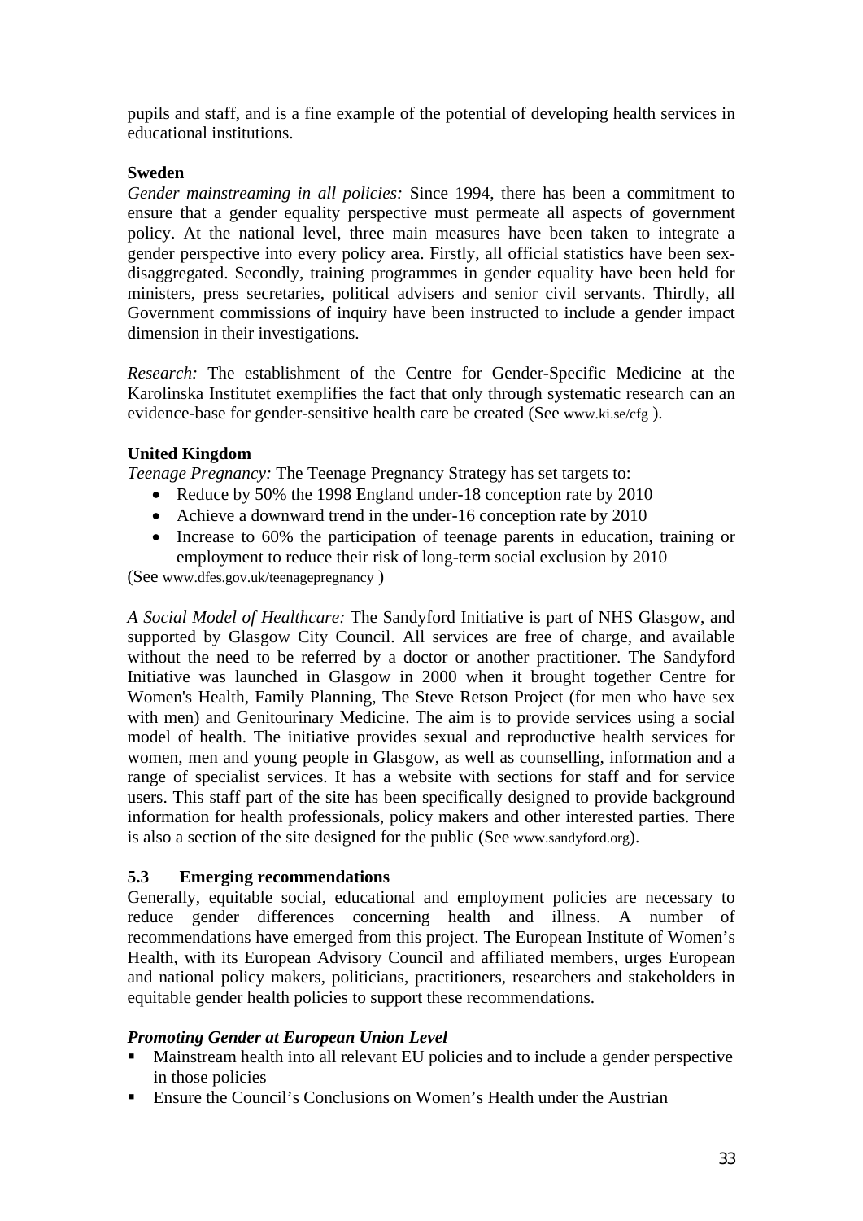pupils and staff, and is a fine example of the potential of developing health services in educational institutions.

**Sweden**

*Gender mainstreaming in all policies:* Since 1994, there has been a commitment to ensure that a gender equality perspective must permeate all aspects of government policy. At the national level, three main measures have been taken to integrate a gender perspective into every policy area. Firstly, all official statistics have been sex-disaggregated. Secondly, training programmes in gender equality have been held for ministers, press secretaries, political advisers and senior civil servants. Thirdly, all Government commissions of inquiry have been instructed to include a gender impact dimension in their investigations.

*Research:* The establishment of the Centre for Gender-Specific Medicine at the Karolinska Institutet exemplifies the fact that only through systematic research can an evidence-base for gender-sensitive health care be created (See www.ki.se/cfg ).

**United Kingdom**

*Teenage Pregnancy:* The Teenage Pregnancy Strategy has set targets to:

- Reduce by 50% the 1998 England under-18 conception rate by 2010
- Achieve a downward trend in the under-16 conception rate by 2010
- Increase to 60% the participation of teenage parents in education, training or employment to reduce their risk of long-term social exclusion by 2010

(See www.dfes.gov.uk/teenagepregnancy )

*A Social Model of Healthcare:* The Sandyford Initiative is part of NHS Glasgow, and supported by Glasgow City Council. All services are free of charge, and available without the need to be referred by a doctor or another practitioner. The Sandyford Initiative was launched in Glasgow in 2000 when it brought together Centre for Women's Health, Family Planning, The Steve Retson Project (for men who have sex with men) and Genitourinary Medicine. The aim is to provide services using a social model of health. The initiative provides sexual and reproductive health services for women, men and young people in Glasgow, as well as counselling, information and a range of specialist services. It has a website with sections for staff and for service users. This staff part of the site has been specifically designed to provide background information for health professionals, policy makers and other interested parties. There is also a section of the site designed for the public (See www.sandyford.org).

### 5.3 Emerging recommendations

Generally, equitable social, educational and employment policies are necessary to reduce gender differences concerning health and illness. A number of recommendations have emerged from this project. The European Institute of Women's Health, with its European Advisory Council and affiliated members, urges European and national policy makers, politicians, practitioners, researchers and stakeholders in equitable gender health policies to support these recommendations.

***Promoting Gender at European Union Level***

- Mainstream health into all relevant EU policies and to include a gender perspective in those policies
- Ensure the Council's Conclusions on Women's Health under the Austrian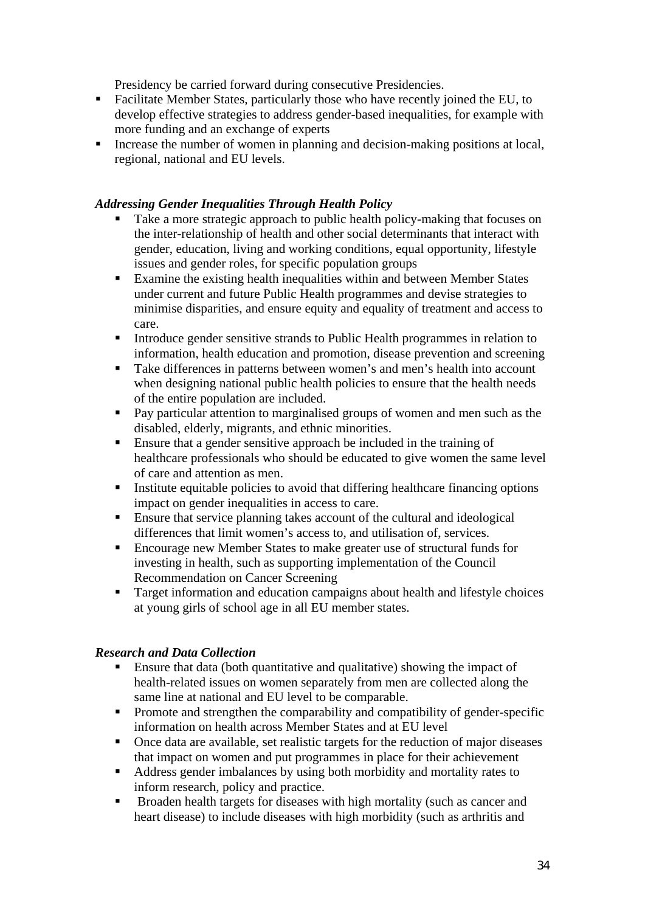Presidency be carried forward during consecutive Presidencies.

- Facilitate Member States, particularly those who have recently joined the EU, to develop effective strategies to address gender-based inequalities, for example with more funding and an exchange of experts
- Increase the number of women in planning and decision-making positions at local, regional, national and EU levels.

***Addressing Gender Inequalities Through Health Policy***

- Take a more strategic approach to public health policy-making that focuses on the inter-relationship of health and other social determinants that interact with gender, education, living and working conditions, equal opportunity, lifestyle issues and gender roles, for specific population groups
- Examine the existing health inequalities within and between Member States under current and future Public Health programmes and devise strategies to minimise disparities, and ensure equity and equality of treatment and access to care.
- Introduce gender sensitive strands to Public Health programmes in relation to information, health education and promotion, disease prevention and screening
- Take differences in patterns between women's and men's health into account when designing national public health policies to ensure that the health needs of the entire population are included.
- Pay particular attention to marginalised groups of women and men such as the disabled, elderly, migrants, and ethnic minorities.
- Ensure that a gender sensitive approach be included in the training of healthcare professionals who should be educated to give women the same level of care and attention as men.
- Institute equitable policies to avoid that differing healthcare financing options impact on gender inequalities in access to care.
- Ensure that service planning takes account of the cultural and ideological differences that limit women's access to, and utilisation of, services.
- Encourage new Member States to make greater use of structural funds for investing in health, such as supporting implementation of the Council Recommendation on Cancer Screening
- Target information and education campaigns about health and lifestyle choices at young girls of school age in all EU member states.

***Research and Data Collection***

- Ensure that data (both quantitative and qualitative) showing the impact of health-related issues on women separately from men are collected along the same line at national and EU level to be comparable.
- Promote and strengthen the comparability and compatibility of gender-specific information on health across Member States and at EU level
- Once data are available, set realistic targets for the reduction of major diseases that impact on women and put programmes in place for their achievement
- Address gender imbalances by using both morbidity and mortality rates to inform research, policy and practice.
- Broaden health targets for diseases with high mortality (such as cancer and heart disease) to include diseases with high morbidity (such as arthritis and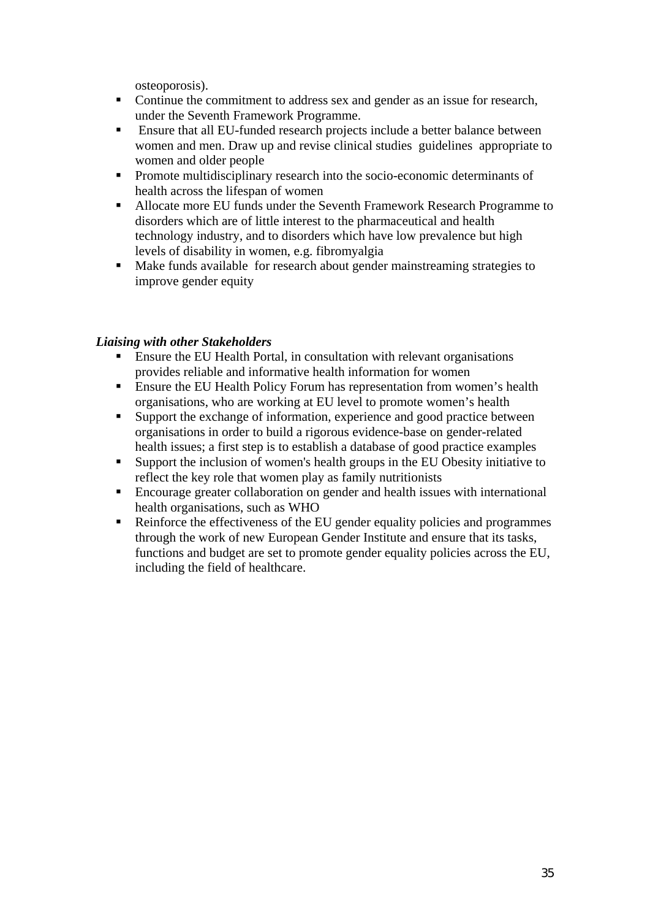osteoporosis).

- Continue the commitment to address sex and gender as an issue for research, under the Seventh Framework Programme.
- Ensure that all EU-funded research projects include a better balance between women and men. Draw up and revise clinical studies guidelines appropriate to women and older people
- Promote multidisciplinary research into the socio-economic determinants of health across the lifespan of women
- Allocate more EU funds under the Seventh Framework Research Programme to disorders which are of little interest to the pharmaceutical and health technology industry, and to disorders which have low prevalence but high levels of disability in women, e.g. fibromyalgia
- Make funds available for research about gender mainstreaming strategies to improve gender equity

***Liaising with other Stakeholders***

- Ensure the EU Health Portal, in consultation with relevant organisations provides reliable and informative health information for women
- Ensure the EU Health Policy Forum has representation from women's health organisations, who are working at EU level to promote women's health
- Support the exchange of information, experience and good practice between organisations in order to build a rigorous evidence-base on gender-related health issues; a first step is to establish a database of good practice examples
- Support the inclusion of women's health groups in the EU Obesity initiative to reflect the key role that women play as family nutritionists
- Encourage greater collaboration on gender and health issues with international health organisations, such as WHO
- Reinforce the effectiveness of the EU gender equality policies and programmes through the work of new European Gender Institute and ensure that its tasks, functions and budget are set to promote gender equality policies across the EU, including the field of healthcare.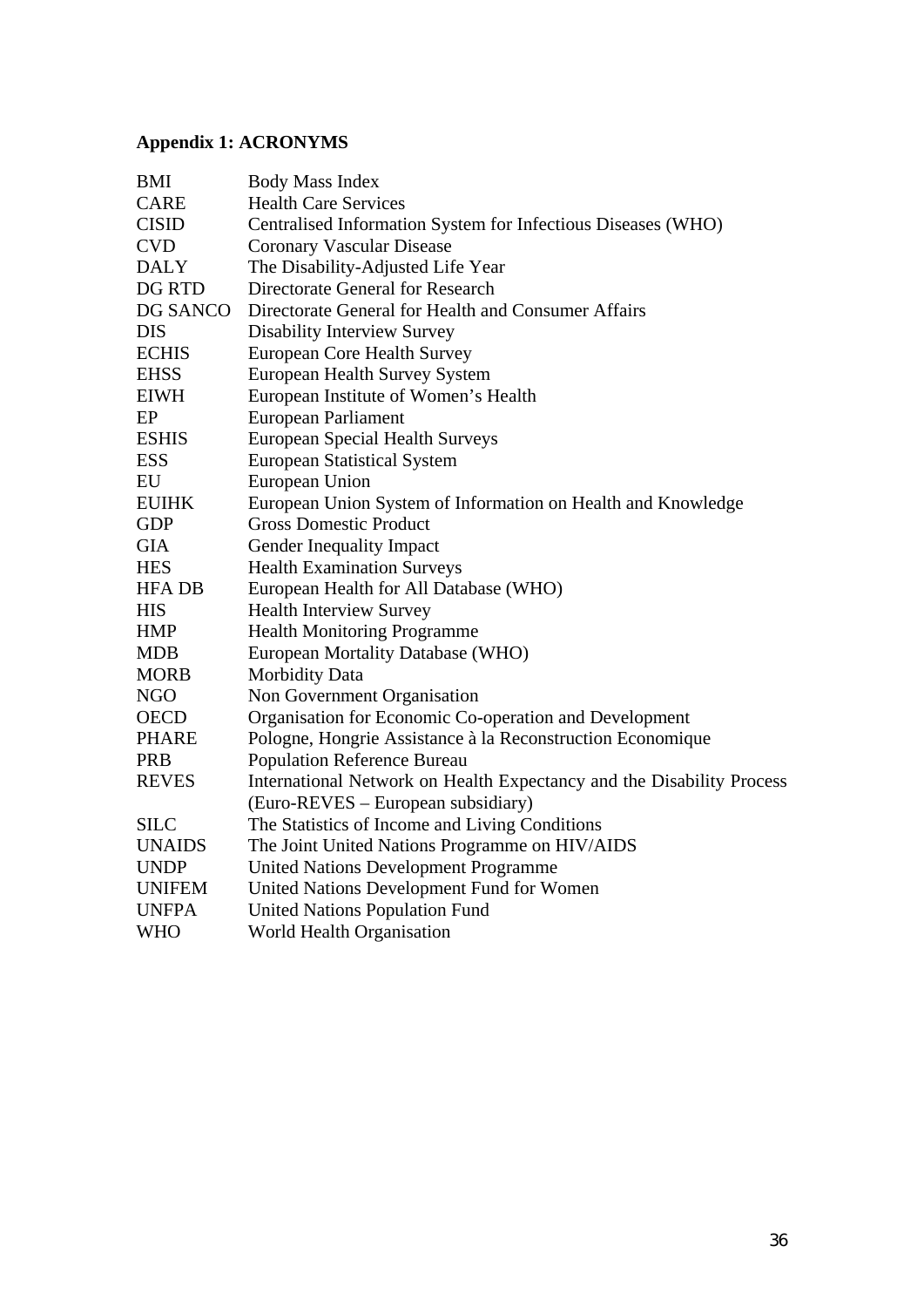**Appendix 1: ACRONYMS**

| | |
|---|---|
| BMI | Body Mass Index |
| CARE | Health Care Services |
| CISID | Centralised Information System for Infectious Diseases (WHO) |
| CVD | Coronary Vascular Disease |
| DALY | The Disability-Adjusted Life Year |
| DG RTD | Directorate General for Research |
| DG SANCO | Directorate General for Health and Consumer Affairs |
| DIS | Disability Interview Survey |
| ECHIS | European Core Health Survey |
| EHSS | European Health Survey System |
| EIWH | European Institute of Women's Health |
| EP | European Parliament |
| ESHIS | European Special Health Surveys |
| ESS | European Statistical System |
| EU | European Union |
| EUIHK | European Union System of Information on Health and Knowledge |
| GDP | Gross Domestic Product |
| GIA | Gender Inequality Impact |
| HES | Health Examination Surveys |
| HFA DB | European Health for All Database (WHO) |
| HIS | Health Interview Survey |
| HMP | Health Monitoring Programme |
| MDB | European Mortality Database (WHO) |
| MORB | Morbidity Data |
| NGO | Non Government Organisation |
| OECD | Organisation for Economic Co-operation and Development |
| PHARE | Pologne, Hongrie Assistance à la Reconstruction Economique |
| PRB | Population Reference Bureau |
| REVES | International Network on Health Expectancy and the Disability Process (Euro-REVES – European subsidiary) |
| SILC | The Statistics of Income and Living Conditions |
| UNAIDS | The Joint United Nations Programme on HIV/AIDS |
| UNDP | United Nations Development Programme |
| UNIFEM | United Nations Development Fund for Women |
| UNFPA | United Nations Population Fund |
| WHO | World Health Organisation |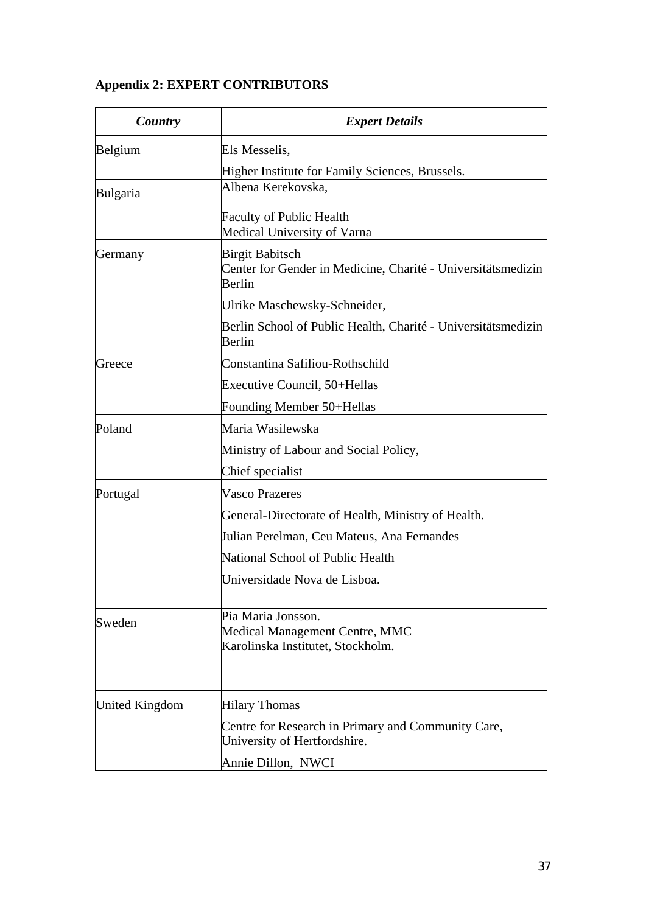**Appendix 2: EXPERT CONTRIBUTORS**

| ***Country*** | ***Expert Details*** |
|---|---|
| Belgium | Els Messelis,<br>Higher Institute for Family Sciences, Brussels. |
| Bulgaria | Albena Kerekovska,<br>Faculty of Public Health<br>Medical University of Varna |
| Germany | Birgit Babitsch<br>Center for Gender in Medicine, Charité - Universitätsmedizin Berlin<br>Ulrike Maschewsky-Schneider,<br>Berlin School of Public Health, Charité - Universitätsmedizin Berlin |
| Greece | Constantina Safiliou-Rothschild<br>Executive Council, 50+Hellas<br>Founding Member 50+Hellas |
| Poland | Maria Wasilewska<br>Ministry of Labour and Social Policy,<br>Chief specialist |
| Portugal | Vasco Prazeres<br>General-Directorate of Health, Ministry of Health.<br>Julian Perelman, Ceu Mateus, Ana Fernandes<br>National School of Public Health<br>Universidade Nova de Lisboa. |
| Sweden | Pia Maria Jonsson.<br>Medical Management Centre, MMC<br>Karolinska Institutet, Stockholm. |
| United Kingdom | Hilary Thomas<br>Centre for Research in Primary and Community Care, University of Hertfordshire.<br>Annie Dillon, NWCI |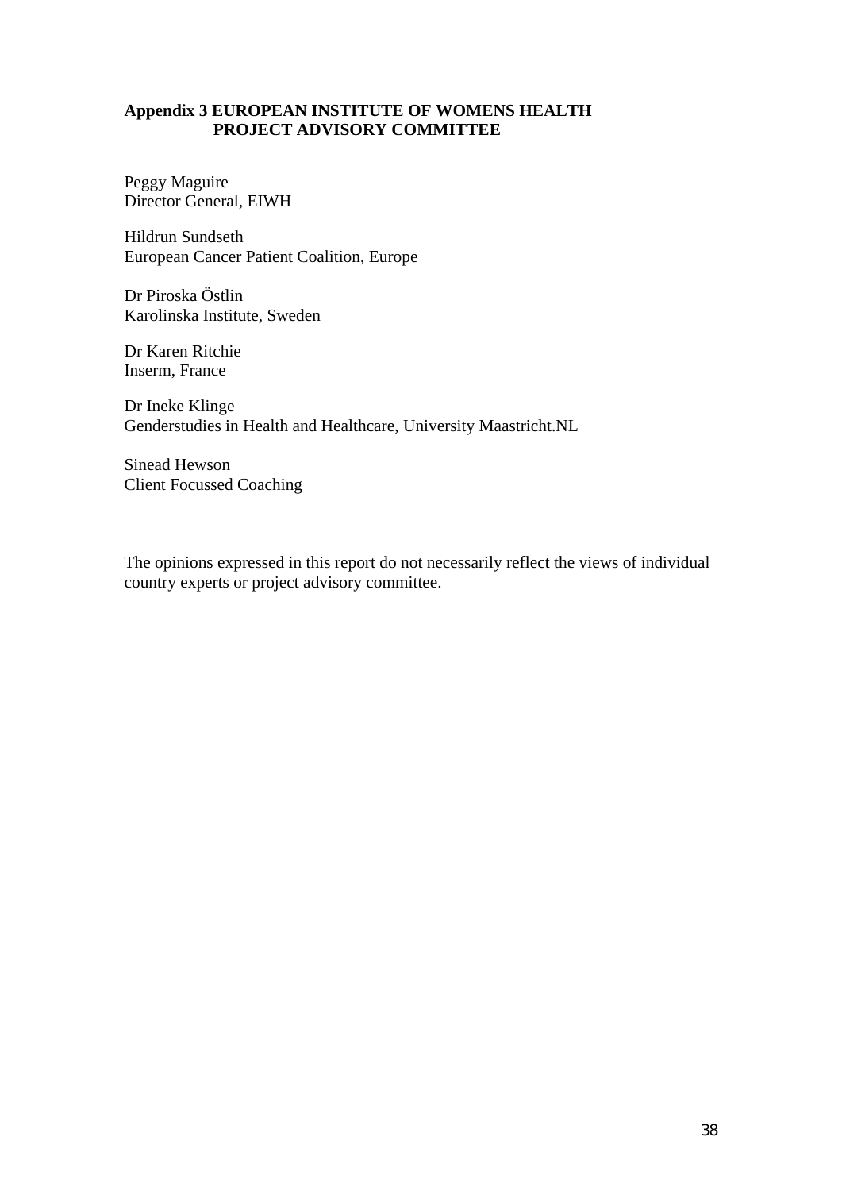**Appendix 3 EUROPEAN INSTITUTE OF WOMENS HEALTH PROJECT ADVISORY COMMITTEE**

Peggy Maguire
Director General, EIWH

Hildrun Sundseth
European Cancer Patient Coalition, Europe

Dr Piroska Östlin
Karolinska Institute, Sweden

Dr Karen Ritchie
Inserm, France

Dr Ineke Klinge
Genderstudies in Health and Healthcare, University Maastricht.NL

Sinead Hewson
Client Focussed Coaching

The opinions expressed in this report do not necessarily reflect the views of individual country experts or project advisory committee.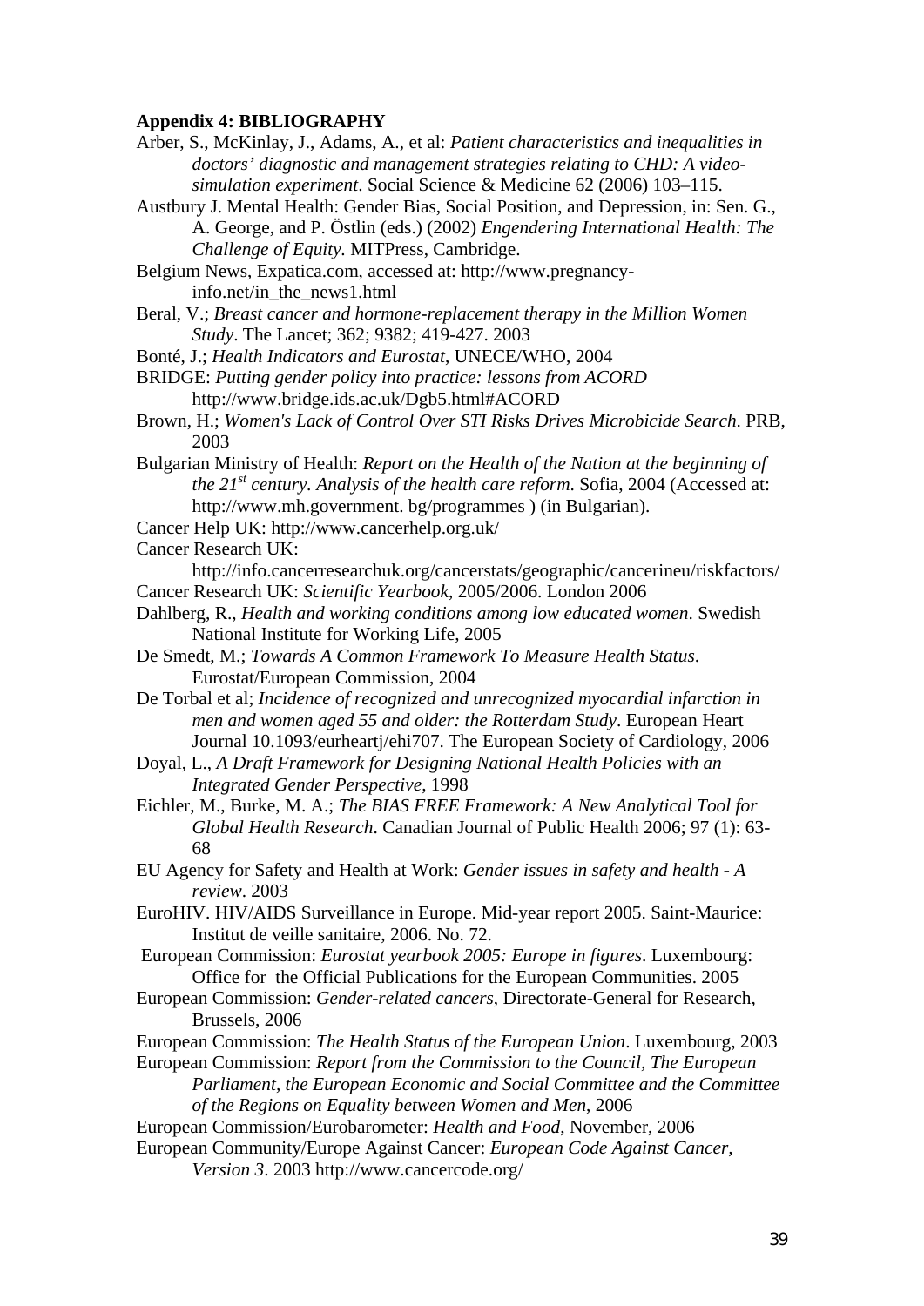**Appendix 4: BIBLIOGRAPHY**

Arber, S., McKinlay, J., Adams, A., et al: *Patient characteristics and inequalities in doctors' diagnostic and management strategies relating to CHD: A video-simulation experiment*. Social Science & Medicine 62 (2006) 103–115.

Austbury J. Mental Health: Gender Bias, Social Position, and Depression, in: Sen. G., A. George, and P. Östlin (eds.) (2002) *Engendering International Health: The Challenge of Equity.* MITPress, Cambridge.

Belgium News, Expatica.com, accessed at: http://www.pregnancy-info.net/in_the_news1.html

Beral, V.; *Breast cancer and hormone-replacement therapy in the Million Women Study*. The Lancet; 362; 9382; 419-427. 2003

Bonté, J.; *Health Indicators and Eurostat*, UNECE/WHO, 2004

BRIDGE: *Putting gender policy into practice: lessons from ACORD* http://www.bridge.ids.ac.uk/Dgb5.html#ACORD

Brown, H.; *Women's Lack of Control Over STI Risks Drives Microbicide Search*. PRB, 2003

Bulgarian Ministry of Health: *Report on the Health of the Nation at the beginning of the 21st century. Analysis of the health care reform*. Sofia, 2004 (Accessed at: http://www.mh.government. bg/programmes ) (in Bulgarian).

Cancer Help UK: http://www.cancerhelp.org.uk/

Cancer Research UK: http://info.cancerresearchuk.org/cancerstats/geographic/cancerineu/riskfactors/

Cancer Research UK: *Scientific Yearbook*, 2005/2006. London 2006

Dahlberg, R., *Health and working conditions among low educated women*. Swedish National Institute for Working Life, 2005

De Smedt, M.; *Towards A Common Framework To Measure Health Status*. Eurostat/European Commission, 2004

De Torbal et al; *Incidence of recognized and unrecognized myocardial infarction in men and women aged 55 and older: the Rotterdam Study*. European Heart Journal 10.1093/eurheartj/ehi707. The European Society of Cardiology, 2006

Doyal, L., *A Draft Framework for Designing National Health Policies with an Integrated Gender Perspective*, 1998

Eichler, M., Burke, M. A.; *The BIAS FREE Framework: A New Analytical Tool for Global Health Research*. Canadian Journal of Public Health 2006; 97 (1): 63-68

EU Agency for Safety and Health at Work: *Gender issues in safety and health - A review*. 2003

EuroHIV. HIV/AIDS Surveillance in Europe. Mid-year report 2005. Saint-Maurice: Institut de veille sanitaire, 2006. No. 72.

European Commission: *Eurostat yearbook 2005: Europe in figures*. Luxembourg: Office for the Official Publications for the European Communities. 2005

European Commission: *Gender-related cancers*, Directorate-General for Research, Brussels, 2006

European Commission: *The Health Status of the European Union*. Luxembourg, 2003

European Commission: *Report from the Commission to the Council, The European Parliament, the European Economic and Social Committee and the Committee of the Regions on Equality between Women and Men*, 2006

European Commission/Eurobarometer: *Health and Food*, November, 2006

European Community/Europe Against Cancer: *European Code Against Cancer, Version 3*. 2003 http://www.cancercode.org/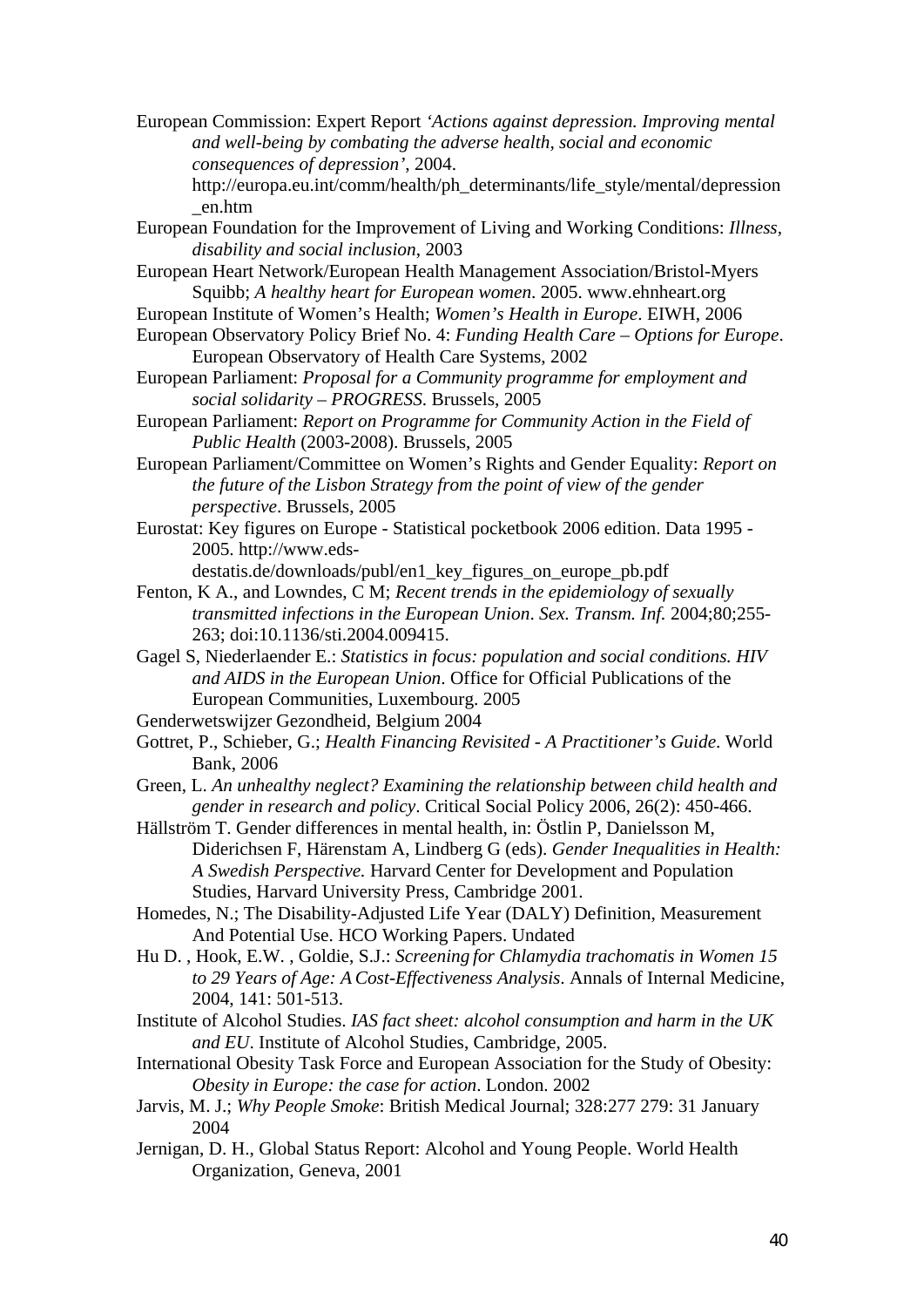European Commission: Expert Report *'Actions against depression. Improving mental and well-being by combating the adverse health, social and economic consequences of depression'*, 2004. http://europa.eu.int/comm/health/ph_determinants/life_style/mental/depression_en.htm

European Foundation for the Improvement of Living and Working Conditions: *Illness, disability and social inclusion*, 2003

European Heart Network/European Health Management Association/Bristol-Myers Squibb; *A healthy heart for European women*. 2005. www.ehnheart.org

European Institute of Women's Health; *Women's Health in Europe*. EIWH, 2006

European Observatory Policy Brief No. 4: *Funding Health Care – Options for Europe*. European Observatory of Health Care Systems, 2002

European Parliament: *Proposal for a Community programme for employment and social solidarity – PROGRESS*. Brussels, 2005

European Parliament: *Report on Programme for Community Action in the Field of Public Health* (2003-2008). Brussels, 2005

European Parliament/Committee on Women's Rights and Gender Equality: *Report on the future of the Lisbon Strategy from the point of view of the gender perspective*. Brussels, 2005

Eurostat: Key figures on Europe - Statistical pocketbook 2006 edition. Data 1995 - 2005. http://www.eds-destatis.de/downloads/publ/en1_key_figures_on_europe_pb.pdf

Fenton, K A., and Lowndes, C M; *Recent trends in the epidemiology of sexually transmitted infections in the European Union*. *Sex. Transm. Inf.* 2004;80;255-263; doi:10.1136/sti.2004.009415.

Gagel S, Niederlaender E.: *Statistics in focus: population and social conditions. HIV and AIDS in the European Union*. Office for Official Publications of the European Communities, Luxembourg. 2005

Genderwetswijzer Gezondheid, Belgium 2004

Gottret, P., Schieber, G.; *Health Financing Revisited - A Practitioner's Guide*. World Bank, 2006

Green, L. *An unhealthy neglect? Examining the relationship between child health and gender in research and policy*. Critical Social Policy 2006, 26(2): 450-466.

Hällström T. Gender differences in mental health, in: Östlin P, Danielsson M, Diderichsen F, Härenstam A, Lindberg G (eds). *Gender Inequalities in Health: A Swedish Perspective.* Harvard Center for Development and Population Studies, Harvard University Press, Cambridge 2001.

Homedes, N.; The Disability-Adjusted Life Year (DALY) Definition, Measurement And Potential Use. HCO Working Papers. Undated

Hu D. , Hook, E.W. , Goldie, S.J.: *Screening for Chlamydia trachomatis in Women 15 to 29 Years of Age: A Cost-Effectiveness Analysis*. Annals of Internal Medicine, 2004, 141: 501-513.

Institute of Alcohol Studies. *IAS fact sheet: alcohol consumption and harm in the UK and EU*. Institute of Alcohol Studies, Cambridge, 2005.

International Obesity Task Force and European Association for the Study of Obesity: *Obesity in Europe: the case for action*. London. 2002

Jarvis, M. J.; *Why People Smoke*: British Medical Journal; 328:277 279: 31 January 2004

Jernigan, D. H., Global Status Report: Alcohol and Young People. World Health Organization, Geneva, 2001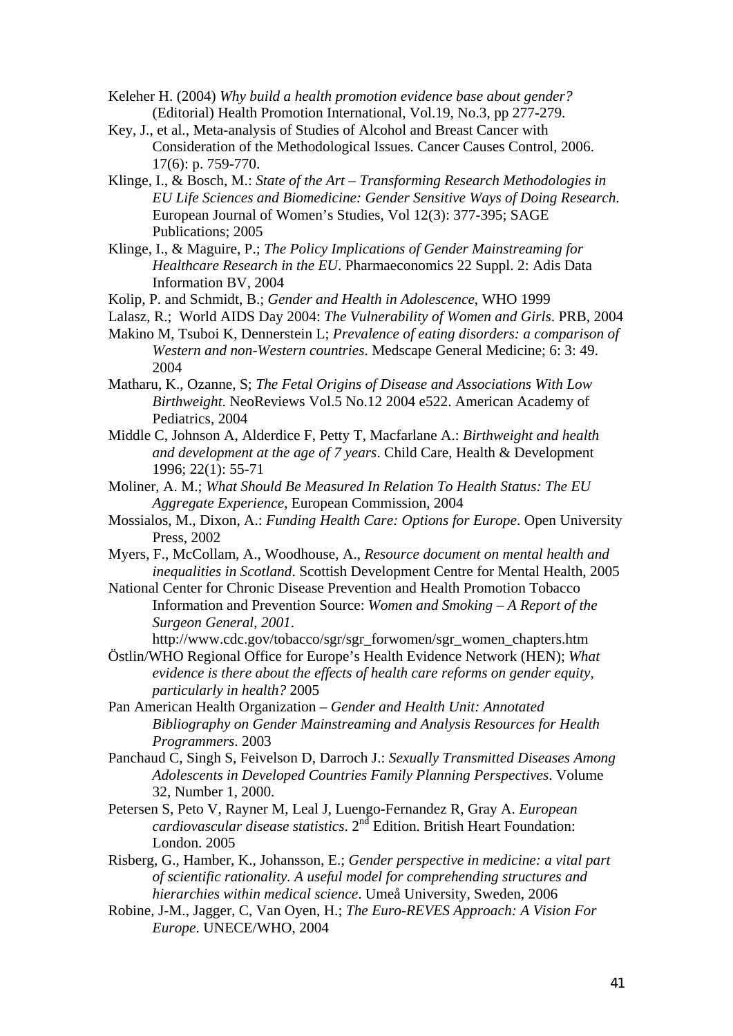Keleher H. (2004) *Why build a health promotion evidence base about gender?* (Editorial) Health Promotion International, Vol.19, No.3, pp 277-279.

Key, J., et al., Meta-analysis of Studies of Alcohol and Breast Cancer with Consideration of the Methodological Issues. Cancer Causes Control, 2006. 17(6): p. 759-770.

Klinge, I., & Bosch, M.: *State of the Art – Transforming Research Methodologies in EU Life Sciences and Biomedicine: Gender Sensitive Ways of Doing Research*. European Journal of Women's Studies, Vol 12(3): 377-395; SAGE Publications; 2005

Klinge, I., & Maguire, P.; *The Policy Implications of Gender Mainstreaming for Healthcare Research in the EU*. Pharmaeconomics 22 Suppl. 2: Adis Data Information BV, 2004

Kolip, P. and Schmidt, B.; *Gender and Health in Adolescence*, WHO 1999

Lalasz, R.; World AIDS Day 2004: *The Vulnerability of Women and Girls*. PRB, 2004

Makino M, Tsuboi K, Dennerstein L; *Prevalence of eating disorders: a comparison of Western and non-Western countries*. Medscape General Medicine; 6: 3: 49. 2004

Matharu, K., Ozanne, S; *The Fetal Origins of Disease and Associations With Low Birthweight*. NeoReviews Vol.5 No.12 2004 e522. American Academy of Pediatrics, 2004

Middle C, Johnson A, Alderdice F, Petty T, Macfarlane A.: *Birthweight and health and development at the age of 7 years*. Child Care, Health & Development 1996; 22(1): 55-71

Moliner, A. M.; *What Should Be Measured In Relation To Health Status: The EU Aggregate Experience*, European Commission, 2004

Mossialos, M., Dixon, A.: *Funding Health Care: Options for Europe*. Open University Press, 2002

Myers, F., McCollam, A., Woodhouse, A., *Resource document on mental health and inequalities in Scotland*. Scottish Development Centre for Mental Health, 2005

National Center for Chronic Disease Prevention and Health Promotion Tobacco Information and Prevention Source: *Women and Smoking – A Report of the Surgeon General, 2001*. http://www.cdc.gov/tobacco/sgr/sgr_forwomen/sgr_women_chapters.htm

Östlin/WHO Regional Office for Europe's Health Evidence Network (HEN); *What evidence is there about the effects of health care reforms on gender equity, particularly in health?* 2005

Pan American Health Organization – *Gender and Health Unit: Annotated Bibliography on Gender Mainstreaming and Analysis Resources for Health Programmers*. 2003

Panchaud C, Singh S, Feivelson D, Darroch J.: *Sexually Transmitted Diseases Among Adolescents in Developed Countries Family Planning Perspectives*. Volume 32, Number 1, 2000.

Petersen S, Peto V, Rayner M, Leal J, Luengo-Fernandez R, Gray A. *European cardiovascular disease statistics*. 2nd Edition. British Heart Foundation: London. 2005

Risberg, G., Hamber, K., Johansson, E.; *Gender perspective in medicine: a vital part of scientific rationality. A useful model for comprehending structures and hierarchies within medical science*. Umeå University, Sweden, 2006

Robine, J-M., Jagger, C, Van Oyen, H.; *The Euro-REVES Approach: A Vision For Europe*. UNECE/WHO, 2004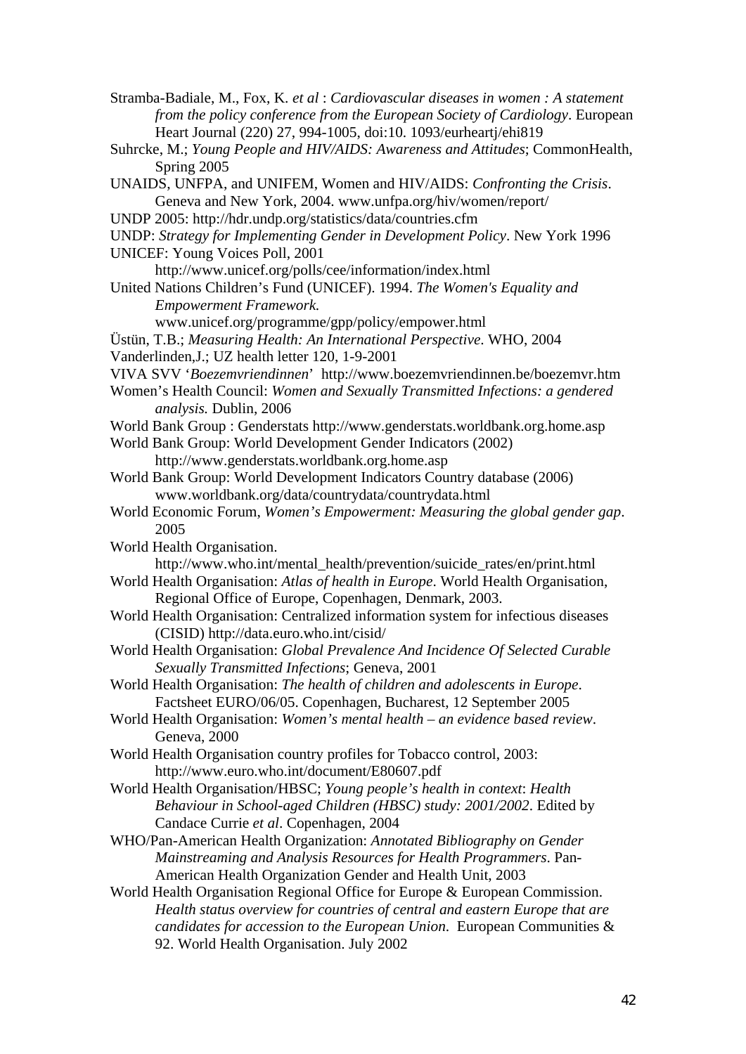Stramba-Badiale, M., Fox, K. *et al* : *Cardiovascular diseases in women : A statement from the policy conference from the European Society of Cardiology*. European Heart Journal (220) 27, 994-1005, doi:10. 1093/eurheartj/ehi819

Suhrcke, M.; *Young People and HIV/AIDS: Awareness and Attitudes*; CommonHealth, Spring 2005

UNAIDS, UNFPA, and UNIFEM, Women and HIV/AIDS: *Confronting the Crisis*. Geneva and New York, 2004. www.unfpa.org/hiv/women/report/

UNDP 2005: http://hdr.undp.org/statistics/data/countries.cfm

UNDP: *Strategy for Implementing Gender in Development Policy*. New York 1996

UNICEF: Young Voices Poll, 2001 http://www.unicef.org/polls/cee/information/index.html

United Nations Children's Fund (UNICEF). 1994. *The Women's Equality and Empowerment Framework.* www.unicef.org/programme/gpp/policy/empower.html

Üstün, T.B.; *Measuring Health: An International Perspective*. WHO, 2004

Vanderlinden,J.; UZ health letter 120, 1-9-2001

VIVA SVV '*Boezemvriendinnen*' http://www.boezemvriendinnen.be/boezemvr.htm

Women's Health Council: *Women and Sexually Transmitted Infections: a gendered analysis.* Dublin, 2006

World Bank Group : Genderstats http://www.genderstats.worldbank.org.home.asp

World Bank Group: World Development Gender Indicators (2002) http://www.genderstats.worldbank.org.home.asp

World Bank Group: World Development Indicators Country database (2006) www.worldbank.org/data/countrydata/countrydata.html

World Economic Forum, *Women's Empowerment: Measuring the global gender gap*. 2005

World Health Organisation. http://www.who.int/mental_health/prevention/suicide_rates/en/print.html

World Health Organisation: *Atlas of health in Europe*. World Health Organisation, Regional Office of Europe, Copenhagen, Denmark, 2003.

World Health Organisation: Centralized information system for infectious diseases (CISID) http://data.euro.who.int/cisid/

World Health Organisation: *Global Prevalence And Incidence Of Selected Curable Sexually Transmitted Infections*; Geneva, 2001

World Health Organisation: *The health of children and adolescents in Europe*. Factsheet EURO/06/05. Copenhagen, Bucharest, 12 September 2005

World Health Organisation: *Women's mental health – an evidence based review*. Geneva, 2000

World Health Organisation country profiles for Tobacco control, 2003: http://www.euro.who.int/document/E80607.pdf

World Health Organisation/HBSC; *Young people's health in context*: *Health Behaviour in School-aged Children (HBSC) study: 2001/2002*. Edited by Candace Currie *et al*. Copenhagen, 2004

WHO/Pan-American Health Organization: *Annotated Bibliography on Gender Mainstreaming and Analysis Resources for Health Programmers*. Pan-American Health Organization Gender and Health Unit, 2003

World Health Organisation Regional Office for Europe & European Commission. *Health status overview for countries of central and eastern Europe that are candidates for accession to the European Union.* European Communities & 92. World Health Organisation. July 2002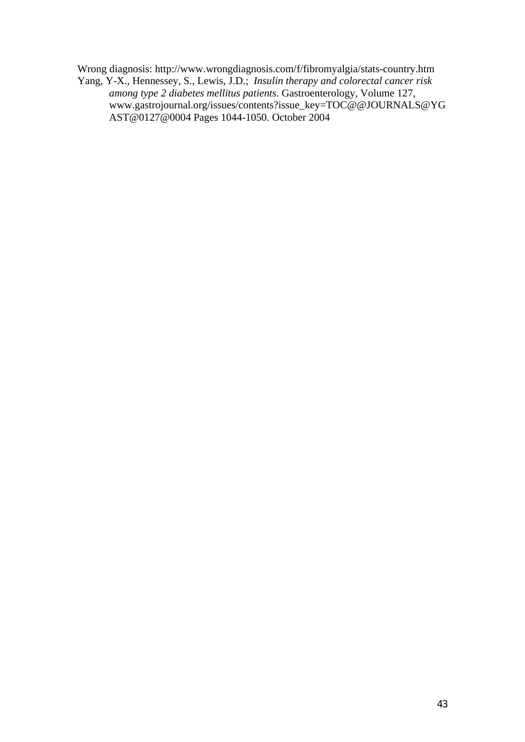Wrong diagnosis: http://www.wrongdiagnosis.com/f/fibromyalgia/stats-country.htm

Yang, Y-X., Hennessey, S., Lewis, J.D.; *Insulin therapy and colorectal cancer risk among type 2 diabetes mellitus patients*. Gastroenterology, Volume 127, www.gastrojournal.org/issues/contents?issue_key=TOC@@JOURNALS@YGAST@0127@0004 Pages 1044-1050. October 2004